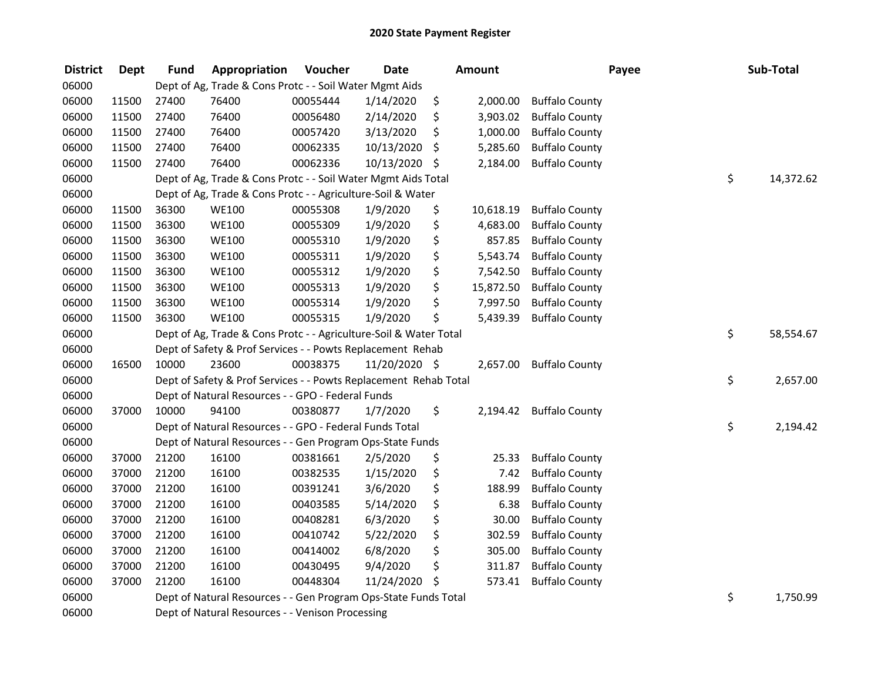# 2020 State Payment Register

| District | Dept | Fund | Appropriation | Voucher | Date | Amount | Payee | Sub-Total |
|---|---|---|---|---|---|---|---|---|
| 06000 | | Dept of Ag, Trade & Cons Protc - - Soil Water Mgmt Aids | | | | | | |
| 06000 | 11500 | 27400 | 76400 | 00055444 | 1/14/2020 | $ 2,000.00 | Buffalo County | |
| 06000 | 11500 | 27400 | 76400 | 00056480 | 2/14/2020 | $ 3,903.02 | Buffalo County | |
| 06000 | 11500 | 27400 | 76400 | 00057420 | 3/13/2020 | $ 1,000.00 | Buffalo County | |
| 06000 | 11500 | 27400 | 76400 | 00062335 | 10/13/2020 | $ 5,285.60 | Buffalo County | |
| 06000 | 11500 | 27400 | 76400 | 00062336 | 10/13/2020 | $ 2,184.00 | Buffalo County | |
| 06000 | | Dept of Ag, Trade & Cons Protc - - Soil Water Mgmt Aids Total | | | | | | $ 14,372.62 |
| 06000 | | Dept of Ag, Trade & Cons Protc - - Agriculture-Soil & Water | | | | | | |
| 06000 | 11500 | 36300 | WE100 | 00055308 | 1/9/2020 | $ 10,618.19 | Buffalo County | |
| 06000 | 11500 | 36300 | WE100 | 00055309 | 1/9/2020 | $ 4,683.00 | Buffalo County | |
| 06000 | 11500 | 36300 | WE100 | 00055310 | 1/9/2020 | $ 857.85 | Buffalo County | |
| 06000 | 11500 | 36300 | WE100 | 00055311 | 1/9/2020 | $ 5,543.74 | Buffalo County | |
| 06000 | 11500 | 36300 | WE100 | 00055312 | 1/9/2020 | $ 7,542.50 | Buffalo County | |
| 06000 | 11500 | 36300 | WE100 | 00055313 | 1/9/2020 | $ 15,872.50 | Buffalo County | |
| 06000 | 11500 | 36300 | WE100 | 00055314 | 1/9/2020 | $ 7,997.50 | Buffalo County | |
| 06000 | 11500 | 36300 | WE100 | 00055315 | 1/9/2020 | $ 5,439.39 | Buffalo County | |
| 06000 | | Dept of Ag, Trade & Cons Protc - - Agriculture-Soil & Water Total | | | | | | $ 58,554.67 |
| 06000 | | Dept of Safety & Prof Services - - Powts Replacement Rehab | | | | | | |
| 06000 | 16500 | 10000 | 23600 | 00038375 | 11/20/2020 | $ 2,657.00 | Buffalo County | |
| 06000 | | Dept of Safety & Prof Services - - Powts Replacement Rehab Total | | | | | | $ 2,657.00 |
| 06000 | | Dept of Natural Resources - - GPO - Federal Funds | | | | | | |
| 06000 | 37000 | 10000 | 94100 | 00380877 | 1/7/2020 | $ 2,194.42 | Buffalo County | |
| 06000 | | Dept of Natural Resources - - GPO - Federal Funds Total | | | | | | $ 2,194.42 |
| 06000 | | Dept of Natural Resources - - Gen Program Ops-State Funds | | | | | | |
| 06000 | 37000 | 21200 | 16100 | 00381661 | 2/5/2020 | $ 25.33 | Buffalo County | |
| 06000 | 37000 | 21200 | 16100 | 00382535 | 1/15/2020 | $ 7.42 | Buffalo County | |
| 06000 | 37000 | 21200 | 16100 | 00391241 | 3/6/2020 | $ 188.99 | Buffalo County | |
| 06000 | 37000 | 21200 | 16100 | 00403585 | 5/14/2020 | $ 6.38 | Buffalo County | |
| 06000 | 37000 | 21200 | 16100 | 00408281 | 6/3/2020 | $ 30.00 | Buffalo County | |
| 06000 | 37000 | 21200 | 16100 | 00410742 | 5/22/2020 | $ 302.59 | Buffalo County | |
| 06000 | 37000 | 21200 | 16100 | 00414002 | 6/8/2020 | $ 305.00 | Buffalo County | |
| 06000 | 37000 | 21200 | 16100 | 00430495 | 9/4/2020 | $ 311.87 | Buffalo County | |
| 06000 | 37000 | 21200 | 16100 | 00448304 | 11/24/2020 | $ 573.41 | Buffalo County | |
| 06000 | | Dept of Natural Resources - - Gen Program Ops-State Funds Total | | | | | | $ 1,750.99 |
| 06000 | | Dept of Natural Resources - - Venison Processing | | | | | | |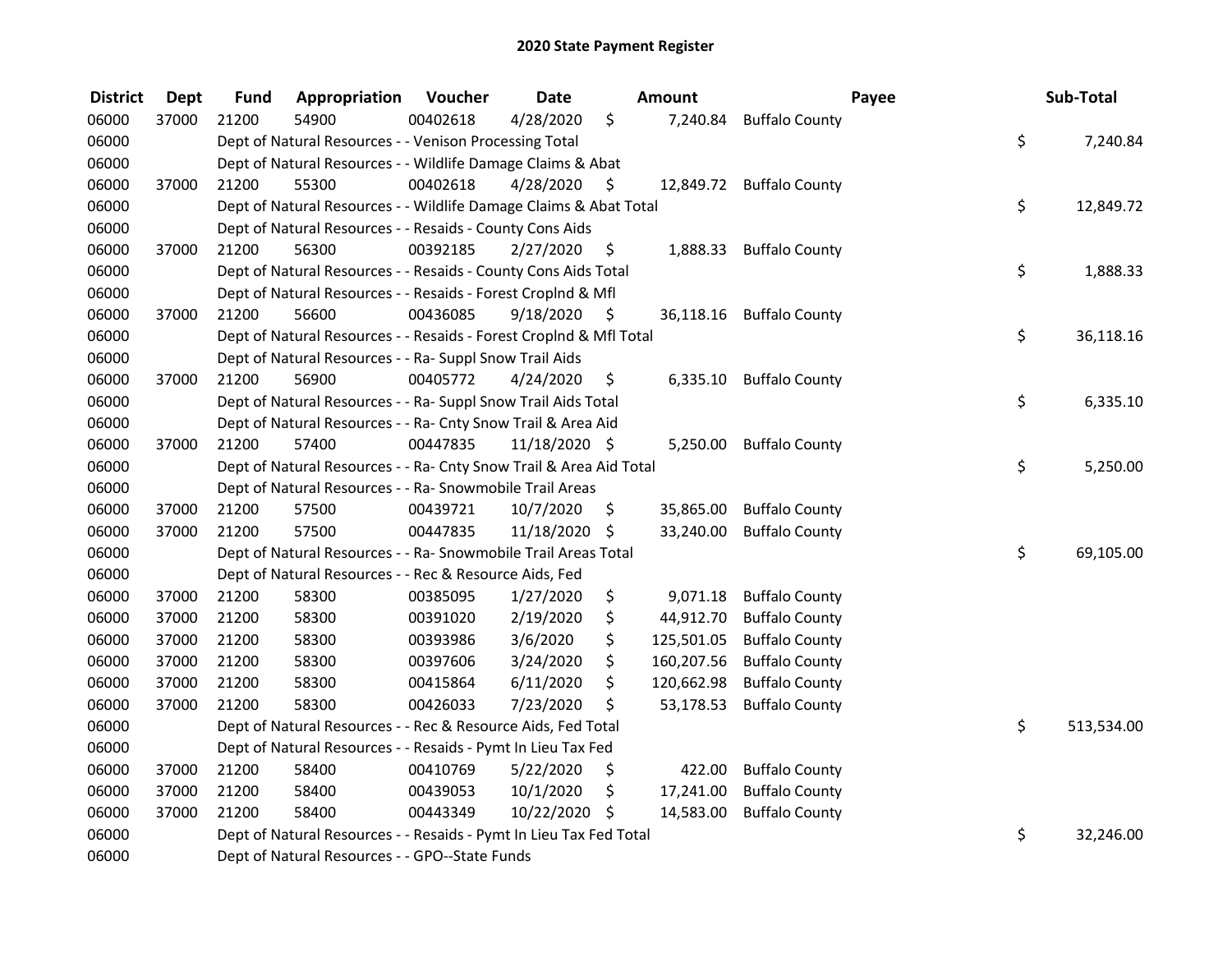## 2020 State Payment Register

| District | Dept | Fund | Appropriation | Voucher | Date | Amount | Payee | Sub-Total |
|---|---|---|---|---|---|---|---|---|
| 06000 | 37000 | 21200 | 54900 | 00402618 | 4/28/2020 | $ 7,240.84 | Buffalo County | |
| 06000 | | Dept of Natural Resources - - Venison Processing Total | | | | | | $ 7,240.84 |
| 06000 | | Dept of Natural Resources - - Wildlife Damage Claims & Abat | | | | | | |
| 06000 | 37000 | 21200 | 55300 | 00402618 | 4/28/2020 | $ 12,849.72 | Buffalo County | |
| 06000 | | Dept of Natural Resources - - Wildlife Damage Claims & Abat Total | | | | | | $ 12,849.72 |
| 06000 | | Dept of Natural Resources - - Resaids - County Cons Aids | | | | | | |
| 06000 | 37000 | 21200 | 56300 | 00392185 | 2/27/2020 | $ 1,888.33 | Buffalo County | |
| 06000 | | Dept of Natural Resources - - Resaids - County Cons Aids Total | | | | | | $ 1,888.33 |
| 06000 | | Dept of Natural Resources - - Resaids - Forest Croplnd & Mfl | | | | | | |
| 06000 | 37000 | 21200 | 56600 | 00436085 | 9/18/2020 | $ 36,118.16 | Buffalo County | |
| 06000 | | Dept of Natural Resources - - Resaids - Forest Croplnd & Mfl Total | | | | | | $ 36,118.16 |
| 06000 | | Dept of Natural Resources - - Ra- Suppl Snow Trail Aids | | | | | | |
| 06000 | 37000 | 21200 | 56900 | 00405772 | 4/24/2020 | $ 6,335.10 | Buffalo County | |
| 06000 | | Dept of Natural Resources - - Ra- Suppl Snow Trail Aids Total | | | | | | $ 6,335.10 |
| 06000 | | Dept of Natural Resources - - Ra- Cnty Snow Trail & Area Aid | | | | | | |
| 06000 | 37000 | 21200 | 57400 | 00447835 | 11/18/2020 | $ 5,250.00 | Buffalo County | |
| 06000 | | Dept of Natural Resources - - Ra- Cnty Snow Trail & Area Aid Total | | | | | | $ 5,250.00 |
| 06000 | | Dept of Natural Resources - - Ra- Snowmobile Trail Areas | | | | | | |
| 06000 | 37000 | 21200 | 57500 | 00439721 | 10/7/2020 | $ 35,865.00 | Buffalo County | |
| 06000 | 37000 | 21200 | 57500 | 00447835 | 11/18/2020 | $ 33,240.00 | Buffalo County | |
| 06000 | | Dept of Natural Resources - - Ra- Snowmobile Trail Areas Total | | | | | | $ 69,105.00 |
| 06000 | | Dept of Natural Resources - - Rec & Resource Aids, Fed | | | | | | |
| 06000 | 37000 | 21200 | 58300 | 00385095 | 1/27/2020 | $ 9,071.18 | Buffalo County | |
| 06000 | 37000 | 21200 | 58300 | 00391020 | 2/19/2020 | $ 44,912.70 | Buffalo County | |
| 06000 | 37000 | 21200 | 58300 | 00393986 | 3/6/2020 | $ 125,501.05 | Buffalo County | |
| 06000 | 37000 | 21200 | 58300 | 00397606 | 3/24/2020 | $ 160,207.56 | Buffalo County | |
| 06000 | 37000 | 21200 | 58300 | 00415864 | 6/11/2020 | $ 120,662.98 | Buffalo County | |
| 06000 | 37000 | 21200 | 58300 | 00426033 | 7/23/2020 | $ 53,178.53 | Buffalo County | |
| 06000 | | Dept of Natural Resources - - Rec & Resource Aids, Fed Total | | | | | | $ 513,534.00 |
| 06000 | | Dept of Natural Resources - - Resaids - Pymt In Lieu Tax Fed | | | | | | |
| 06000 | 37000 | 21200 | 58400 | 00410769 | 5/22/2020 | $ 422.00 | Buffalo County | |
| 06000 | 37000 | 21200 | 58400 | 00439053 | 10/1/2020 | $ 17,241.00 | Buffalo County | |
| 06000 | 37000 | 21200 | 58400 | 00443349 | 10/22/2020 | $ 14,583.00 | Buffalo County | |
| 06000 | | Dept of Natural Resources - - Resaids - Pymt In Lieu Tax Fed Total | | | | | | $ 32,246.00 |
| 06000 | | Dept of Natural Resources - - GPO--State Funds | | | | | | |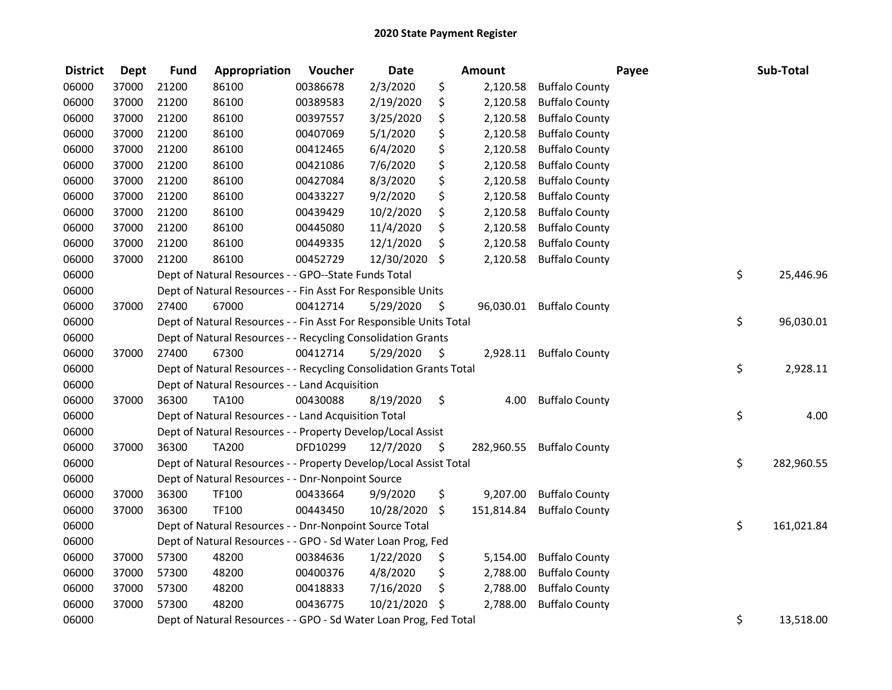# 2020 State Payment Register

| District | Dept | Fund | Appropriation | Voucher | Date | Amount | Payee | Sub-Total |
|---|---|---|---|---|---|---|---|---|
| 06000 | 37000 | 21200 | 86100 | 00386678 | 2/3/2020 | $ 2,120.58 | Buffalo County | |
| 06000 | 37000 | 21200 | 86100 | 00389583 | 2/19/2020 | $ 2,120.58 | Buffalo County | |
| 06000 | 37000 | 21200 | 86100 | 00397557 | 3/25/2020 | $ 2,120.58 | Buffalo County | |
| 06000 | 37000 | 21200 | 86100 | 00407069 | 5/1/2020 | $ 2,120.58 | Buffalo County | |
| 06000 | 37000 | 21200 | 86100 | 00412465 | 6/4/2020 | $ 2,120.58 | Buffalo County | |
| 06000 | 37000 | 21200 | 86100 | 00421086 | 7/6/2020 | $ 2,120.58 | Buffalo County | |
| 06000 | 37000 | 21200 | 86100 | 00427084 | 8/3/2020 | $ 2,120.58 | Buffalo County | |
| 06000 | 37000 | 21200 | 86100 | 00433227 | 9/2/2020 | $ 2,120.58 | Buffalo County | |
| 06000 | 37000 | 21200 | 86100 | 00439429 | 10/2/2020 | $ 2,120.58 | Buffalo County | |
| 06000 | 37000 | 21200 | 86100 | 00445080 | 11/4/2020 | $ 2,120.58 | Buffalo County | |
| 06000 | 37000 | 21200 | 86100 | 00449335 | 12/1/2020 | $ 2,120.58 | Buffalo County | |
| 06000 | 37000 | 21200 | 86100 | 00452729 | 12/30/2020 | $ 2,120.58 | Buffalo County | |
| 06000 | | Dept of Natural Resources - - GPO--State Funds Total | | | | | | $ 25,446.96 |
| 06000 | | Dept of Natural Resources - - Fin Asst For Responsible Units | | | | | | |
| 06000 | 37000 | 27400 | 67000 | 00412714 | 5/29/2020 | $ 96,030.01 | Buffalo County | |
| 06000 | | Dept of Natural Resources - - Fin Asst For Responsible Units Total | | | | | | $ 96,030.01 |
| 06000 | | Dept of Natural Resources - - Recycling Consolidation Grants | | | | | | |
| 06000 | 37000 | 27400 | 67300 | 00412714 | 5/29/2020 | $ 2,928.11 | Buffalo County | |
| 06000 | | Dept of Natural Resources - - Recycling Consolidation Grants Total | | | | | | $ 2,928.11 |
| 06000 | | Dept of Natural Resources - - Land Acquisition | | | | | | |
| 06000 | 37000 | 36300 | TA100 | 00430088 | 8/19/2020 | $ 4.00 | Buffalo County | |
| 06000 | | Dept of Natural Resources - - Land Acquisition Total | | | | | | $ 4.00 |
| 06000 | | Dept of Natural Resources - - Property Develop/Local Assist | | | | | | |
| 06000 | 37000 | 36300 | TA200 | DFD10299 | 12/7/2020 | $ 282,960.55 | Buffalo County | |
| 06000 | | Dept of Natural Resources - - Property Develop/Local Assist Total | | | | | | $ 282,960.55 |
| 06000 | | Dept of Natural Resources - - Dnr-Nonpoint Source | | | | | | |
| 06000 | 37000 | 36300 | TF100 | 00433664 | 9/9/2020 | $ 9,207.00 | Buffalo County | |
| 06000 | 37000 | 36300 | TF100 | 00443450 | 10/28/2020 | $ 151,814.84 | Buffalo County | |
| 06000 | | Dept of Natural Resources - - Dnr-Nonpoint Source Total | | | | | | $ 161,021.84 |
| 06000 | | Dept of Natural Resources - - GPO - Sd Water Loan Prog, Fed | | | | | | |
| 06000 | 37000 | 57300 | 48200 | 00384636 | 1/22/2020 | $ 5,154.00 | Buffalo County | |
| 06000 | 37000 | 57300 | 48200 | 00400376 | 4/8/2020 | $ 2,788.00 | Buffalo County | |
| 06000 | 37000 | 57300 | 48200 | 00418833 | 7/16/2020 | $ 2,788.00 | Buffalo County | |
| 06000 | 37000 | 57300 | 48200 | 00436775 | 10/21/2020 | $ 2,788.00 | Buffalo County | |
| 06000 | | Dept of Natural Resources - - GPO - Sd Water Loan Prog, Fed Total | | | | | | $ 13,518.00 |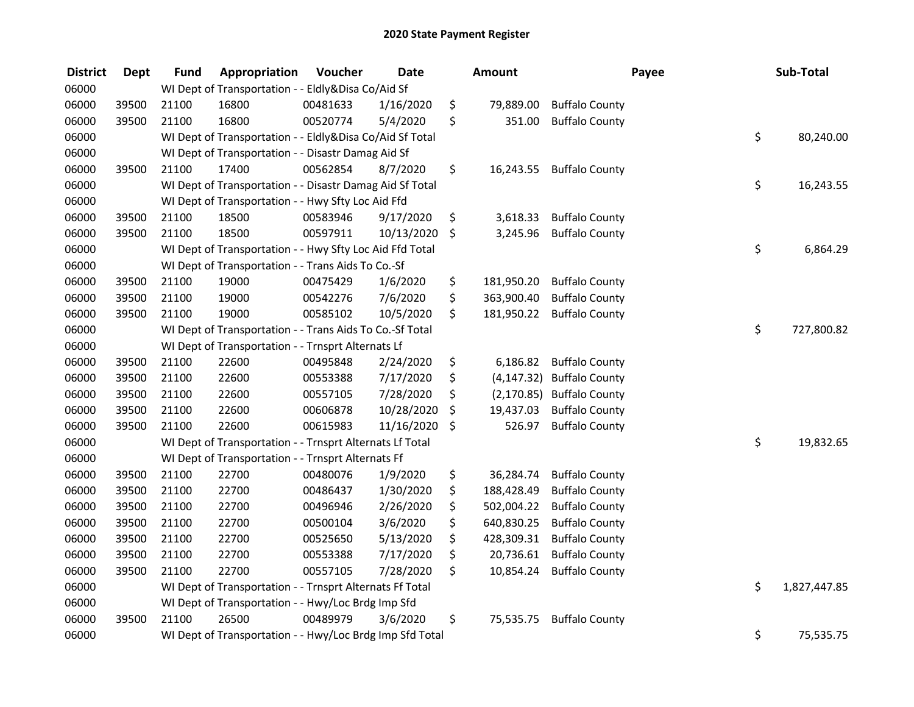# 2020 State Payment Register

| District | Dept | Fund | Appropriation | Voucher | Date | Amount | Payee | Sub-Total |
|---|---|---|---|---|---|---|---|---|
| 06000 | | WI Dept of Transportation - - Eldly&Disa Co/Aid Sf | | | | | | |
| 06000 | 39500 | 21100 | 16800 | 00481633 | 1/16/2020 | $ 79,889.00 | Buffalo County | |
| 06000 | 39500 | 21100 | 16800 | 00520774 | 5/4/2020 | $ 351.00 | Buffalo County | |
| 06000 | | WI Dept of Transportation - - Eldly&Disa Co/Aid Sf Total | | | | | | $ 80,240.00 |
| 06000 | | WI Dept of Transportation - - Disastr Damag Aid Sf | | | | | | |
| 06000 | 39500 | 21100 | 17400 | 00562854 | 8/7/2020 | $ 16,243.55 | Buffalo County | |
| 06000 | | WI Dept of Transportation - - Disastr Damag Aid Sf Total | | | | | | $ 16,243.55 |
| 06000 | | WI Dept of Transportation - - Hwy Sfty Loc Aid Ffd | | | | | | |
| 06000 | 39500 | 21100 | 18500 | 00583946 | 9/17/2020 | $ 3,618.33 | Buffalo County | |
| 06000 | 39500 | 21100 | 18500 | 00597911 | 10/13/2020 | $ 3,245.96 | Buffalo County | |
| 06000 | | WI Dept of Transportation - - Hwy Sfty Loc Aid Ffd Total | | | | | | $ 6,864.29 |
| 06000 | | WI Dept of Transportation - - Trans Aids To Co.-Sf | | | | | | |
| 06000 | 39500 | 21100 | 19000 | 00475429 | 1/6/2020 | $ 181,950.20 | Buffalo County | |
| 06000 | 39500 | 21100 | 19000 | 00542276 | 7/6/2020 | $ 363,900.40 | Buffalo County | |
| 06000 | 39500 | 21100 | 19000 | 00585102 | 10/5/2020 | $ 181,950.22 | Buffalo County | |
| 06000 | | WI Dept of Transportation - - Trans Aids To Co.-Sf Total | | | | | | $ 727,800.82 |
| 06000 | | WI Dept of Transportation - - Trnsprt Alternats Lf | | | | | | |
| 06000 | 39500 | 21100 | 22600 | 00495848 | 2/24/2020 | $ 6,186.82 | Buffalo County | |
| 06000 | 39500 | 21100 | 22600 | 00553388 | 7/17/2020 | $ (4,147.32) | Buffalo County | |
| 06000 | 39500 | 21100 | 22600 | 00557105 | 7/28/2020 | $ (2,170.85) | Buffalo County | |
| 06000 | 39500 | 21100 | 22600 | 00606878 | 10/28/2020 | $ 19,437.03 | Buffalo County | |
| 06000 | 39500 | 21100 | 22600 | 00615983 | 11/16/2020 | $ 526.97 | Buffalo County | |
| 06000 | | WI Dept of Transportation - - Trnsprt Alternats Lf Total | | | | | | $ 19,832.65 |
| 06000 | | WI Dept of Transportation - - Trnsprt Alternats Ff | | | | | | |
| 06000 | 39500 | 21100 | 22700 | 00480076 | 1/9/2020 | $ 36,284.74 | Buffalo County | |
| 06000 | 39500 | 21100 | 22700 | 00486437 | 1/30/2020 | $ 188,428.49 | Buffalo County | |
| 06000 | 39500 | 21100 | 22700 | 00496946 | 2/26/2020 | $ 502,004.22 | Buffalo County | |
| 06000 | 39500 | 21100 | 22700 | 00500104 | 3/6/2020 | $ 640,830.25 | Buffalo County | |
| 06000 | 39500 | 21100 | 22700 | 00525650 | 5/13/2020 | $ 428,309.31 | Buffalo County | |
| 06000 | 39500 | 21100 | 22700 | 00553388 | 7/17/2020 | $ 20,736.61 | Buffalo County | |
| 06000 | 39500 | 21100 | 22700 | 00557105 | 7/28/2020 | $ 10,854.24 | Buffalo County | |
| 06000 | | WI Dept of Transportation - - Trnsprt Alternats Ff Total | | | | | | $ 1,827,447.85 |
| 06000 | | WI Dept of Transportation - - Hwy/Loc Brdg Imp Sfd | | | | | | |
| 06000 | 39500 | 21100 | 26500 | 00489979 | 3/6/2020 | $ 75,535.75 | Buffalo County | |
| 06000 | | WI Dept of Transportation - - Hwy/Loc Brdg Imp Sfd Total | | | | | | $ 75,535.75 |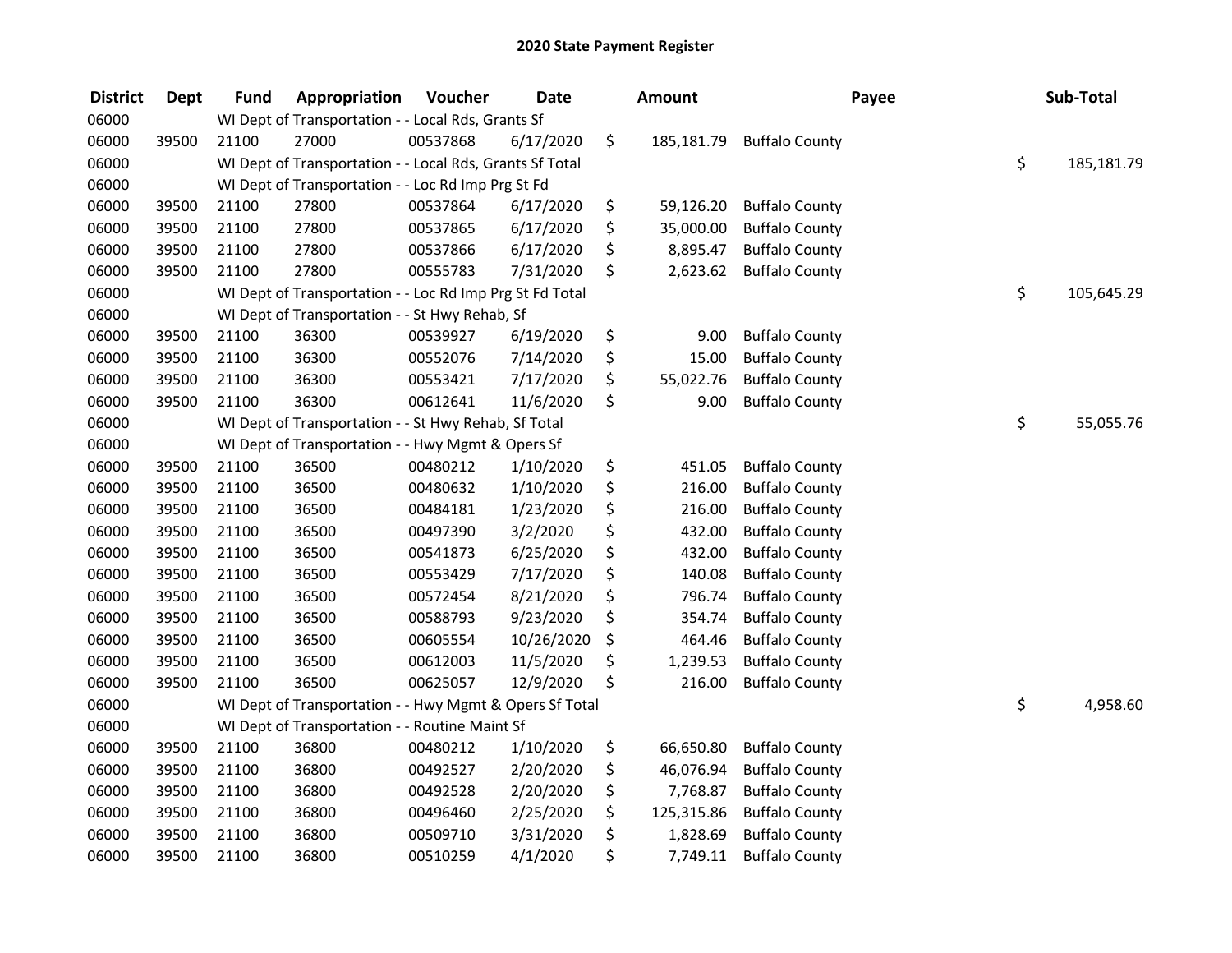## 2020 State Payment Register

| District | Dept | Fund | Appropriation | Voucher | Date | Amount | Payee | Sub-Total |
|---|---|---|---|---|---|---|---|---|
| 06000 | | WI Dept of Transportation - - Local Rds, Grants Sf | | | | | | |
| 06000 | 39500 | 21100 | 27000 | 00537868 | 6/17/2020 | $ 185,181.79 | Buffalo County | |
| 06000 | | WI Dept of Transportation - - Local Rds, Grants Sf Total | | | | | | $ 185,181.79 |
| 06000 | | WI Dept of Transportation - - Loc Rd Imp Prg St Fd | | | | | | |
| 06000 | 39500 | 21100 | 27800 | 00537864 | 6/17/2020 | $ 59,126.20 | Buffalo County | |
| 06000 | 39500 | 21100 | 27800 | 00537865 | 6/17/2020 | $ 35,000.00 | Buffalo County | |
| 06000 | 39500 | 21100 | 27800 | 00537866 | 6/17/2020 | $ 8,895.47 | Buffalo County | |
| 06000 | 39500 | 21100 | 27800 | 00555783 | 7/31/2020 | $ 2,623.62 | Buffalo County | |
| 06000 | | WI Dept of Transportation - - Loc Rd Imp Prg St Fd Total | | | | | | $ 105,645.29 |
| 06000 | | WI Dept of Transportation - - St Hwy Rehab, Sf | | | | | | |
| 06000 | 39500 | 21100 | 36300 | 00539927 | 6/19/2020 | $ 9.00 | Buffalo County | |
| 06000 | 39500 | 21100 | 36300 | 00552076 | 7/14/2020 | $ 15.00 | Buffalo County | |
| 06000 | 39500 | 21100 | 36300 | 00553421 | 7/17/2020 | $ 55,022.76 | Buffalo County | |
| 06000 | 39500 | 21100 | 36300 | 00612641 | 11/6/2020 | $ 9.00 | Buffalo County | |
| 06000 | | WI Dept of Transportation - - St Hwy Rehab, Sf Total | | | | | | $ 55,055.76 |
| 06000 | | WI Dept of Transportation - - Hwy Mgmt & Opers Sf | | | | | | |
| 06000 | 39500 | 21100 | 36500 | 00480212 | 1/10/2020 | $ 451.05 | Buffalo County | |
| 06000 | 39500 | 21100 | 36500 | 00480632 | 1/10/2020 | $ 216.00 | Buffalo County | |
| 06000 | 39500 | 21100 | 36500 | 00484181 | 1/23/2020 | $ 216.00 | Buffalo County | |
| 06000 | 39500 | 21100 | 36500 | 00497390 | 3/2/2020 | $ 432.00 | Buffalo County | |
| 06000 | 39500 | 21100 | 36500 | 00541873 | 6/25/2020 | $ 432.00 | Buffalo County | |
| 06000 | 39500 | 21100 | 36500 | 00553429 | 7/17/2020 | $ 140.08 | Buffalo County | |
| 06000 | 39500 | 21100 | 36500 | 00572454 | 8/21/2020 | $ 796.74 | Buffalo County | |
| 06000 | 39500 | 21100 | 36500 | 00588793 | 9/23/2020 | $ 354.74 | Buffalo County | |
| 06000 | 39500 | 21100 | 36500 | 00605554 | 10/26/2020 | $ 464.46 | Buffalo County | |
| 06000 | 39500 | 21100 | 36500 | 00612003 | 11/5/2020 | $ 1,239.53 | Buffalo County | |
| 06000 | 39500 | 21100 | 36500 | 00625057 | 12/9/2020 | $ 216.00 | Buffalo County | |
| 06000 | | WI Dept of Transportation - - Hwy Mgmt & Opers Sf Total | | | | | | $ 4,958.60 |
| 06000 | | WI Dept of Transportation - - Routine Maint Sf | | | | | | |
| 06000 | 39500 | 21100 | 36800 | 00480212 | 1/10/2020 | $ 66,650.80 | Buffalo County | |
| 06000 | 39500 | 21100 | 36800 | 00492527 | 2/20/2020 | $ 46,076.94 | Buffalo County | |
| 06000 | 39500 | 21100 | 36800 | 00492528 | 2/20/2020 | $ 7,768.87 | Buffalo County | |
| 06000 | 39500 | 21100 | 36800 | 00496460 | 2/25/2020 | $ 125,315.86 | Buffalo County | |
| 06000 | 39500 | 21100 | 36800 | 00509710 | 3/31/2020 | $ 1,828.69 | Buffalo County | |
| 06000 | 39500 | 21100 | 36800 | 00510259 | 4/1/2020 | $ 7,749.11 | Buffalo County | |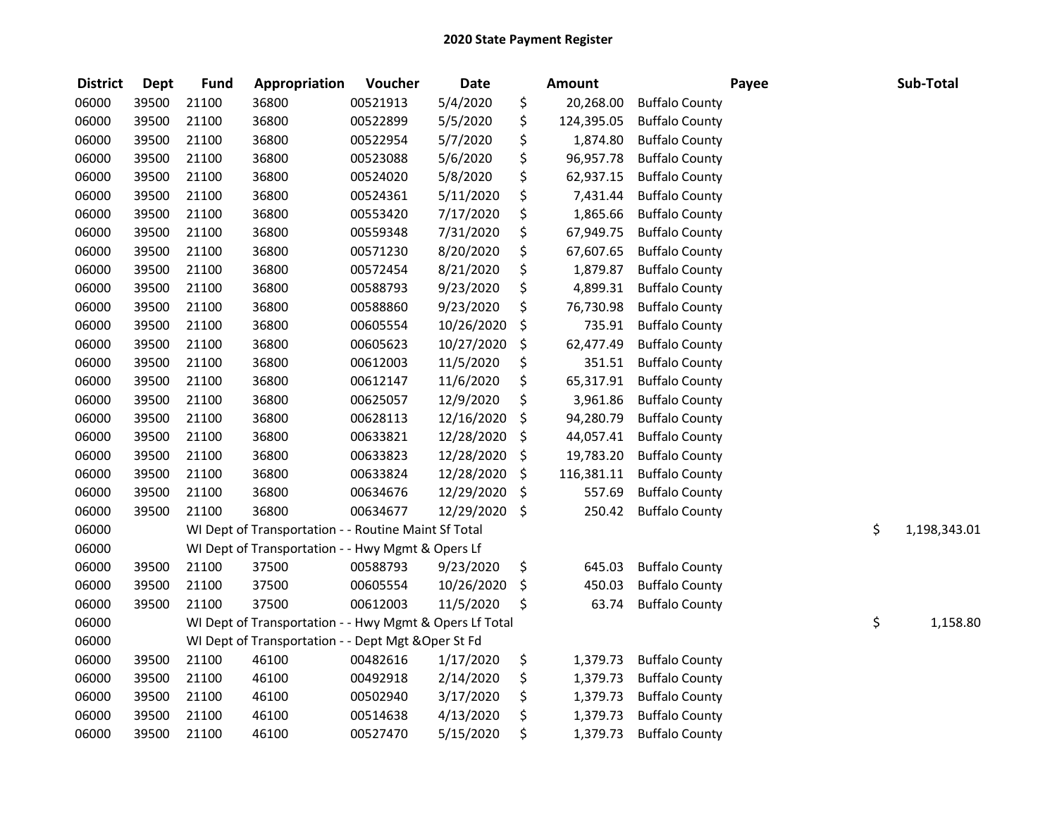# 2020 State Payment Register

| District | Dept | Fund | Appropriation | Voucher | Date | Amount | Payee | Sub-Total |
|---|---|---|---|---|---|---|---|---|
| 06000 | 39500 | 21100 | 36800 | 00521913 | 5/4/2020 | $ 20,268.00 | Buffalo County | |
| 06000 | 39500 | 21100 | 36800 | 00522899 | 5/5/2020 | $ 124,395.05 | Buffalo County | |
| 06000 | 39500 | 21100 | 36800 | 00522954 | 5/7/2020 | $ 1,874.80 | Buffalo County | |
| 06000 | 39500 | 21100 | 36800 | 00523088 | 5/6/2020 | $ 96,957.78 | Buffalo County | |
| 06000 | 39500 | 21100 | 36800 | 00524020 | 5/8/2020 | $ 62,937.15 | Buffalo County | |
| 06000 | 39500 | 21100 | 36800 | 00524361 | 5/11/2020 | $ 7,431.44 | Buffalo County | |
| 06000 | 39500 | 21100 | 36800 | 00553420 | 7/17/2020 | $ 1,865.66 | Buffalo County | |
| 06000 | 39500 | 21100 | 36800 | 00559348 | 7/31/2020 | $ 67,949.75 | Buffalo County | |
| 06000 | 39500 | 21100 | 36800 | 00571230 | 8/20/2020 | $ 67,607.65 | Buffalo County | |
| 06000 | 39500 | 21100 | 36800 | 00572454 | 8/21/2020 | $ 1,879.87 | Buffalo County | |
| 06000 | 39500 | 21100 | 36800 | 00588793 | 9/23/2020 | $ 4,899.31 | Buffalo County | |
| 06000 | 39500 | 21100 | 36800 | 00588860 | 9/23/2020 | $ 76,730.98 | Buffalo County | |
| 06000 | 39500 | 21100 | 36800 | 00605554 | 10/26/2020 | $ 735.91 | Buffalo County | |
| 06000 | 39500 | 21100 | 36800 | 00605623 | 10/27/2020 | $ 62,477.49 | Buffalo County | |
| 06000 | 39500 | 21100 | 36800 | 00612003 | 11/5/2020 | $ 351.51 | Buffalo County | |
| 06000 | 39500 | 21100 | 36800 | 00612147 | 11/6/2020 | $ 65,317.91 | Buffalo County | |
| 06000 | 39500 | 21100 | 36800 | 00625057 | 12/9/2020 | $ 3,961.86 | Buffalo County | |
| 06000 | 39500 | 21100 | 36800 | 00628113 | 12/16/2020 | $ 94,280.79 | Buffalo County | |
| 06000 | 39500 | 21100 | 36800 | 00633821 | 12/28/2020 | $ 44,057.41 | Buffalo County | |
| 06000 | 39500 | 21100 | 36800 | 00633823 | 12/28/2020 | $ 19,783.20 | Buffalo County | |
| 06000 | 39500 | 21100 | 36800 | 00633824 | 12/28/2020 | $ 116,381.11 | Buffalo County | |
| 06000 | 39500 | 21100 | 36800 | 00634676 | 12/29/2020 | $ 557.69 | Buffalo County | |
| 06000 | 39500 | 21100 | 36800 | 00634677 | 12/29/2020 | $ 250.42 | Buffalo County | |
| 06000 | | WI Dept of Transportation - - Routine Maint Sf Total | | | | | | $ 1,198,343.01 |
| 06000 | | WI Dept of Transportation - - Hwy Mgmt & Opers Lf | | | | | | |
| 06000 | 39500 | 21100 | 37500 | 00588793 | 9/23/2020 | $ 645.03 | Buffalo County | |
| 06000 | 39500 | 21100 | 37500 | 00605554 | 10/26/2020 | $ 450.03 | Buffalo County | |
| 06000 | 39500 | 21100 | 37500 | 00612003 | 11/5/2020 | $ 63.74 | Buffalo County | |
| 06000 | | WI Dept of Transportation - - Hwy Mgmt & Opers Lf Total | | | | | | $ 1,158.80 |
| 06000 | | WI Dept of Transportation - - Dept Mgt &Oper St Fd | | | | | | |
| 06000 | 39500 | 21100 | 46100 | 00482616 | 1/17/2020 | $ 1,379.73 | Buffalo County | |
| 06000 | 39500 | 21100 | 46100 | 00492918 | 2/14/2020 | $ 1,379.73 | Buffalo County | |
| 06000 | 39500 | 21100 | 46100 | 00502940 | 3/17/2020 | $ 1,379.73 | Buffalo County | |
| 06000 | 39500 | 21100 | 46100 | 00514638 | 4/13/2020 | $ 1,379.73 | Buffalo County | |
| 06000 | 39500 | 21100 | 46100 | 00527470 | 5/15/2020 | $ 1,379.73 | Buffalo County | |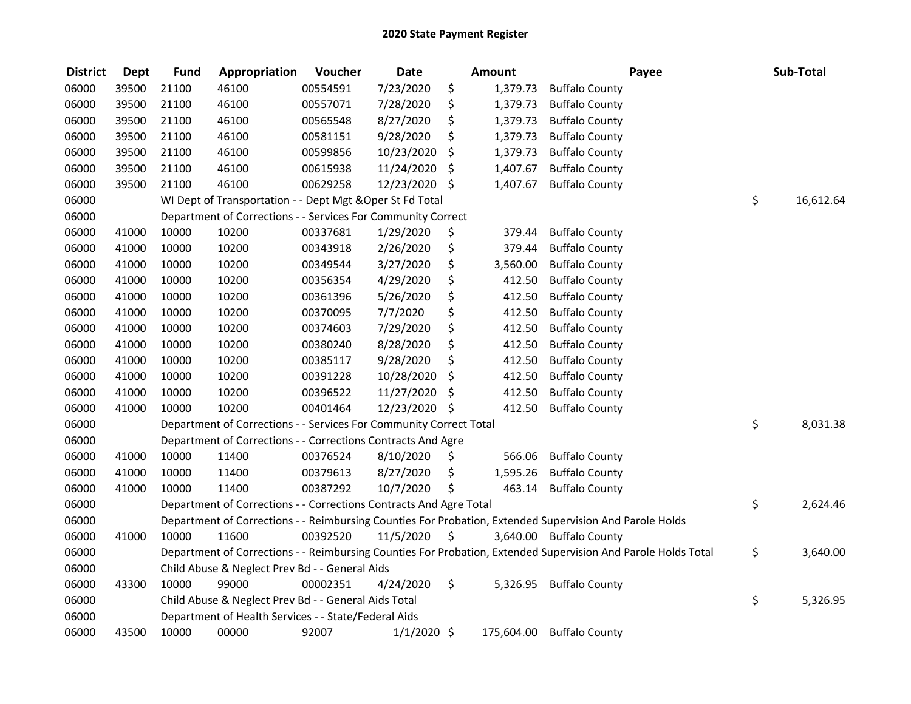# 2020 State Payment Register

| District | Dept | Fund | Appropriation | Voucher | Date | Amount | Payee | Sub-Total |
|---|---|---|---|---|---|---|---|---|
| 06000 | 39500 | 21100 | 46100 | 00554591 | 7/23/2020 | $ 1,379.73 | Buffalo County | |
| 06000 | 39500 | 21100 | 46100 | 00557071 | 7/28/2020 | $ 1,379.73 | Buffalo County | |
| 06000 | 39500 | 21100 | 46100 | 00565548 | 8/27/2020 | $ 1,379.73 | Buffalo County | |
| 06000 | 39500 | 21100 | 46100 | 00581151 | 9/28/2020 | $ 1,379.73 | Buffalo County | |
| 06000 | 39500 | 21100 | 46100 | 00599856 | 10/23/2020 | $ 1,379.73 | Buffalo County | |
| 06000 | 39500 | 21100 | 46100 | 00615938 | 11/24/2020 | $ 1,407.67 | Buffalo County | |
| 06000 | 39500 | 21100 | 46100 | 00629258 | 12/23/2020 | $ 1,407.67 | Buffalo County | |
| 06000 | | WI Dept of Transportation - - Dept Mgt &Oper St Fd Total | | | | | | $ 16,612.64 |
| 06000 | | Department of Corrections - - Services For Community Correct | | | | | | |
| 06000 | 41000 | 10000 | 10200 | 00337681 | 1/29/2020 | $ 379.44 | Buffalo County | |
| 06000 | 41000 | 10000 | 10200 | 00343918 | 2/26/2020 | $ 379.44 | Buffalo County | |
| 06000 | 41000 | 10000 | 10200 | 00349544 | 3/27/2020 | $ 3,560.00 | Buffalo County | |
| 06000 | 41000 | 10000 | 10200 | 00356354 | 4/29/2020 | $ 412.50 | Buffalo County | |
| 06000 | 41000 | 10000 | 10200 | 00361396 | 5/26/2020 | $ 412.50 | Buffalo County | |
| 06000 | 41000 | 10000 | 10200 | 00370095 | 7/7/2020 | $ 412.50 | Buffalo County | |
| 06000 | 41000 | 10000 | 10200 | 00374603 | 7/29/2020 | $ 412.50 | Buffalo County | |
| 06000 | 41000 | 10000 | 10200 | 00380240 | 8/28/2020 | $ 412.50 | Buffalo County | |
| 06000 | 41000 | 10000 | 10200 | 00385117 | 9/28/2020 | $ 412.50 | Buffalo County | |
| 06000 | 41000 | 10000 | 10200 | 00391228 | 10/28/2020 | $ 412.50 | Buffalo County | |
| 06000 | 41000 | 10000 | 10200 | 00396522 | 11/27/2020 | $ 412.50 | Buffalo County | |
| 06000 | 41000 | 10000 | 10200 | 00401464 | 12/23/2020 | $ 412.50 | Buffalo County | |
| 06000 | | Department of Corrections - - Services For Community Correct Total | | | | | | $ 8,031.38 |
| 06000 | | Department of Corrections - - Corrections Contracts And Agre | | | | | | |
| 06000 | 41000 | 10000 | 11400 | 00376524 | 8/10/2020 | $ 566.06 | Buffalo County | |
| 06000 | 41000 | 10000 | 11400 | 00379613 | 8/27/2020 | $ 1,595.26 | Buffalo County | |
| 06000 | 41000 | 10000 | 11400 | 00387292 | 10/7/2020 | $ 463.14 | Buffalo County | |
| 06000 | | Department of Corrections - - Corrections Contracts And Agre Total | | | | | | $ 2,624.46 |
| 06000 | | Department of Corrections - - Reimbursing Counties For Probation, Extended Supervision And Parole Holds | | | | | | |
| 06000 | 41000 | 10000 | 11600 | 00392520 | 11/5/2020 | $ 3,640.00 | Buffalo County | |
| 06000 | | Department of Corrections - - Reimbursing Counties For Probation, Extended Supervision And Parole Holds Total | | | | | | $ 3,640.00 |
| 06000 | | Child Abuse & Neglect Prev Bd - - General Aids | | | | | | |
| 06000 | 43300 | 10000 | 99000 | 00002351 | 4/24/2020 | $ 5,326.95 | Buffalo County | |
| 06000 | | Child Abuse & Neglect Prev Bd - - General Aids Total | | | | | | $ 5,326.95 |
| 06000 | | Department of Health Services - - State/Federal Aids | | | | | | |
| 06000 | 43500 | 10000 | 00000 | 92007 | 1/1/2020 | $ 175,604.00 | Buffalo County | |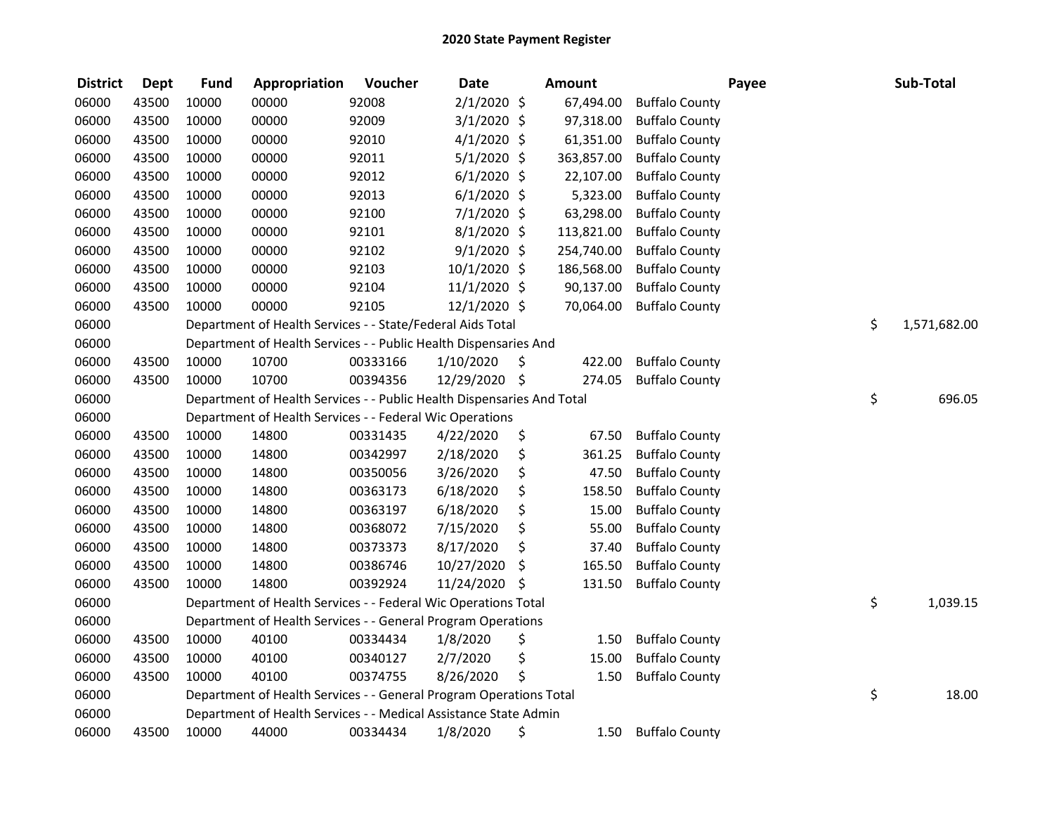# 2020 State Payment Register

| District | Dept | Fund | Appropriation | Voucher | Date | Amount | Payee | Sub-Total |
|---|---|---|---|---|---|---|---|---|
| 06000 | 43500 | 10000 | 00000 | 92008 | 2/1/2020 | $ 67,494.00 | Buffalo County | |
| 06000 | 43500 | 10000 | 00000 | 92009 | 3/1/2020 | $ 97,318.00 | Buffalo County | |
| 06000 | 43500 | 10000 | 00000 | 92010 | 4/1/2020 | $ 61,351.00 | Buffalo County | |
| 06000 | 43500 | 10000 | 00000 | 92011 | 5/1/2020 | $ 363,857.00 | Buffalo County | |
| 06000 | 43500 | 10000 | 00000 | 92012 | 6/1/2020 | $ 22,107.00 | Buffalo County | |
| 06000 | 43500 | 10000 | 00000 | 92013 | 6/1/2020 | $ 5,323.00 | Buffalo County | |
| 06000 | 43500 | 10000 | 00000 | 92100 | 7/1/2020 | $ 63,298.00 | Buffalo County | |
| 06000 | 43500 | 10000 | 00000 | 92101 | 8/1/2020 | $ 113,821.00 | Buffalo County | |
| 06000 | 43500 | 10000 | 00000 | 92102 | 9/1/2020 | $ 254,740.00 | Buffalo County | |
| 06000 | 43500 | 10000 | 00000 | 92103 | 10/1/2020 | $ 186,568.00 | Buffalo County | |
| 06000 | 43500 | 10000 | 00000 | 92104 | 11/1/2020 | $ 90,137.00 | Buffalo County | |
| 06000 | 43500 | 10000 | 00000 | 92105 | 12/1/2020 | $ 70,064.00 | Buffalo County | |
| 06000 | | Department of Health Services - - State/Federal Aids Total | | | | | | $ 1,571,682.00 |
| 06000 | | Department of Health Services - - Public Health Dispensaries And | | | | | | |
| 06000 | 43500 | 10000 | 10700 | 00333166 | 1/10/2020 | $ 422.00 | Buffalo County | |
| 06000 | 43500 | 10000 | 10700 | 00394356 | 12/29/2020 | $ 274.05 | Buffalo County | |
| 06000 | | Department of Health Services - - Public Health Dispensaries And Total | | | | | | $ 696.05 |
| 06000 | | Department of Health Services - - Federal Wic Operations | | | | | | |
| 06000 | 43500 | 10000 | 14800 | 00331435 | 4/22/2020 | $ 67.50 | Buffalo County | |
| 06000 | 43500 | 10000 | 14800 | 00342997 | 2/18/2020 | $ 361.25 | Buffalo County | |
| 06000 | 43500 | 10000 | 14800 | 00350056 | 3/26/2020 | $ 47.50 | Buffalo County | |
| 06000 | 43500 | 10000 | 14800 | 00363173 | 6/18/2020 | $ 158.50 | Buffalo County | |
| 06000 | 43500 | 10000 | 14800 | 00363197 | 6/18/2020 | $ 15.00 | Buffalo County | |
| 06000 | 43500 | 10000 | 14800 | 00368072 | 7/15/2020 | $ 55.00 | Buffalo County | |
| 06000 | 43500 | 10000 | 14800 | 00373373 | 8/17/2020 | $ 37.40 | Buffalo County | |
| 06000 | 43500 | 10000 | 14800 | 00386746 | 10/27/2020 | $ 165.50 | Buffalo County | |
| 06000 | 43500 | 10000 | 14800 | 00392924 | 11/24/2020 | $ 131.50 | Buffalo County | |
| 06000 | | Department of Health Services - - Federal Wic Operations Total | | | | | | $ 1,039.15 |
| 06000 | | Department of Health Services - - General Program Operations | | | | | | |
| 06000 | 43500 | 10000 | 40100 | 00334434 | 1/8/2020 | $ 1.50 | Buffalo County | |
| 06000 | 43500 | 10000 | 40100 | 00340127 | 2/7/2020 | $ 15.00 | Buffalo County | |
| 06000 | 43500 | 10000 | 40100 | 00374755 | 8/26/2020 | $ 1.50 | Buffalo County | |
| 06000 | | Department of Health Services - - General Program Operations Total | | | | | | $ 18.00 |
| 06000 | | Department of Health Services - - Medical Assistance State Admin | | | | | | |
| 06000 | 43500 | 10000 | 44000 | 00334434 | 1/8/2020 | $ 1.50 | Buffalo County | |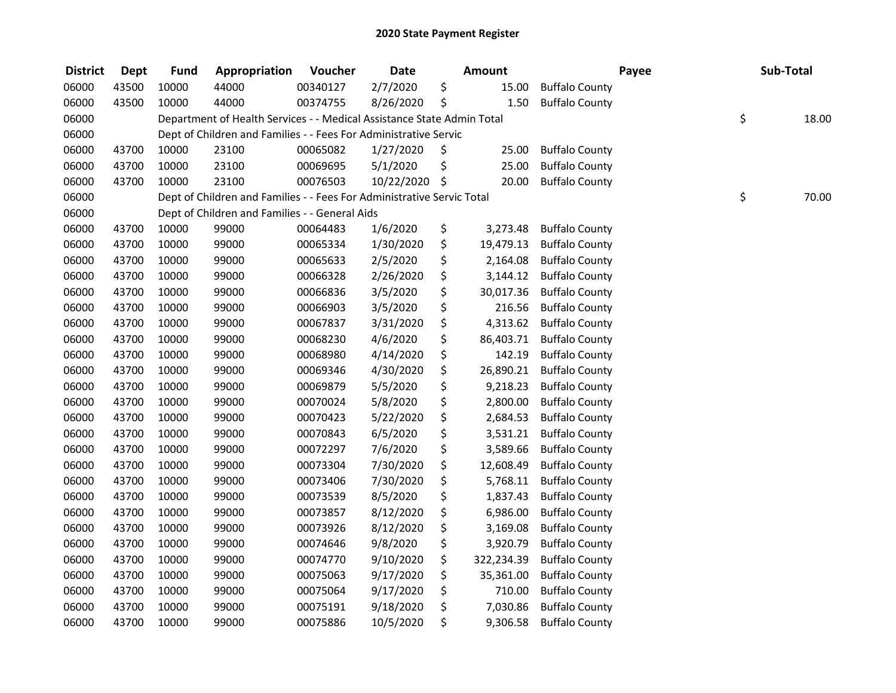## 2020 State Payment Register

| District | Dept | Fund | Appropriation | Voucher | Date | Amount | Payee | Sub-Total |
|---|---|---|---|---|---|---|---|---|
| 06000 | 43500 | 10000 | 44000 | 00340127 | 2/7/2020 | $ 15.00 | Buffalo County | |
| 06000 | 43500 | 10000 | 44000 | 00374755 | 8/26/2020 | $ 1.50 | Buffalo County | |
| 06000 | | Department of Health Services - - Medical Assistance State Admin Total | | | | | | $ 18.00 |
| 06000 | | Dept of Children and Families - - Fees For Administrative Servic | | | | | | |
| 06000 | 43700 | 10000 | 23100 | 00065082 | 1/27/2020 | $ 25.00 | Buffalo County | |
| 06000 | 43700 | 10000 | 23100 | 00069695 | 5/1/2020 | $ 25.00 | Buffalo County | |
| 06000 | 43700 | 10000 | 23100 | 00076503 | 10/22/2020 | $ 20.00 | Buffalo County | |
| 06000 | | Dept of Children and Families - - Fees For Administrative Servic Total | | | | | | $ 70.00 |
| 06000 | | Dept of Children and Families - - General Aids | | | | | | |
| 06000 | 43700 | 10000 | 99000 | 00064483 | 1/6/2020 | $ 3,273.48 | Buffalo County | |
| 06000 | 43700 | 10000 | 99000 | 00065334 | 1/30/2020 | $ 19,479.13 | Buffalo County | |
| 06000 | 43700 | 10000 | 99000 | 00065633 | 2/5/2020 | $ 2,164.08 | Buffalo County | |
| 06000 | 43700 | 10000 | 99000 | 00066328 | 2/26/2020 | $ 3,144.12 | Buffalo County | |
| 06000 | 43700 | 10000 | 99000 | 00066836 | 3/5/2020 | $ 30,017.36 | Buffalo County | |
| 06000 | 43700 | 10000 | 99000 | 00066903 | 3/5/2020 | $ 216.56 | Buffalo County | |
| 06000 | 43700 | 10000 | 99000 | 00067837 | 3/31/2020 | $ 4,313.62 | Buffalo County | |
| 06000 | 43700 | 10000 | 99000 | 00068230 | 4/6/2020 | $ 86,403.71 | Buffalo County | |
| 06000 | 43700 | 10000 | 99000 | 00068980 | 4/14/2020 | $ 142.19 | Buffalo County | |
| 06000 | 43700 | 10000 | 99000 | 00069346 | 4/30/2020 | $ 26,890.21 | Buffalo County | |
| 06000 | 43700 | 10000 | 99000 | 00069879 | 5/5/2020 | $ 9,218.23 | Buffalo County | |
| 06000 | 43700 | 10000 | 99000 | 00070024 | 5/8/2020 | $ 2,800.00 | Buffalo County | |
| 06000 | 43700 | 10000 | 99000 | 00070423 | 5/22/2020 | $ 2,684.53 | Buffalo County | |
| 06000 | 43700 | 10000 | 99000 | 00070843 | 6/5/2020 | $ 3,531.21 | Buffalo County | |
| 06000 | 43700 | 10000 | 99000 | 00072297 | 7/6/2020 | $ 3,589.66 | Buffalo County | |
| 06000 | 43700 | 10000 | 99000 | 00073304 | 7/30/2020 | $ 12,608.49 | Buffalo County | |
| 06000 | 43700 | 10000 | 99000 | 00073406 | 7/30/2020 | $ 5,768.11 | Buffalo County | |
| 06000 | 43700 | 10000 | 99000 | 00073539 | 8/5/2020 | $ 1,837.43 | Buffalo County | |
| 06000 | 43700 | 10000 | 99000 | 00073857 | 8/12/2020 | $ 6,986.00 | Buffalo County | |
| 06000 | 43700 | 10000 | 99000 | 00073926 | 8/12/2020 | $ 3,169.08 | Buffalo County | |
| 06000 | 43700 | 10000 | 99000 | 00074646 | 9/8/2020 | $ 3,920.79 | Buffalo County | |
| 06000 | 43700 | 10000 | 99000 | 00074770 | 9/10/2020 | $ 322,234.39 | Buffalo County | |
| 06000 | 43700 | 10000 | 99000 | 00075063 | 9/17/2020 | $ 35,361.00 | Buffalo County | |
| 06000 | 43700 | 10000 | 99000 | 00075064 | 9/17/2020 | $ 710.00 | Buffalo County | |
| 06000 | 43700 | 10000 | 99000 | 00075191 | 9/18/2020 | $ 7,030.86 | Buffalo County | |
| 06000 | 43700 | 10000 | 99000 | 00075886 | 10/5/2020 | $ 9,306.58 | Buffalo County | |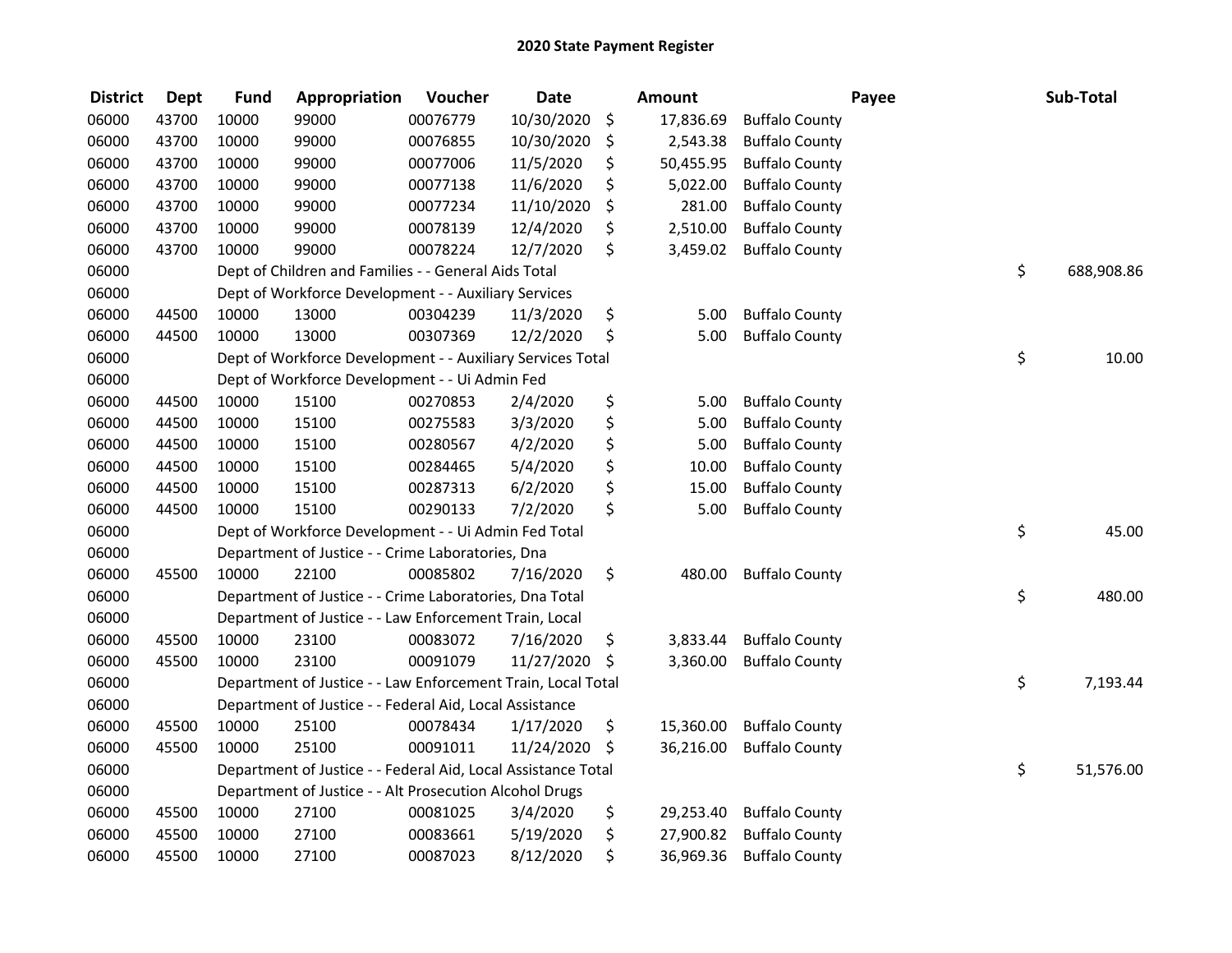# 2020 State Payment Register

| District | Dept | Fund | Appropriation | Voucher | Date | Amount | Payee | Sub-Total |
|---|---|---|---|---|---|---|---|---|
| 06000 | 43700 | 10000 | 99000 | 00076779 | 10/30/2020 | $ 17,836.69 | Buffalo County | |
| 06000 | 43700 | 10000 | 99000 | 00076855 | 10/30/2020 | $ 2,543.38 | Buffalo County | |
| 06000 | 43700 | 10000 | 99000 | 00077006 | 11/5/2020 | $ 50,455.95 | Buffalo County | |
| 06000 | 43700 | 10000 | 99000 | 00077138 | 11/6/2020 | $ 5,022.00 | Buffalo County | |
| 06000 | 43700 | 10000 | 99000 | 00077234 | 11/10/2020 | $ 281.00 | Buffalo County | |
| 06000 | 43700 | 10000 | 99000 | 00078139 | 12/4/2020 | $ 2,510.00 | Buffalo County | |
| 06000 | 43700 | 10000 | 99000 | 00078224 | 12/7/2020 | $ 3,459.02 | Buffalo County | |
| 06000 | | Dept of Children and Families - - General Aids Total | | | | | | $ 688,908.86 |
| 06000 | | Dept of Workforce Development - - Auxiliary Services | | | | | | |
| 06000 | 44500 | 10000 | 13000 | 00304239 | 11/3/2020 | $ 5.00 | Buffalo County | |
| 06000 | 44500 | 10000 | 13000 | 00307369 | 12/2/2020 | $ 5.00 | Buffalo County | |
| 06000 | | Dept of Workforce Development - - Auxiliary Services Total | | | | | | $ 10.00 |
| 06000 | | Dept of Workforce Development - - Ui Admin Fed | | | | | | |
| 06000 | 44500 | 10000 | 15100 | 00270853 | 2/4/2020 | $ 5.00 | Buffalo County | |
| 06000 | 44500 | 10000 | 15100 | 00275583 | 3/3/2020 | $ 5.00 | Buffalo County | |
| 06000 | 44500 | 10000 | 15100 | 00280567 | 4/2/2020 | $ 5.00 | Buffalo County | |
| 06000 | 44500 | 10000 | 15100 | 00284465 | 5/4/2020 | $ 10.00 | Buffalo County | |
| 06000 | 44500 | 10000 | 15100 | 00287313 | 6/2/2020 | $ 15.00 | Buffalo County | |
| 06000 | 44500 | 10000 | 15100 | 00290133 | 7/2/2020 | $ 5.00 | Buffalo County | |
| 06000 | | Dept of Workforce Development - - Ui Admin Fed Total | | | | | | $ 45.00 |
| 06000 | | Department of Justice - - Crime Laboratories, Dna | | | | | | |
| 06000 | 45500 | 10000 | 22100 | 00085802 | 7/16/2020 | $ 480.00 | Buffalo County | |
| 06000 | | Department of Justice - - Crime Laboratories, Dna Total | | | | | | $ 480.00 |
| 06000 | | Department of Justice - - Law Enforcement Train, Local | | | | | | |
| 06000 | 45500 | 10000 | 23100 | 00083072 | 7/16/2020 | $ 3,833.44 | Buffalo County | |
| 06000 | 45500 | 10000 | 23100 | 00091079 | 11/27/2020 | $ 3,360.00 | Buffalo County | |
| 06000 | | Department of Justice - - Law Enforcement Train, Local Total | | | | | | $ 7,193.44 |
| 06000 | | Department of Justice - - Federal Aid, Local Assistance | | | | | | |
| 06000 | 45500 | 10000 | 25100 | 00078434 | 1/17/2020 | $ 15,360.00 | Buffalo County | |
| 06000 | 45500 | 10000 | 25100 | 00091011 | 11/24/2020 | $ 36,216.00 | Buffalo County | |
| 06000 | | Department of Justice - - Federal Aid, Local Assistance Total | | | | | | $ 51,576.00 |
| 06000 | | Department of Justice - - Alt Prosecution Alcohol Drugs | | | | | | |
| 06000 | 45500 | 10000 | 27100 | 00081025 | 3/4/2020 | $ 29,253.40 | Buffalo County | |
| 06000 | 45500 | 10000 | 27100 | 00083661 | 5/19/2020 | $ 27,900.82 | Buffalo County | |
| 06000 | 45500 | 10000 | 27100 | 00087023 | 8/12/2020 | $ 36,969.36 | Buffalo County | |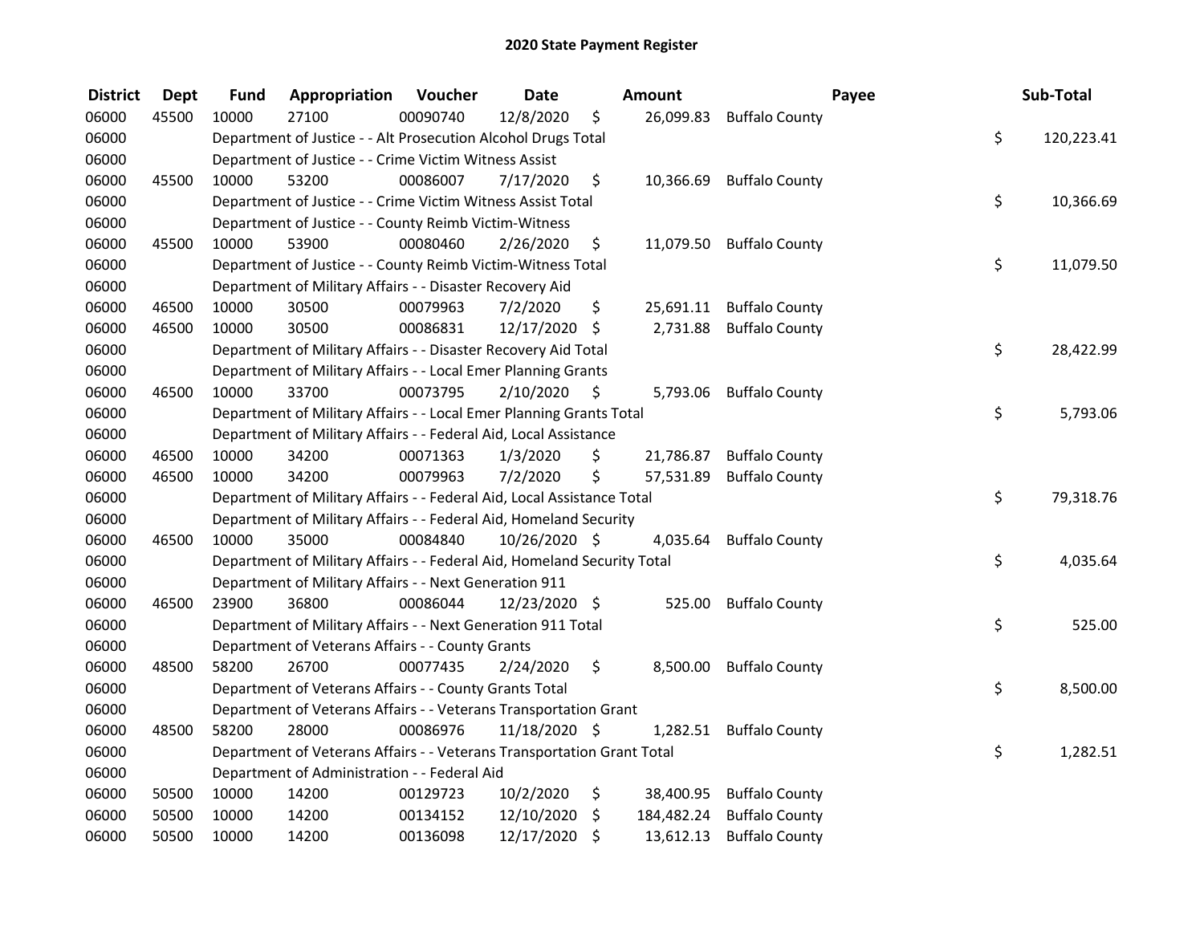# 2020 State Payment Register

| District | Dept | Fund | Appropriation | Voucher | Date | Amount | Payee | Sub-Total |
|---|---|---|---|---|---|---|---|---|
| 06000 | 45500 | 10000 | 27100 | 00090740 | 12/8/2020 | $ 26,099.83 | Buffalo County | |
| 06000 | | Department of Justice - - Alt Prosecution Alcohol Drugs Total | | | | | | $ 120,223.41 |
| 06000 | | Department of Justice - - Crime Victim Witness Assist | | | | | | |
| 06000 | 45500 | 10000 | 53200 | 00086007 | 7/17/2020 | $ 10,366.69 | Buffalo County | |
| 06000 | | Department of Justice - - Crime Victim Witness Assist Total | | | | | | $ 10,366.69 |
| 06000 | | Department of Justice - - County Reimb Victim-Witness | | | | | | |
| 06000 | 45500 | 10000 | 53900 | 00080460 | 2/26/2020 | $ 11,079.50 | Buffalo County | |
| 06000 | | Department of Justice - - County Reimb Victim-Witness Total | | | | | | $ 11,079.50 |
| 06000 | | Department of Military Affairs - - Disaster Recovery Aid | | | | | | |
| 06000 | 46500 | 10000 | 30500 | 00079963 | 7/2/2020 | $ 25,691.11 | Buffalo County | |
| 06000 | 46500 | 10000 | 30500 | 00086831 | 12/17/2020 | $ 2,731.88 | Buffalo County | |
| 06000 | | Department of Military Affairs - - Disaster Recovery Aid Total | | | | | | $ 28,422.99 |
| 06000 | | Department of Military Affairs - - Local Emer Planning Grants | | | | | | |
| 06000 | 46500 | 10000 | 33700 | 00073795 | 2/10/2020 | $ 5,793.06 | Buffalo County | |
| 06000 | | Department of Military Affairs - - Local Emer Planning Grants Total | | | | | | $ 5,793.06 |
| 06000 | | Department of Military Affairs - - Federal Aid, Local Assistance | | | | | | |
| 06000 | 46500 | 10000 | 34200 | 00071363 | 1/3/2020 | $ 21,786.87 | Buffalo County | |
| 06000 | 46500 | 10000 | 34200 | 00079963 | 7/2/2020 | $ 57,531.89 | Buffalo County | |
| 06000 | | Department of Military Affairs - - Federal Aid, Local Assistance Total | | | | | | $ 79,318.76 |
| 06000 | | Department of Military Affairs - - Federal Aid, Homeland Security | | | | | | |
| 06000 | 46500 | 10000 | 35000 | 00084840 | 10/26/2020 | $ 4,035.64 | Buffalo County | |
| 06000 | | Department of Military Affairs - - Federal Aid, Homeland Security Total | | | | | | $ 4,035.64 |
| 06000 | | Department of Military Affairs - - Next Generation 911 | | | | | | |
| 06000 | 46500 | 23900 | 36800 | 00086044 | 12/23/2020 | $ 525.00 | Buffalo County | |
| 06000 | | Department of Military Affairs - - Next Generation 911 Total | | | | | | $ 525.00 |
| 06000 | | Department of Veterans Affairs - - County Grants | | | | | | |
| 06000 | 48500 | 58200 | 26700 | 00077435 | 2/24/2020 | $ 8,500.00 | Buffalo County | |
| 06000 | | Department of Veterans Affairs - - County Grants Total | | | | | | $ 8,500.00 |
| 06000 | | Department of Veterans Affairs - - Veterans Transportation Grant | | | | | | |
| 06000 | 48500 | 58200 | 28000 | 00086976 | 11/18/2020 | $ 1,282.51 | Buffalo County | |
| 06000 | | Department of Veterans Affairs - - Veterans Transportation Grant Total | | | | | | $ 1,282.51 |
| 06000 | | Department of Administration - - Federal Aid | | | | | | |
| 06000 | 50500 | 10000 | 14200 | 00129723 | 10/2/2020 | $ 38,400.95 | Buffalo County | |
| 06000 | 50500 | 10000 | 14200 | 00134152 | 12/10/2020 | $ 184,482.24 | Buffalo County | |
| 06000 | 50500 | 10000 | 14200 | 00136098 | 12/17/2020 | $ 13,612.13 | Buffalo County | |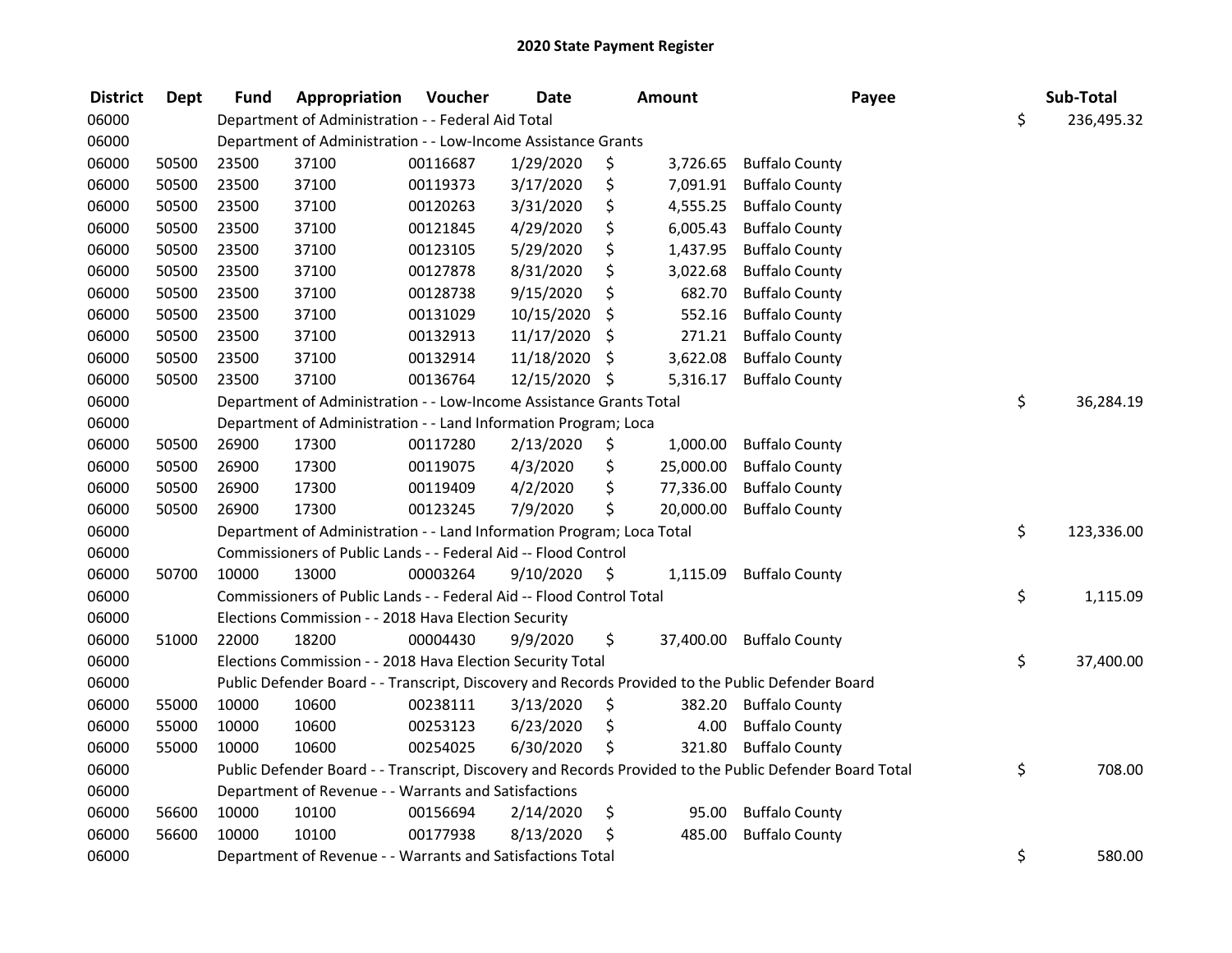# 2020 State Payment Register

| District | Dept | Fund | Appropriation | Voucher | Date | Amount | Payee | Sub-Total |
|---|---|---|---|---|---|---|---|---|
| 06000 | | Department of Administration - - Federal Aid Total | | | | | | $ 236,495.32 |
| 06000 | | Department of Administration - - Low-Income Assistance Grants | | | | | | |
| 06000 | 50500 | 23500 | 37100 | 00116687 | 1/29/2020 | $ 3,726.65 | Buffalo County | |
| 06000 | 50500 | 23500 | 37100 | 00119373 | 3/17/2020 | $ 7,091.91 | Buffalo County | |
| 06000 | 50500 | 23500 | 37100 | 00120263 | 3/31/2020 | $ 4,555.25 | Buffalo County | |
| 06000 | 50500 | 23500 | 37100 | 00121845 | 4/29/2020 | $ 6,005.43 | Buffalo County | |
| 06000 | 50500 | 23500 | 37100 | 00123105 | 5/29/2020 | $ 1,437.95 | Buffalo County | |
| 06000 | 50500 | 23500 | 37100 | 00127878 | 8/31/2020 | $ 3,022.68 | Buffalo County | |
| 06000 | 50500 | 23500 | 37100 | 00128738 | 9/15/2020 | $ 682.70 | Buffalo County | |
| 06000 | 50500 | 23500 | 37100 | 00131029 | 10/15/2020 | $ 552.16 | Buffalo County | |
| 06000 | 50500 | 23500 | 37100 | 00132913 | 11/17/2020 | $ 271.21 | Buffalo County | |
| 06000 | 50500 | 23500 | 37100 | 00132914 | 11/18/2020 | $ 3,622.08 | Buffalo County | |
| 06000 | 50500 | 23500 | 37100 | 00136764 | 12/15/2020 | $ 5,316.17 | Buffalo County | |
| 06000 | | Department of Administration - - Low-Income Assistance Grants Total | | | | | | $ 36,284.19 |
| 06000 | | Department of Administration - - Land Information Program; Loca | | | | | | |
| 06000 | 50500 | 26900 | 17300 | 00117280 | 2/13/2020 | $ 1,000.00 | Buffalo County | |
| 06000 | 50500 | 26900 | 17300 | 00119075 | 4/3/2020 | $ 25,000.00 | Buffalo County | |
| 06000 | 50500 | 26900 | 17300 | 00119409 | 4/2/2020 | $ 77,336.00 | Buffalo County | |
| 06000 | 50500 | 26900 | 17300 | 00123245 | 7/9/2020 | $ 20,000.00 | Buffalo County | |
| 06000 | | Department of Administration - - Land Information Program; Loca Total | | | | | | $ 123,336.00 |
| 06000 | | Commissioners of Public Lands - - Federal Aid -- Flood Control | | | | | | |
| 06000 | 50700 | 10000 | 13000 | 00003264 | 9/10/2020 | $ 1,115.09 | Buffalo County | |
| 06000 | | Commissioners of Public Lands - - Federal Aid -- Flood Control Total | | | | | | $ 1,115.09 |
| 06000 | | Elections Commission - - 2018 Hava Election Security | | | | | | |
| 06000 | 51000 | 22000 | 18200 | 00004430 | 9/9/2020 | $ 37,400.00 | Buffalo County | |
| 06000 | | Elections Commission - - 2018 Hava Election Security Total | | | | | | $ 37,400.00 |
| 06000 | | Public Defender Board - - Transcript, Discovery and Records Provided to the Public Defender Board | | | | | | |
| 06000 | 55000 | 10000 | 10600 | 00238111 | 3/13/2020 | $ 382.20 | Buffalo County | |
| 06000 | 55000 | 10000 | 10600 | 00253123 | 6/23/2020 | $ 4.00 | Buffalo County | |
| 06000 | 55000 | 10000 | 10600 | 00254025 | 6/30/2020 | $ 321.80 | Buffalo County | |
| 06000 | | Public Defender Board - - Transcript, Discovery and Records Provided to the Public Defender Board Total | | | | | | $ 708.00 |
| 06000 | | Department of Revenue - - Warrants and Satisfactions | | | | | | |
| 06000 | 56600 | 10000 | 10100 | 00156694 | 2/14/2020 | $ 95.00 | Buffalo County | |
| 06000 | 56600 | 10000 | 10100 | 00177938 | 8/13/2020 | $ 485.00 | Buffalo County | |
| 06000 | | Department of Revenue - - Warrants and Satisfactions Total | | | | | | $ 580.00 |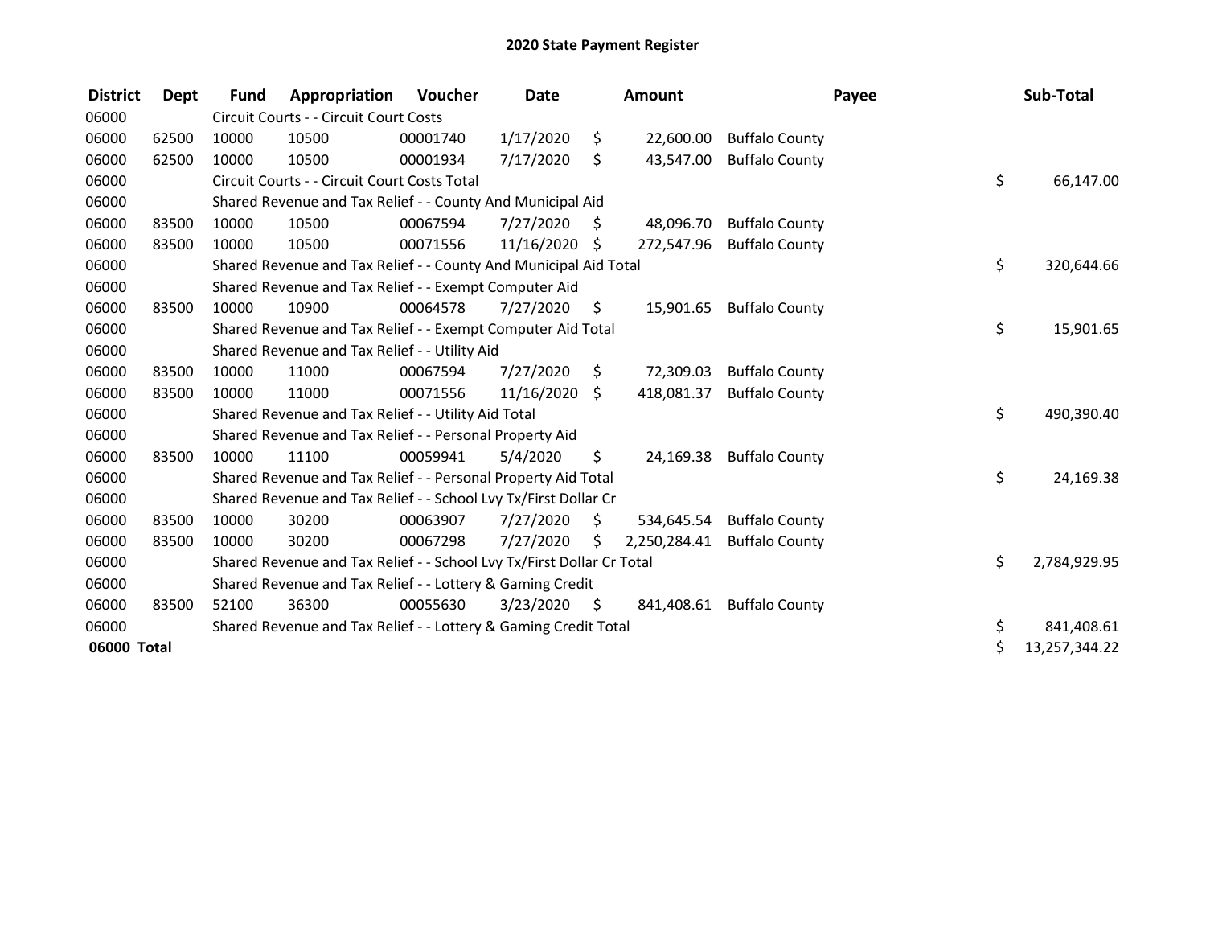## 2020 State Payment Register

| District | Dept | Fund | Appropriation | Voucher | Date | Amount | Payee | Sub-Total |
|---|---|---|---|---|---|---|---|---|
| 06000 | | Circuit Courts - - Circuit Court Costs | | | | | | |
| 06000 | 62500 | 10000 | 10500 | 00001740 | 1/17/2020 | $ 22,600.00 | Buffalo County | |
| 06000 | 62500 | 10000 | 10500 | 00001934 | 7/17/2020 | $ 43,547.00 | Buffalo County | |
| 06000 | | Circuit Courts - - Circuit Court Costs Total | | | | | | $ 66,147.00 |
| 06000 | | Shared Revenue and Tax Relief - - County And Municipal Aid | | | | | | |
| 06000 | 83500 | 10000 | 10500 | 00067594 | 7/27/2020 | $ 48,096.70 | Buffalo County | |
| 06000 | 83500 | 10000 | 10500 | 00071556 | 11/16/2020 | $ 272,547.96 | Buffalo County | |
| 06000 | | Shared Revenue and Tax Relief - - County And Municipal Aid Total | | | | | | $ 320,644.66 |
| 06000 | | Shared Revenue and Tax Relief - - Exempt Computer Aid | | | | | | |
| 06000 | 83500 | 10000 | 10900 | 00064578 | 7/27/2020 | $ 15,901.65 | Buffalo County | |
| 06000 | | Shared Revenue and Tax Relief - - Exempt Computer Aid Total | | | | | | $ 15,901.65 |
| 06000 | | Shared Revenue and Tax Relief - - Utility Aid | | | | | | |
| 06000 | 83500 | 10000 | 11000 | 00067594 | 7/27/2020 | $ 72,309.03 | Buffalo County | |
| 06000 | 83500 | 10000 | 11000 | 00071556 | 11/16/2020 | $ 418,081.37 | Buffalo County | |
| 06000 | | Shared Revenue and Tax Relief - - Utility Aid Total | | | | | | $ 490,390.40 |
| 06000 | | Shared Revenue and Tax Relief - - Personal Property Aid | | | | | | |
| 06000 | 83500 | 10000 | 11100 | 00059941 | 5/4/2020 | $ 24,169.38 | Buffalo County | |
| 06000 | | Shared Revenue and Tax Relief - - Personal Property Aid Total | | | | | | $ 24,169.38 |
| 06000 | | Shared Revenue and Tax Relief - - School Lvy Tx/First Dollar Cr | | | | | | |
| 06000 | 83500 | 10000 | 30200 | 00063907 | 7/27/2020 | $ 534,645.54 | Buffalo County | |
| 06000 | 83500 | 10000 | 30200 | 00067298 | 7/27/2020 | $ 2,250,284.41 | Buffalo County | |
| 06000 | | Shared Revenue and Tax Relief - - School Lvy Tx/First Dollar Cr Total | | | | | | $ 2,784,929.95 |
| 06000 | | Shared Revenue and Tax Relief - - Lottery & Gaming Credit | | | | | | |
| 06000 | 83500 | 52100 | 36300 | 00055630 | 3/23/2020 | $ 841,408.61 | Buffalo County | |
| 06000 | | Shared Revenue and Tax Relief - - Lottery & Gaming Credit Total | | | | | | $ 841,408.61 |
| **06000 Total** | | | | | | | | $ 13,257,344.22 |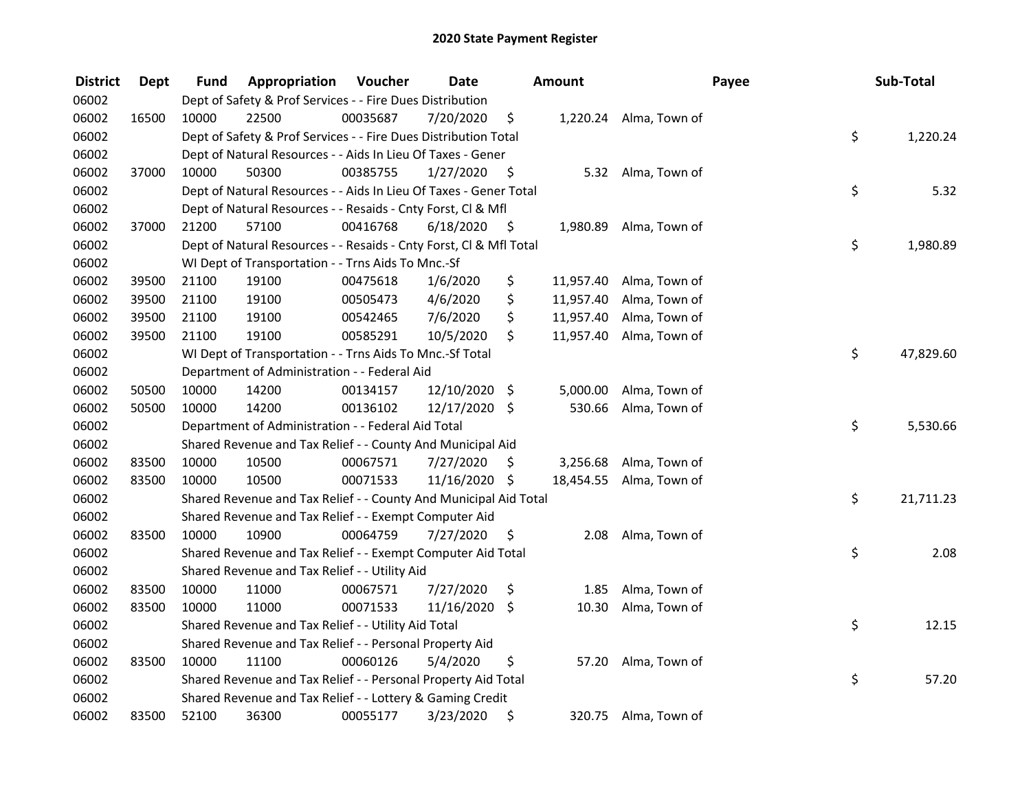# 2020 State Payment Register

| District | Dept | Fund | Appropriation | Voucher | Date | Amount | Payee | Sub-Total |
|---|---|---|---|---|---|---|---|---|
| 06002 | | Dept of Safety & Prof Services - - Fire Dues Distribution | | | | | | |
| 06002 | 16500 | 10000 | 22500 | 00035687 | 7/20/2020 | $ 1,220.24 | Alma, Town of | |
| 06002 | | Dept of Safety & Prof Services - - Fire Dues Distribution Total | | | | | | $ 1,220.24 |
| 06002 | | Dept of Natural Resources - - Aids In Lieu Of Taxes - Gener | | | | | | |
| 06002 | 37000 | 10000 | 50300 | 00385755 | 1/27/2020 | $ 5.32 | Alma, Town of | |
| 06002 | | Dept of Natural Resources - - Aids In Lieu Of Taxes - Gener Total | | | | | | $ 5.32 |
| 06002 | | Dept of Natural Resources - - Resaids - Cnty Forst, Cl & Mfl | | | | | | |
| 06002 | 37000 | 21200 | 57100 | 00416768 | 6/18/2020 | $ 1,980.89 | Alma, Town of | |
| 06002 | | Dept of Natural Resources - - Resaids - Cnty Forst, Cl & Mfl Total | | | | | | $ 1,980.89 |
| 06002 | | WI Dept of Transportation - - Trns Aids To Mnc.-Sf | | | | | | |
| 06002 | 39500 | 21100 | 19100 | 00475618 | 1/6/2020 | $ 11,957.40 | Alma, Town of | |
| 06002 | 39500 | 21100 | 19100 | 00505473 | 4/6/2020 | $ 11,957.40 | Alma, Town of | |
| 06002 | 39500 | 21100 | 19100 | 00542465 | 7/6/2020 | $ 11,957.40 | Alma, Town of | |
| 06002 | 39500 | 21100 | 19100 | 00585291 | 10/5/2020 | $ 11,957.40 | Alma, Town of | |
| 06002 | | WI Dept of Transportation - - Trns Aids To Mnc.-Sf Total | | | | | | $ 47,829.60 |
| 06002 | | Department of Administration - - Federal Aid | | | | | | |
| 06002 | 50500 | 10000 | 14200 | 00134157 | 12/10/2020 | $ 5,000.00 | Alma, Town of | |
| 06002 | 50500 | 10000 | 14200 | 00136102 | 12/17/2020 | $ 530.66 | Alma, Town of | |
| 06002 | | Department of Administration - - Federal Aid Total | | | | | | $ 5,530.66 |
| 06002 | | Shared Revenue and Tax Relief - - County And Municipal Aid | | | | | | |
| 06002 | 83500 | 10000 | 10500 | 00067571 | 7/27/2020 | $ 3,256.68 | Alma, Town of | |
| 06002 | 83500 | 10000 | 10500 | 00071533 | 11/16/2020 | $ 18,454.55 | Alma, Town of | |
| 06002 | | Shared Revenue and Tax Relief - - County And Municipal Aid Total | | | | | | $ 21,711.23 |
| 06002 | | Shared Revenue and Tax Relief - - Exempt Computer Aid | | | | | | |
| 06002 | 83500 | 10000 | 10900 | 00064759 | 7/27/2020 | $ 2.08 | Alma, Town of | |
| 06002 | | Shared Revenue and Tax Relief - - Exempt Computer Aid Total | | | | | | $ 2.08 |
| 06002 | | Shared Revenue and Tax Relief - - Utility Aid | | | | | | |
| 06002 | 83500 | 10000 | 11000 | 00067571 | 7/27/2020 | $ 1.85 | Alma, Town of | |
| 06002 | 83500 | 10000 | 11000 | 00071533 | 11/16/2020 | $ 10.30 | Alma, Town of | |
| 06002 | | Shared Revenue and Tax Relief - - Utility Aid Total | | | | | | $ 12.15 |
| 06002 | | Shared Revenue and Tax Relief - - Personal Property Aid | | | | | | |
| 06002 | 83500 | 10000 | 11100 | 00060126 | 5/4/2020 | $ 57.20 | Alma, Town of | |
| 06002 | | Shared Revenue and Tax Relief - - Personal Property Aid Total | | | | | | $ 57.20 |
| 06002 | | Shared Revenue and Tax Relief - - Lottery & Gaming Credit | | | | | | |
| 06002 | 83500 | 52100 | 36300 | 00055177 | 3/23/2020 | $ 320.75 | Alma, Town of | |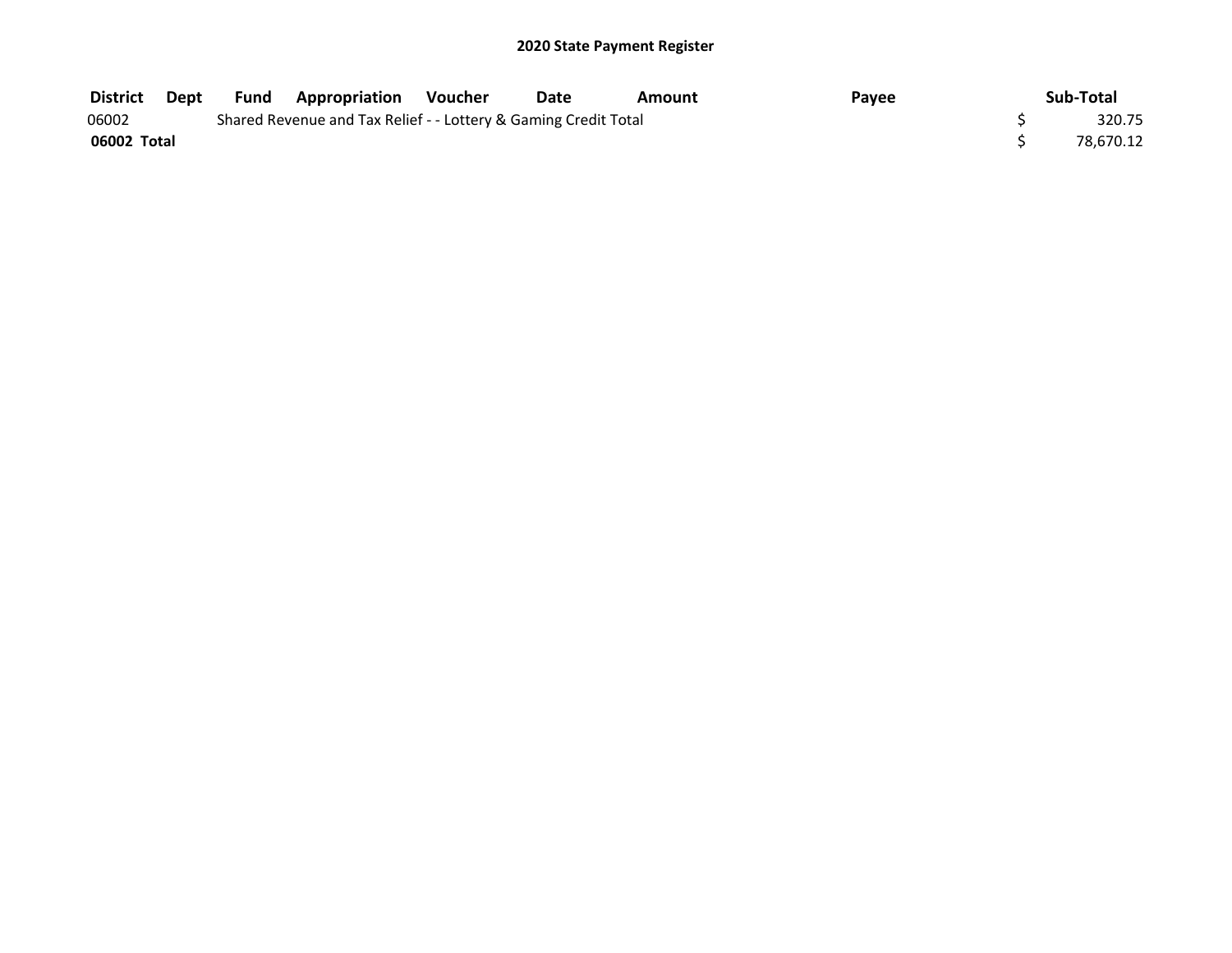# 2020 State Payment Register

| District | Dept | Fund | Appropriation | Voucher | Date | Amount | Payee | Sub-Total |
|---|---|---|---|---|---|---|---|---|
| 06002 | | Shared Revenue and Tax Relief - - Lottery & Gaming Credit Total | | | | | | $ 320.75 |
| **06002 Total** | | | | | | | | $ 78,670.12 |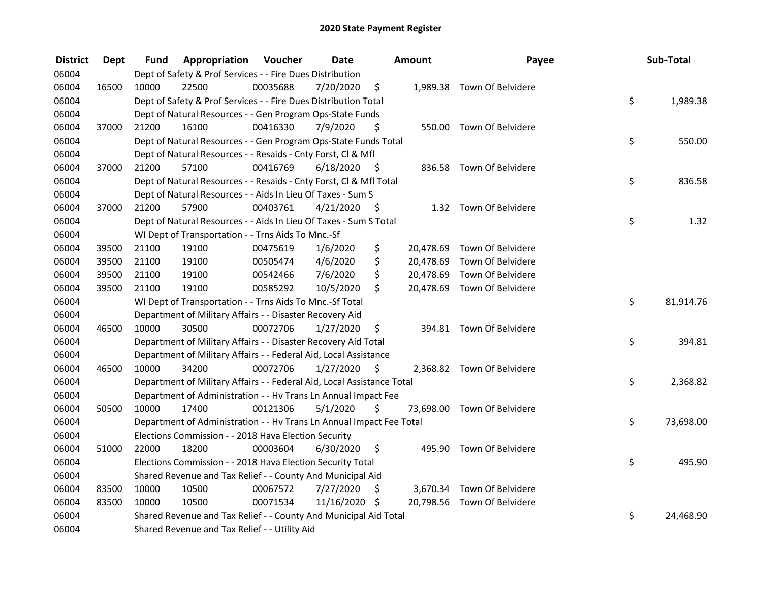## 2020 State Payment Register

| District | Dept | Fund | Appropriation | Voucher | Date | Amount | Payee | Sub-Total |
|---|---|---|---|---|---|---|---|---|
| 06004 | | Dept of Safety & Prof Services - - Fire Dues Distribution | | | | | | |
| 06004 | 16500 | 10000 | 22500 | 00035688 | 7/20/2020 | $ 1,989.38 | Town Of Belvidere | |
| 06004 | | Dept of Safety & Prof Services - - Fire Dues Distribution Total | | | | | | $ 1,989.38 |
| 06004 | | Dept of Natural Resources - - Gen Program Ops-State Funds | | | | | | |
| 06004 | 37000 | 21200 | 16100 | 00416330 | 7/9/2020 | $ 550.00 | Town Of Belvidere | |
| 06004 | | Dept of Natural Resources - - Gen Program Ops-State Funds Total | | | | | | $ 550.00 |
| 06004 | | Dept of Natural Resources - - Resaids - Cnty Forst, Cl & Mfl | | | | | | |
| 06004 | 37000 | 21200 | 57100 | 00416769 | 6/18/2020 | $ 836.58 | Town Of Belvidere | |
| 06004 | | Dept of Natural Resources - - Resaids - Cnty Forst, Cl & Mfl Total | | | | | | $ 836.58 |
| 06004 | | Dept of Natural Resources - - Aids In Lieu Of Taxes - Sum S | | | | | | |
| 06004 | 37000 | 21200 | 57900 | 00403761 | 4/21/2020 | $ 1.32 | Town Of Belvidere | |
| 06004 | | Dept of Natural Resources - - Aids In Lieu Of Taxes - Sum S Total | | | | | | $ 1.32 |
| 06004 | | WI Dept of Transportation - - Trns Aids To Mnc.-Sf | | | | | | |
| 06004 | 39500 | 21100 | 19100 | 00475619 | 1/6/2020 | $ 20,478.69 | Town Of Belvidere | |
| 06004 | 39500 | 21100 | 19100 | 00505474 | 4/6/2020 | $ 20,478.69 | Town Of Belvidere | |
| 06004 | 39500 | 21100 | 19100 | 00542466 | 7/6/2020 | $ 20,478.69 | Town Of Belvidere | |
| 06004 | 39500 | 21100 | 19100 | 00585292 | 10/5/2020 | $ 20,478.69 | Town Of Belvidere | |
| 06004 | | WI Dept of Transportation - - Trns Aids To Mnc.-Sf Total | | | | | | $ 81,914.76 |
| 06004 | | Department of Military Affairs - - Disaster Recovery Aid | | | | | | |
| 06004 | 46500 | 10000 | 30500 | 00072706 | 1/27/2020 | $ 394.81 | Town Of Belvidere | |
| 06004 | | Department of Military Affairs - - Disaster Recovery Aid Total | | | | | | $ 394.81 |
| 06004 | | Department of Military Affairs - - Federal Aid, Local Assistance | | | | | | |
| 06004 | 46500 | 10000 | 34200 | 00072706 | 1/27/2020 | $ 2,368.82 | Town Of Belvidere | |
| 06004 | | Department of Military Affairs - - Federal Aid, Local Assistance Total | | | | | | $ 2,368.82 |
| 06004 | | Department of Administration - - Hv Trans Ln Annual Impact Fee | | | | | | |
| 06004 | 50500 | 10000 | 17400 | 00121306 | 5/1/2020 | $ 73,698.00 | Town Of Belvidere | |
| 06004 | | Department of Administration - - Hv Trans Ln Annual Impact Fee Total | | | | | | $ 73,698.00 |
| 06004 | | Elections Commission - - 2018 Hava Election Security | | | | | | |
| 06004 | 51000 | 22000 | 18200 | 00003604 | 6/30/2020 | $ 495.90 | Town Of Belvidere | |
| 06004 | | Elections Commission - - 2018 Hava Election Security Total | | | | | | $ 495.90 |
| 06004 | | Shared Revenue and Tax Relief - - County And Municipal Aid | | | | | | |
| 06004 | 83500 | 10000 | 10500 | 00067572 | 7/27/2020 | $ 3,670.34 | Town Of Belvidere | |
| 06004 | 83500 | 10000 | 10500 | 00071534 | 11/16/2020 | $ 20,798.56 | Town Of Belvidere | |
| 06004 | | Shared Revenue and Tax Relief - - County And Municipal Aid Total | | | | | | $ 24,468.90 |
| 06004 | | Shared Revenue and Tax Relief - - Utility Aid | | | | | | |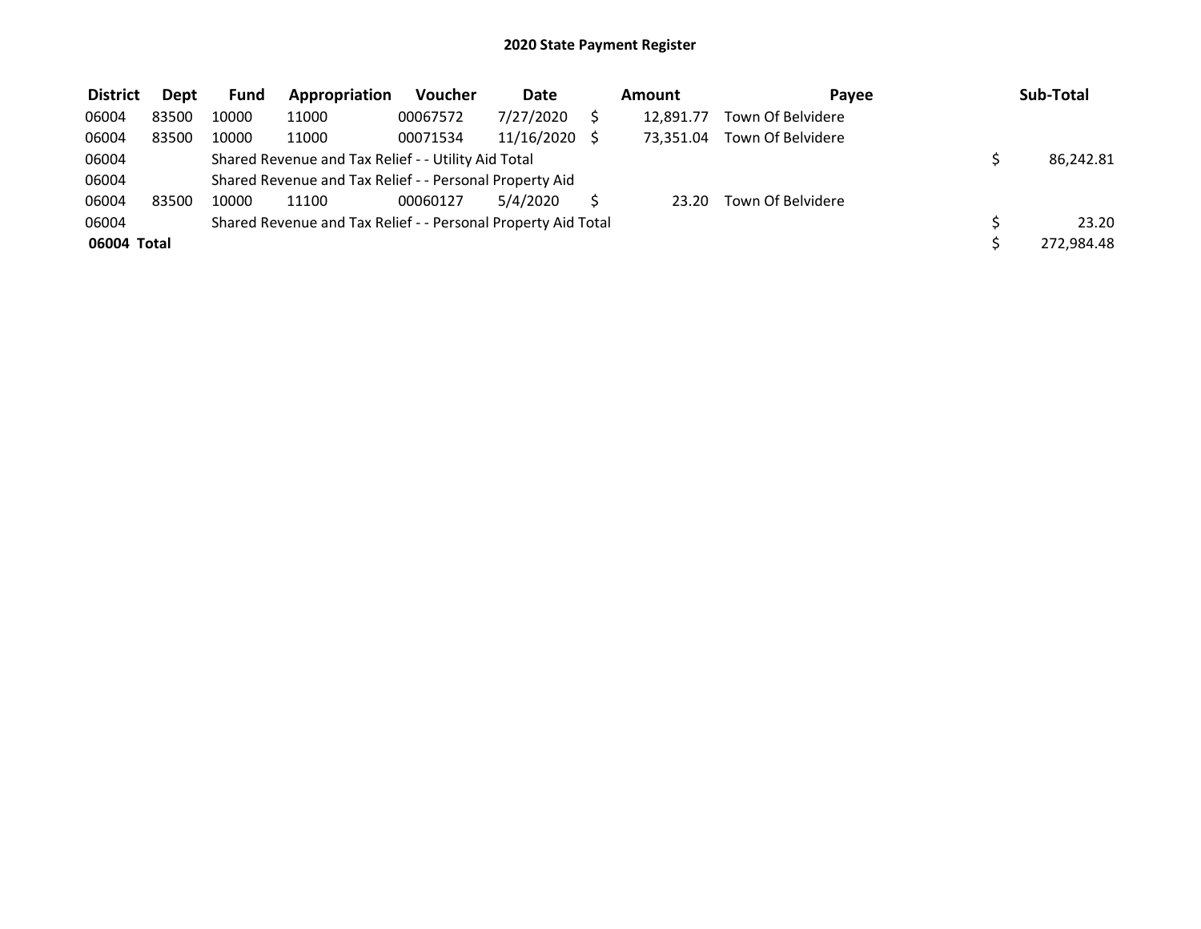# 2020 State Payment Register

| District | Dept | Fund | Appropriation | Voucher | Date | Amount | Payee | Sub-Total |
|---|---|---|---|---|---|---|---|---|
| 06004 | 83500 | 10000 | 11000 | 00067572 | 7/27/2020 | $ 12,891.77 | Town Of Belvidere | |
| 06004 | 83500 | 10000 | 11000 | 00071534 | 11/16/2020 | $ 73,351.04 | Town Of Belvidere | |
| 06004 | | Shared Revenue and Tax Relief - - Utility Aid Total | | | | | | $ 86,242.81 |
| 06004 | | Shared Revenue and Tax Relief - - Personal Property Aid | | | | | | |
| 06004 | 83500 | 10000 | 11100 | 00060127 | 5/4/2020 | $ 23.20 | Town Of Belvidere | |
| 06004 | | Shared Revenue and Tax Relief - - Personal Property Aid Total | | | | | | $ 23.20 |
| **06004 Total** | | | | | | | | $ 272,984.48 |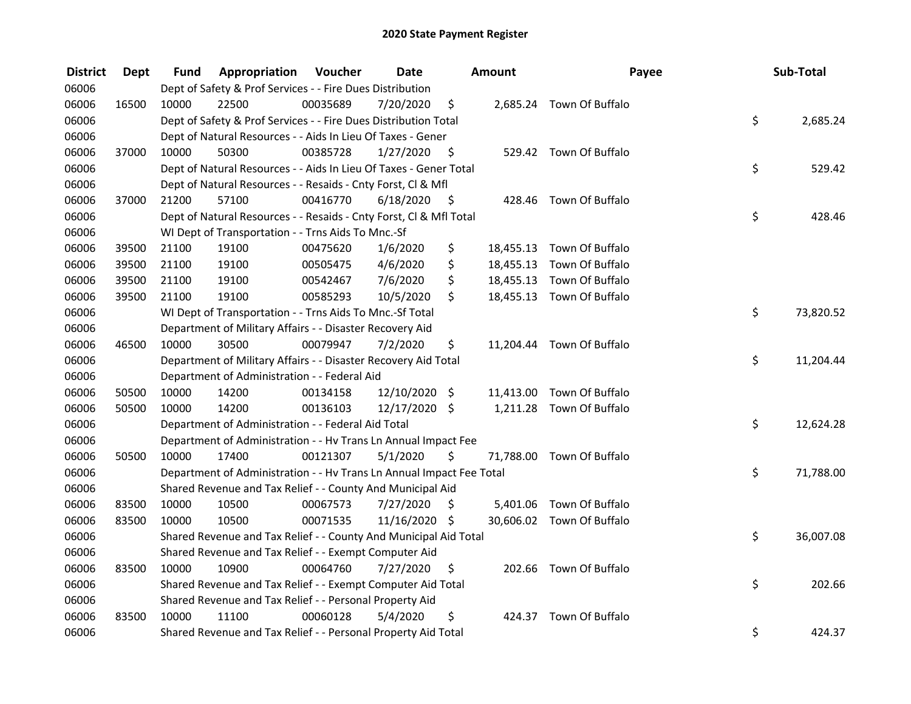# 2020 State Payment Register

| District | Dept | Fund | Appropriation | Voucher | Date | Amount | Payee | Sub-Total |
|---|---|---|---|---|---|---|---|---|
| 06006 | | Dept of Safety & Prof Services - - Fire Dues Distribution | | | | | | |
| 06006 | 16500 | 10000 | 22500 | 00035689 | 7/20/2020 | $ 2,685.24 | Town Of Buffalo | |
| 06006 | | Dept of Safety & Prof Services - - Fire Dues Distribution Total | | | | | | $ 2,685.24 |
| 06006 | | Dept of Natural Resources - - Aids In Lieu Of Taxes - Gener | | | | | | |
| 06006 | 37000 | 10000 | 50300 | 00385728 | 1/27/2020 | $ 529.42 | Town Of Buffalo | |
| 06006 | | Dept of Natural Resources - - Aids In Lieu Of Taxes - Gener Total | | | | | | $ 529.42 |
| 06006 | | Dept of Natural Resources - - Resaids - Cnty Forst, Cl & Mfl | | | | | | |
| 06006 | 37000 | 21200 | 57100 | 00416770 | 6/18/2020 | $ 428.46 | Town Of Buffalo | |
| 06006 | | Dept of Natural Resources - - Resaids - Cnty Forst, Cl & Mfl Total | | | | | | $ 428.46 |
| 06006 | | WI Dept of Transportation - - Trns Aids To Mnc.-Sf | | | | | | |
| 06006 | 39500 | 21100 | 19100 | 00475620 | 1/6/2020 | $ 18,455.13 | Town Of Buffalo | |
| 06006 | 39500 | 21100 | 19100 | 00505475 | 4/6/2020 | $ 18,455.13 | Town Of Buffalo | |
| 06006 | 39500 | 21100 | 19100 | 00542467 | 7/6/2020 | $ 18,455.13 | Town Of Buffalo | |
| 06006 | 39500 | 21100 | 19100 | 00585293 | 10/5/2020 | $ 18,455.13 | Town Of Buffalo | |
| 06006 | | WI Dept of Transportation - - Trns Aids To Mnc.-Sf Total | | | | | | $ 73,820.52 |
| 06006 | | Department of Military Affairs - - Disaster Recovery Aid | | | | | | |
| 06006 | 46500 | 10000 | 30500 | 00079947 | 7/2/2020 | $ 11,204.44 | Town Of Buffalo | |
| 06006 | | Department of Military Affairs - - Disaster Recovery Aid Total | | | | | | $ 11,204.44 |
| 06006 | | Department of Administration - - Federal Aid | | | | | | |
| 06006 | 50500 | 10000 | 14200 | 00134158 | 12/10/2020 | $ 11,413.00 | Town Of Buffalo | |
| 06006 | 50500 | 10000 | 14200 | 00136103 | 12/17/2020 | $ 1,211.28 | Town Of Buffalo | |
| 06006 | | Department of Administration - - Federal Aid Total | | | | | | $ 12,624.28 |
| 06006 | | Department of Administration - - Hv Trans Ln Annual Impact Fee | | | | | | |
| 06006 | 50500 | 10000 | 17400 | 00121307 | 5/1/2020 | $ 71,788.00 | Town Of Buffalo | |
| 06006 | | Department of Administration - - Hv Trans Ln Annual Impact Fee Total | | | | | | $ 71,788.00 |
| 06006 | | Shared Revenue and Tax Relief - - County And Municipal Aid | | | | | | |
| 06006 | 83500 | 10000 | 10500 | 00067573 | 7/27/2020 | $ 5,401.06 | Town Of Buffalo | |
| 06006 | 83500 | 10000 | 10500 | 00071535 | 11/16/2020 | $ 30,606.02 | Town Of Buffalo | |
| 06006 | | Shared Revenue and Tax Relief - - County And Municipal Aid Total | | | | | | $ 36,007.08 |
| 06006 | | Shared Revenue and Tax Relief - - Exempt Computer Aid | | | | | | |
| 06006 | 83500 | 10000 | 10900 | 00064760 | 7/27/2020 | $ 202.66 | Town Of Buffalo | |
| 06006 | | Shared Revenue and Tax Relief - - Exempt Computer Aid Total | | | | | | $ 202.66 |
| 06006 | | Shared Revenue and Tax Relief - - Personal Property Aid | | | | | | |
| 06006 | 83500 | 10000 | 11100 | 00060128 | 5/4/2020 | $ 424.37 | Town Of Buffalo | |
| 06006 | | Shared Revenue and Tax Relief - - Personal Property Aid Total | | | | | | $ 424.37 |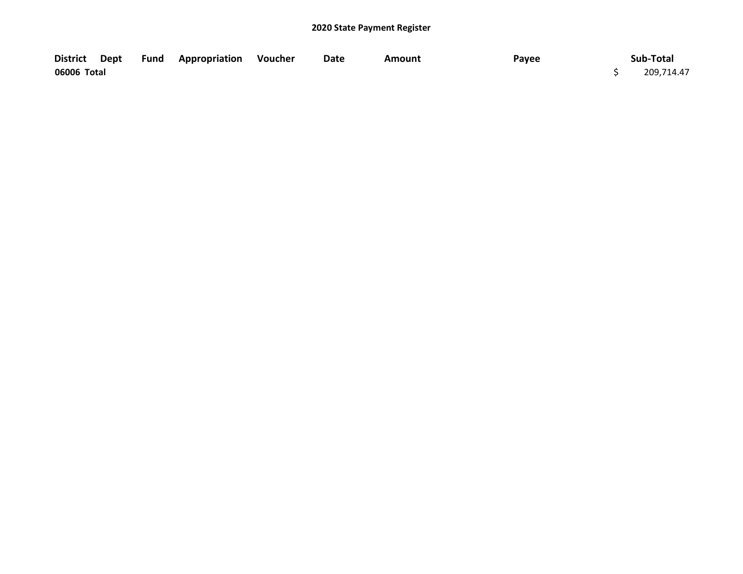**2020 State Payment Register**

| District | Dept | Fund | Appropriation | Voucher | Date | Amount | Payee | Sub-Total |
|---|---|---|---|---|---|---|---|---|
| **06006 Total** | | | | | | | | $ 209,714.47 |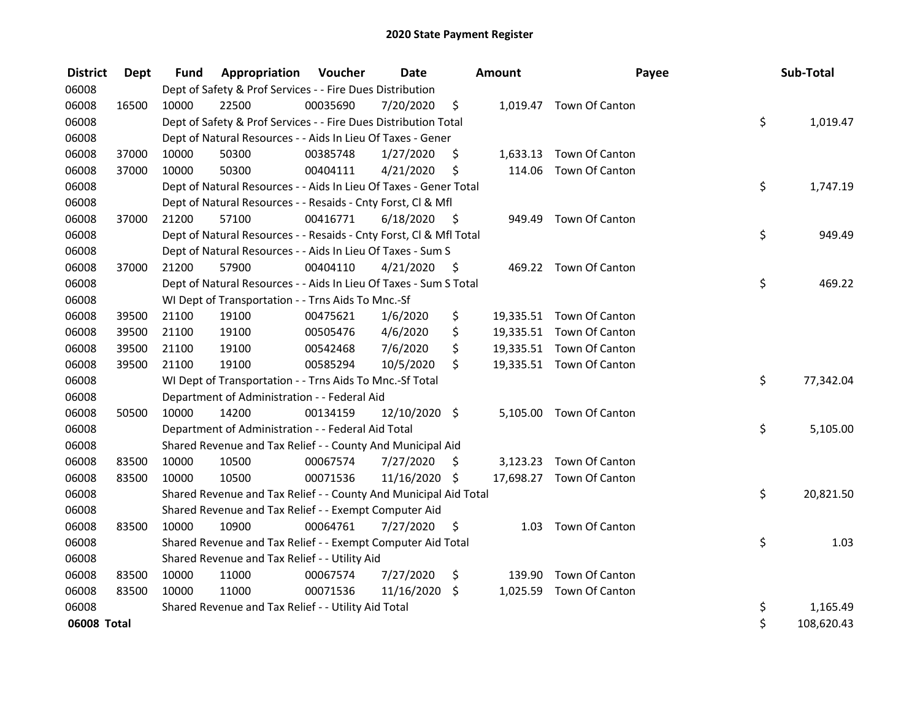# 2020 State Payment Register

| District | Dept | Fund | Appropriation | Voucher | Date | Amount | Payee | Sub-Total |
|---|---|---|---|---|---|---|---|---|
| 06008 | | Dept of Safety & Prof Services - - Fire Dues Distribution | | | | | | |
| 06008 | 16500 | 10000 | 22500 | 00035690 | 7/20/2020 | $ 1,019.47 | Town Of Canton | |
| 06008 | | Dept of Safety & Prof Services - - Fire Dues Distribution Total | | | | | | $ 1,019.47 |
| 06008 | | Dept of Natural Resources - - Aids In Lieu Of Taxes - Gener | | | | | | |
| 06008 | 37000 | 10000 | 50300 | 00385748 | 1/27/2020 | $ 1,633.13 | Town Of Canton | |
| 06008 | 37000 | 10000 | 50300 | 00404111 | 4/21/2020 | $ 114.06 | Town Of Canton | |
| 06008 | | Dept of Natural Resources - - Aids In Lieu Of Taxes - Gener Total | | | | | | $ 1,747.19 |
| 06008 | | Dept of Natural Resources - - Resaids - Cnty Forst, Cl & Mfl | | | | | | |
| 06008 | 37000 | 21200 | 57100 | 00416771 | 6/18/2020 | $ 949.49 | Town Of Canton | |
| 06008 | | Dept of Natural Resources - - Resaids - Cnty Forst, Cl & Mfl Total | | | | | | $ 949.49 |
| 06008 | | Dept of Natural Resources - - Aids In Lieu Of Taxes - Sum S | | | | | | |
| 06008 | 37000 | 21200 | 57900 | 00404110 | 4/21/2020 | $ 469.22 | Town Of Canton | |
| 06008 | | Dept of Natural Resources - - Aids In Lieu Of Taxes - Sum S Total | | | | | | $ 469.22 |
| 06008 | | WI Dept of Transportation - - Trns Aids To Mnc.-Sf | | | | | | |
| 06008 | 39500 | 21100 | 19100 | 00475621 | 1/6/2020 | $ 19,335.51 | Town Of Canton | |
| 06008 | 39500 | 21100 | 19100 | 00505476 | 4/6/2020 | $ 19,335.51 | Town Of Canton | |
| 06008 | 39500 | 21100 | 19100 | 00542468 | 7/6/2020 | $ 19,335.51 | Town Of Canton | |
| 06008 | 39500 | 21100 | 19100 | 00585294 | 10/5/2020 | $ 19,335.51 | Town Of Canton | |
| 06008 | | WI Dept of Transportation - - Trns Aids To Mnc.-Sf Total | | | | | | $ 77,342.04 |
| 06008 | | Department of Administration - - Federal Aid | | | | | | |
| 06008 | 50500 | 10000 | 14200 | 00134159 | 12/10/2020 | $ 5,105.00 | Town Of Canton | |
| 06008 | | Department of Administration - - Federal Aid Total | | | | | | $ 5,105.00 |
| 06008 | | Shared Revenue and Tax Relief - - County And Municipal Aid | | | | | | |
| 06008 | 83500 | 10000 | 10500 | 00067574 | 7/27/2020 | $ 3,123.23 | Town Of Canton | |
| 06008 | 83500 | 10000 | 10500 | 00071536 | 11/16/2020 | $ 17,698.27 | Town Of Canton | |
| 06008 | | Shared Revenue and Tax Relief - - County And Municipal Aid Total | | | | | | $ 20,821.50 |
| 06008 | | Shared Revenue and Tax Relief - - Exempt Computer Aid | | | | | | |
| 06008 | 83500 | 10000 | 10900 | 00064761 | 7/27/2020 | $ 1.03 | Town Of Canton | |
| 06008 | | Shared Revenue and Tax Relief - - Exempt Computer Aid Total | | | | | | $ 1.03 |
| 06008 | | Shared Revenue and Tax Relief - - Utility Aid | | | | | | |
| 06008 | 83500 | 10000 | 11000 | 00067574 | 7/27/2020 | $ 139.90 | Town Of Canton | |
| 06008 | 83500 | 10000 | 11000 | 00071536 | 11/16/2020 | $ 1,025.59 | Town Of Canton | |
| 06008 | | Shared Revenue and Tax Relief - - Utility Aid Total | | | | | | $ 1,165.49 |
| **06008 Total** | | | | | | | | $ 108,620.43 |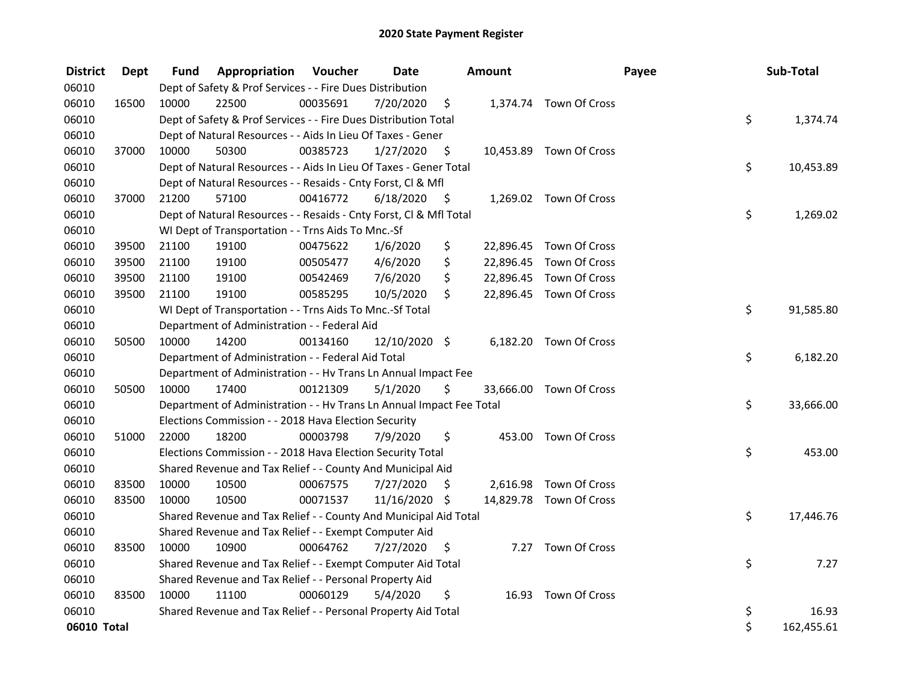# 2020 State Payment Register

| District | Dept | Fund | Appropriation | Voucher | Date | Amount | Payee | Sub-Total |
|---|---|---|---|---|---|---|---|---|
| 06010 | | Dept of Safety & Prof Services - - Fire Dues Distribution | | | | | | |
| 06010 | 16500 | 10000 | 22500 | 00035691 | 7/20/2020 | $ 1,374.74 | Town Of Cross | |
| 06010 | | Dept of Safety & Prof Services - - Fire Dues Distribution Total | | | | | | $ 1,374.74 |
| 06010 | | Dept of Natural Resources - - Aids In Lieu Of Taxes - Gener | | | | | | |
| 06010 | 37000 | 10000 | 50300 | 00385723 | 1/27/2020 | $ 10,453.89 | Town Of Cross | |
| 06010 | | Dept of Natural Resources - - Aids In Lieu Of Taxes - Gener Total | | | | | | $ 10,453.89 |
| 06010 | | Dept of Natural Resources - - Resaids - Cnty Forst, Cl & Mfl | | | | | | |
| 06010 | 37000 | 21200 | 57100 | 00416772 | 6/18/2020 | $ 1,269.02 | Town Of Cross | |
| 06010 | | Dept of Natural Resources - - Resaids - Cnty Forst, Cl & Mfl Total | | | | | | $ 1,269.02 |
| 06010 | | WI Dept of Transportation - - Trns Aids To Mnc.-Sf | | | | | | |
| 06010 | 39500 | 21100 | 19100 | 00475622 | 1/6/2020 | $ 22,896.45 | Town Of Cross | |
| 06010 | 39500 | 21100 | 19100 | 00505477 | 4/6/2020 | $ 22,896.45 | Town Of Cross | |
| 06010 | 39500 | 21100 | 19100 | 00542469 | 7/6/2020 | $ 22,896.45 | Town Of Cross | |
| 06010 | 39500 | 21100 | 19100 | 00585295 | 10/5/2020 | $ 22,896.45 | Town Of Cross | |
| 06010 | | WI Dept of Transportation - - Trns Aids To Mnc.-Sf Total | | | | | | $ 91,585.80 |
| 06010 | | Department of Administration - - Federal Aid | | | | | | |
| 06010 | 50500 | 10000 | 14200 | 00134160 | 12/10/2020 | $ 6,182.20 | Town Of Cross | |
| 06010 | | Department of Administration - - Federal Aid Total | | | | | | $ 6,182.20 |
| 06010 | | Department of Administration - - Hv Trans Ln Annual Impact Fee | | | | | | |
| 06010 | 50500 | 10000 | 17400 | 00121309 | 5/1/2020 | $ 33,666.00 | Town Of Cross | |
| 06010 | | Department of Administration - - Hv Trans Ln Annual Impact Fee Total | | | | | | $ 33,666.00 |
| 06010 | | Elections Commission - - 2018 Hava Election Security | | | | | | |
| 06010 | 51000 | 22000 | 18200 | 00003798 | 7/9/2020 | $ 453.00 | Town Of Cross | |
| 06010 | | Elections Commission - - 2018 Hava Election Security Total | | | | | | $ 453.00 |
| 06010 | | Shared Revenue and Tax Relief - - County And Municipal Aid | | | | | | |
| 06010 | 83500 | 10000 | 10500 | 00067575 | 7/27/2020 | $ 2,616.98 | Town Of Cross | |
| 06010 | 83500 | 10000 | 10500 | 00071537 | 11/16/2020 | $ 14,829.78 | Town Of Cross | |
| 06010 | | Shared Revenue and Tax Relief - - County And Municipal Aid Total | | | | | | $ 17,446.76 |
| 06010 | | Shared Revenue and Tax Relief - - Exempt Computer Aid | | | | | | |
| 06010 | 83500 | 10000 | 10900 | 00064762 | 7/27/2020 | $ 7.27 | Town Of Cross | |
| 06010 | | Shared Revenue and Tax Relief - - Exempt Computer Aid Total | | | | | | $ 7.27 |
| 06010 | | Shared Revenue and Tax Relief - - Personal Property Aid | | | | | | |
| 06010 | 83500 | 10000 | 11100 | 00060129 | 5/4/2020 | $ 16.93 | Town Of Cross | |
| 06010 | | Shared Revenue and Tax Relief - - Personal Property Aid Total | | | | | | $ 16.93 |
| **06010 Total** | | | | | | | | $ 162,455.61 |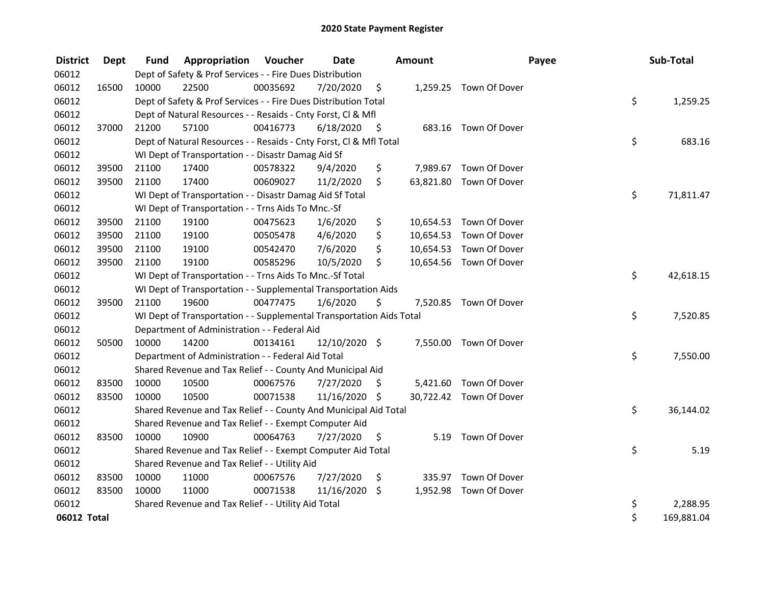# 2020 State Payment Register

| District | Dept | Fund | Appropriation | Voucher | Date | Amount | Payee | Sub-Total |
|---|---|---|---|---|---|---|---|---|
| 06012 | | Dept of Safety & Prof Services - - Fire Dues Distribution | | | | | | |
| 06012 | 16500 | 10000 | 22500 | 00035692 | 7/20/2020 | $ 1,259.25 | Town Of Dover | |
| 06012 | | Dept of Safety & Prof Services - - Fire Dues Distribution Total | | | | | | $ 1,259.25 |
| 06012 | | Dept of Natural Resources - - Resaids - Cnty Forst, Cl & Mfl | | | | | | |
| 06012 | 37000 | 21200 | 57100 | 00416773 | 6/18/2020 | $ 683.16 | Town Of Dover | |
| 06012 | | Dept of Natural Resources - - Resaids - Cnty Forst, Cl & Mfl Total | | | | | | $ 683.16 |
| 06012 | | WI Dept of Transportation - - Disastr Damag Aid Sf | | | | | | |
| 06012 | 39500 | 21100 | 17400 | 00578322 | 9/4/2020 | $ 7,989.67 | Town Of Dover | |
| 06012 | 39500 | 21100 | 17400 | 00609027 | 11/2/2020 | $ 63,821.80 | Town Of Dover | |
| 06012 | | WI Dept of Transportation - - Disastr Damag Aid Sf Total | | | | | | $ 71,811.47 |
| 06012 | | WI Dept of Transportation - - Trns Aids To Mnc.-Sf | | | | | | |
| 06012 | 39500 | 21100 | 19100 | 00475623 | 1/6/2020 | $ 10,654.53 | Town Of Dover | |
| 06012 | 39500 | 21100 | 19100 | 00505478 | 4/6/2020 | $ 10,654.53 | Town Of Dover | |
| 06012 | 39500 | 21100 | 19100 | 00542470 | 7/6/2020 | $ 10,654.53 | Town Of Dover | |
| 06012 | 39500 | 21100 | 19100 | 00585296 | 10/5/2020 | $ 10,654.56 | Town Of Dover | |
| 06012 | | WI Dept of Transportation - - Trns Aids To Mnc.-Sf Total | | | | | | $ 42,618.15 |
| 06012 | | WI Dept of Transportation - - Supplemental Transportation Aids | | | | | | |
| 06012 | 39500 | 21100 | 19600 | 00477475 | 1/6/2020 | $ 7,520.85 | Town Of Dover | |
| 06012 | | WI Dept of Transportation - - Supplemental Transportation Aids Total | | | | | | $ 7,520.85 |
| 06012 | | Department of Administration - - Federal Aid | | | | | | |
| 06012 | 50500 | 10000 | 14200 | 00134161 | 12/10/2020 | $ 7,550.00 | Town Of Dover | |
| 06012 | | Department of Administration - - Federal Aid Total | | | | | | $ 7,550.00 |
| 06012 | | Shared Revenue and Tax Relief - - County And Municipal Aid | | | | | | |
| 06012 | 83500 | 10000 | 10500 | 00067576 | 7/27/2020 | $ 5,421.60 | Town Of Dover | |
| 06012 | 83500 | 10000 | 10500 | 00071538 | 11/16/2020 | $ 30,722.42 | Town Of Dover | |
| 06012 | | Shared Revenue and Tax Relief - - County And Municipal Aid Total | | | | | | $ 36,144.02 |
| 06012 | | Shared Revenue and Tax Relief - - Exempt Computer Aid | | | | | | |
| 06012 | 83500 | 10000 | 10900 | 00064763 | 7/27/2020 | $ 5.19 | Town Of Dover | |
| 06012 | | Shared Revenue and Tax Relief - - Exempt Computer Aid Total | | | | | | $ 5.19 |
| 06012 | | Shared Revenue and Tax Relief - - Utility Aid | | | | | | |
| 06012 | 83500 | 10000 | 11000 | 00067576 | 7/27/2020 | $ 335.97 | Town Of Dover | |
| 06012 | 83500 | 10000 | 11000 | 00071538 | 11/16/2020 | $ 1,952.98 | Town Of Dover | |
| 06012 | | Shared Revenue and Tax Relief - - Utility Aid Total | | | | | | $ 2,288.95 |
| **06012 Total** | | | | | | | | $ 169,881.04 |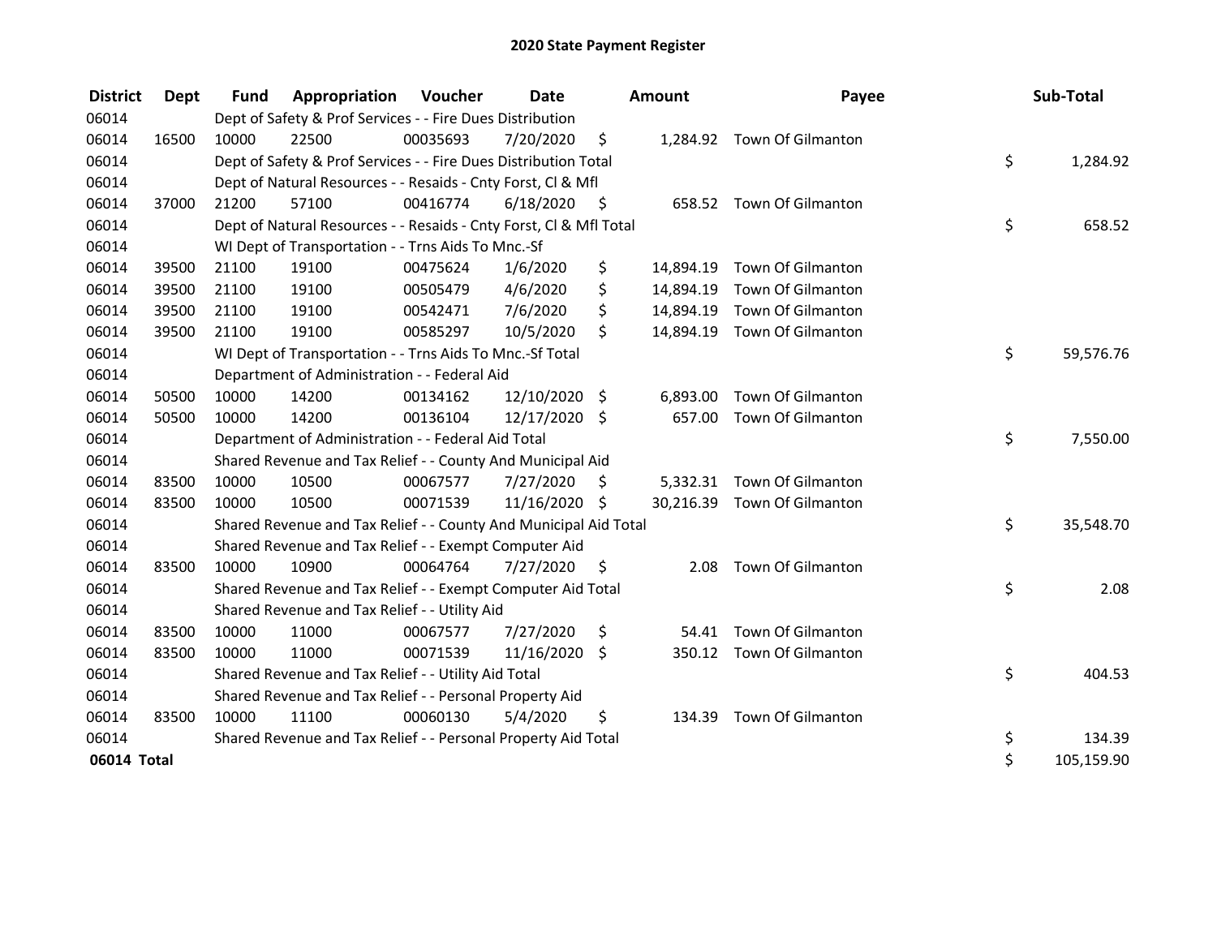# 2020 State Payment Register

| District | Dept | Fund | Appropriation | Voucher | Date | Amount | Payee | Sub-Total |
|---|---|---|---|---|---|---|---|---|
| 06014 | | Dept of Safety & Prof Services - - Fire Dues Distribution | | | | | | |
| 06014 | 16500 | 10000 | 22500 | 00035693 | 7/20/2020 | $ 1,284.92 | Town Of Gilmanton | |
| 06014 | | Dept of Safety & Prof Services - - Fire Dues Distribution Total | | | | | | $ 1,284.92 |
| 06014 | | Dept of Natural Resources - - Resaids - Cnty Forst, Cl & Mfl | | | | | | |
| 06014 | 37000 | 21200 | 57100 | 00416774 | 6/18/2020 | $ 658.52 | Town Of Gilmanton | |
| 06014 | | Dept of Natural Resources - - Resaids - Cnty Forst, Cl & Mfl Total | | | | | | $ 658.52 |
| 06014 | | WI Dept of Transportation - - Trns Aids To Mnc.-Sf | | | | | | |
| 06014 | 39500 | 21100 | 19100 | 00475624 | 1/6/2020 | $ 14,894.19 | Town Of Gilmanton | |
| 06014 | 39500 | 21100 | 19100 | 00505479 | 4/6/2020 | $ 14,894.19 | Town Of Gilmanton | |
| 06014 | 39500 | 21100 | 19100 | 00542471 | 7/6/2020 | $ 14,894.19 | Town Of Gilmanton | |
| 06014 | 39500 | 21100 | 19100 | 00585297 | 10/5/2020 | $ 14,894.19 | Town Of Gilmanton | |
| 06014 | | WI Dept of Transportation - - Trns Aids To Mnc.-Sf Total | | | | | | $ 59,576.76 |
| 06014 | | Department of Administration - - Federal Aid | | | | | | |
| 06014 | 50500 | 10000 | 14200 | 00134162 | 12/10/2020 | $ 6,893.00 | Town Of Gilmanton | |
| 06014 | 50500 | 10000 | 14200 | 00136104 | 12/17/2020 | $ 657.00 | Town Of Gilmanton | |
| 06014 | | Department of Administration - - Federal Aid Total | | | | | | $ 7,550.00 |
| 06014 | | Shared Revenue and Tax Relief - - County And Municipal Aid | | | | | | |
| 06014 | 83500 | 10000 | 10500 | 00067577 | 7/27/2020 | $ 5,332.31 | Town Of Gilmanton | |
| 06014 | 83500 | 10000 | 10500 | 00071539 | 11/16/2020 | $ 30,216.39 | Town Of Gilmanton | |
| 06014 | | Shared Revenue and Tax Relief - - County And Municipal Aid Total | | | | | | $ 35,548.70 |
| 06014 | | Shared Revenue and Tax Relief - - Exempt Computer Aid | | | | | | |
| 06014 | 83500 | 10000 | 10900 | 00064764 | 7/27/2020 | $ 2.08 | Town Of Gilmanton | |
| 06014 | | Shared Revenue and Tax Relief - - Exempt Computer Aid Total | | | | | | $ 2.08 |
| 06014 | | Shared Revenue and Tax Relief - - Utility Aid | | | | | | |
| 06014 | 83500 | 10000 | 11000 | 00067577 | 7/27/2020 | $ 54.41 | Town Of Gilmanton | |
| 06014 | 83500 | 10000 | 11000 | 00071539 | 11/16/2020 | $ 350.12 | Town Of Gilmanton | |
| 06014 | | Shared Revenue and Tax Relief - - Utility Aid Total | | | | | | $ 404.53 |
| 06014 | | Shared Revenue and Tax Relief - - Personal Property Aid | | | | | | |
| 06014 | 83500 | 10000 | 11100 | 00060130 | 5/4/2020 | $ 134.39 | Town Of Gilmanton | |
| 06014 | | Shared Revenue and Tax Relief - - Personal Property Aid Total | | | | | | $ 134.39 |
| **06014 Total** | | | | | | | | $ 105,159.90 |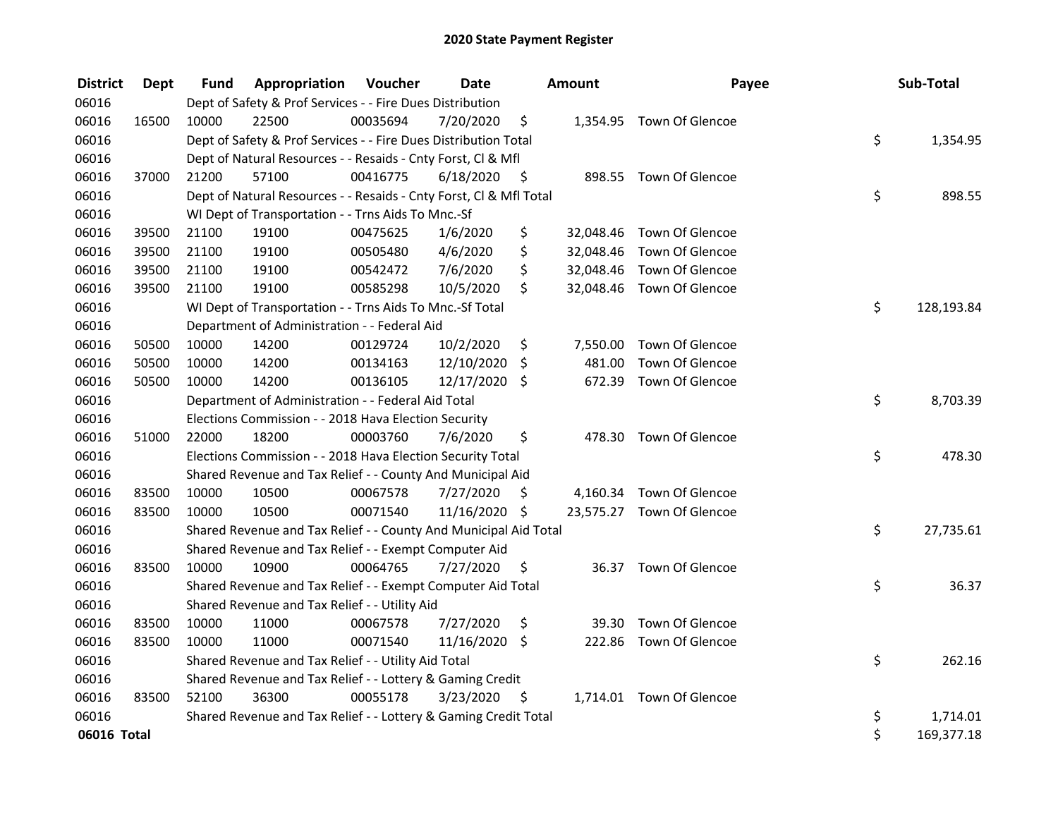# 2020 State Payment Register

| District | Dept | Fund | Appropriation | Voucher | Date | Amount | Payee | Sub-Total |
|---|---|---|---|---|---|---|---|---|
| 06016 | | Dept of Safety & Prof Services - - Fire Dues Distribution | | | | | | |
| 06016 | 16500 | 10000 | 22500 | 00035694 | 7/20/2020 | $ 1,354.95 | Town Of Glencoe | |
| 06016 | | Dept of Safety & Prof Services - - Fire Dues Distribution Total | | | | | | $ 1,354.95 |
| 06016 | | Dept of Natural Resources - - Resaids - Cnty Forst, Cl & Mfl | | | | | | |
| 06016 | 37000 | 21200 | 57100 | 00416775 | 6/18/2020 | $ 898.55 | Town Of Glencoe | |
| 06016 | | Dept of Natural Resources - - Resaids - Cnty Forst, Cl & Mfl Total | | | | | | $ 898.55 |
| 06016 | | WI Dept of Transportation - - Trns Aids To Mnc.-Sf | | | | | | |
| 06016 | 39500 | 21100 | 19100 | 00475625 | 1/6/2020 | $ 32,048.46 | Town Of Glencoe | |
| 06016 | 39500 | 21100 | 19100 | 00505480 | 4/6/2020 | $ 32,048.46 | Town Of Glencoe | |
| 06016 | 39500 | 21100 | 19100 | 00542472 | 7/6/2020 | $ 32,048.46 | Town Of Glencoe | |
| 06016 | 39500 | 21100 | 19100 | 00585298 | 10/5/2020 | $ 32,048.46 | Town Of Glencoe | |
| 06016 | | WI Dept of Transportation - - Trns Aids To Mnc.-Sf Total | | | | | | $ 128,193.84 |
| 06016 | | Department of Administration - - Federal Aid | | | | | | |
| 06016 | 50500 | 10000 | 14200 | 00129724 | 10/2/2020 | $ 7,550.00 | Town Of Glencoe | |
| 06016 | 50500 | 10000 | 14200 | 00134163 | 12/10/2020 | $ 481.00 | Town Of Glencoe | |
| 06016 | 50500 | 10000 | 14200 | 00136105 | 12/17/2020 | $ 672.39 | Town Of Glencoe | |
| 06016 | | Department of Administration - - Federal Aid Total | | | | | | $ 8,703.39 |
| 06016 | | Elections Commission - - 2018 Hava Election Security | | | | | | |
| 06016 | 51000 | 22000 | 18200 | 00003760 | 7/6/2020 | $ 478.30 | Town Of Glencoe | |
| 06016 | | Elections Commission - - 2018 Hava Election Security Total | | | | | | $ 478.30 |
| 06016 | | Shared Revenue and Tax Relief - - County And Municipal Aid | | | | | | |
| 06016 | 83500 | 10000 | 10500 | 00067578 | 7/27/2020 | $ 4,160.34 | Town Of Glencoe | |
| 06016 | 83500 | 10000 | 10500 | 00071540 | 11/16/2020 | $ 23,575.27 | Town Of Glencoe | |
| 06016 | | Shared Revenue and Tax Relief - - County And Municipal Aid Total | | | | | | $ 27,735.61 |
| 06016 | | Shared Revenue and Tax Relief - - Exempt Computer Aid | | | | | | |
| 06016 | 83500 | 10000 | 10900 | 00064765 | 7/27/2020 | $ 36.37 | Town Of Glencoe | |
| 06016 | | Shared Revenue and Tax Relief - - Exempt Computer Aid Total | | | | | | $ 36.37 |
| 06016 | | Shared Revenue and Tax Relief - - Utility Aid | | | | | | |
| 06016 | 83500 | 10000 | 11000 | 00067578 | 7/27/2020 | $ 39.30 | Town Of Glencoe | |
| 06016 | 83500 | 10000 | 11000 | 00071540 | 11/16/2020 | $ 222.86 | Town Of Glencoe | |
| 06016 | | Shared Revenue and Tax Relief - - Utility Aid Total | | | | | | $ 262.16 |
| 06016 | | Shared Revenue and Tax Relief - - Lottery & Gaming Credit | | | | | | |
| 06016 | 83500 | 52100 | 36300 | 00055178 | 3/23/2020 | $ 1,714.01 | Town Of Glencoe | |
| 06016 | | Shared Revenue and Tax Relief - - Lottery & Gaming Credit Total | | | | | | $ 1,714.01 |
| **06016 Total** | | | | | | | | $ 169,377.18 |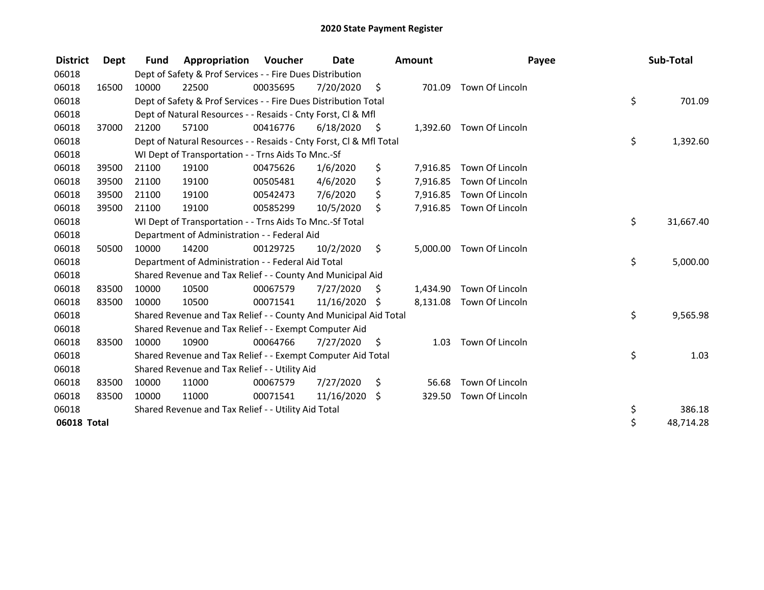# 2020 State Payment Register

| District | Dept | Fund | Appropriation | Voucher | Date | Amount | Payee | Sub-Total |
|---|---|---|---|---|---|---|---|---|
| 06018 | | Dept of Safety & Prof Services - - Fire Dues Distribution | | | | | | |
| 06018 | 16500 | 10000 | 22500 | 00035695 | 7/20/2020 | $ 701.09 | Town Of Lincoln | |
| 06018 | | Dept of Safety & Prof Services - - Fire Dues Distribution Total | | | | | | $ 701.09 |
| 06018 | | Dept of Natural Resources - - Resaids - Cnty Forst, Cl & Mfl | | | | | | |
| 06018 | 37000 | 21200 | 57100 | 00416776 | 6/18/2020 | $ 1,392.60 | Town Of Lincoln | |
| 06018 | | Dept of Natural Resources - - Resaids - Cnty Forst, Cl & Mfl Total | | | | | | $ 1,392.60 |
| 06018 | | WI Dept of Transportation - - Trns Aids To Mnc.-Sf | | | | | | |
| 06018 | 39500 | 21100 | 19100 | 00475626 | 1/6/2020 | $ 7,916.85 | Town Of Lincoln | |
| 06018 | 39500 | 21100 | 19100 | 00505481 | 4/6/2020 | $ 7,916.85 | Town Of Lincoln | |
| 06018 | 39500 | 21100 | 19100 | 00542473 | 7/6/2020 | $ 7,916.85 | Town Of Lincoln | |
| 06018 | 39500 | 21100 | 19100 | 00585299 | 10/5/2020 | $ 7,916.85 | Town Of Lincoln | |
| 06018 | | WI Dept of Transportation - - Trns Aids To Mnc.-Sf Total | | | | | | $ 31,667.40 |
| 06018 | | Department of Administration - - Federal Aid | | | | | | |
| 06018 | 50500 | 10000 | 14200 | 00129725 | 10/2/2020 | $ 5,000.00 | Town Of Lincoln | |
| 06018 | | Department of Administration - - Federal Aid Total | | | | | | $ 5,000.00 |
| 06018 | | Shared Revenue and Tax Relief - - County And Municipal Aid | | | | | | |
| 06018 | 83500 | 10000 | 10500 | 00067579 | 7/27/2020 | $ 1,434.90 | Town Of Lincoln | |
| 06018 | 83500 | 10000 | 10500 | 00071541 | 11/16/2020 | $ 8,131.08 | Town Of Lincoln | |
| 06018 | | Shared Revenue and Tax Relief - - County And Municipal Aid Total | | | | | | $ 9,565.98 |
| 06018 | | Shared Revenue and Tax Relief - - Exempt Computer Aid | | | | | | |
| 06018 | 83500 | 10000 | 10900 | 00064766 | 7/27/2020 | $ 1.03 | Town Of Lincoln | |
| 06018 | | Shared Revenue and Tax Relief - - Exempt Computer Aid Total | | | | | | $ 1.03 |
| 06018 | | Shared Revenue and Tax Relief - - Utility Aid | | | | | | |
| 06018 | 83500 | 10000 | 11000 | 00067579 | 7/27/2020 | $ 56.68 | Town Of Lincoln | |
| 06018 | 83500 | 10000 | 11000 | 00071541 | 11/16/2020 | $ 329.50 | Town Of Lincoln | |
| 06018 | | Shared Revenue and Tax Relief - - Utility Aid Total | | | | | | $ 386.18 |
| **06018 Total** | | | | | | | | $ 48,714.28 |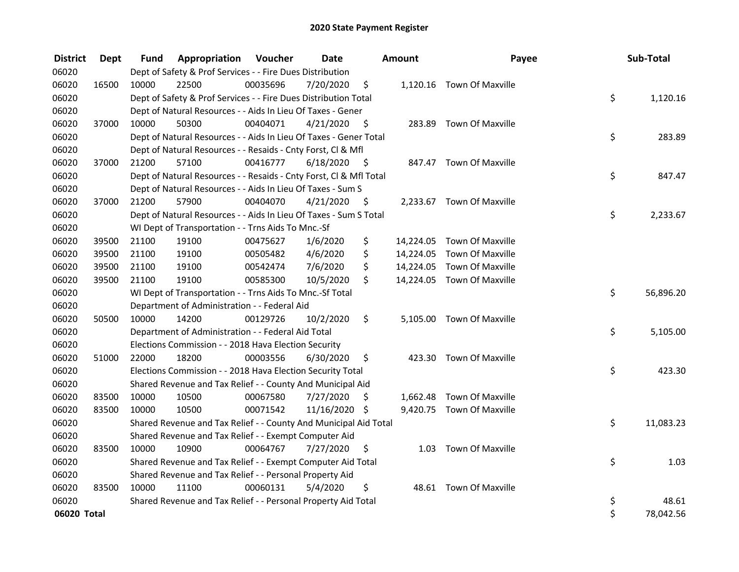# 2020 State Payment Register

| District | Dept | Fund | Appropriation | Voucher | Date | Amount | Payee | Sub-Total |
|---|---|---|---|---|---|---|---|---|
| 06020 | | Dept of Safety & Prof Services - - Fire Dues Distribution | | | | | | |
| 06020 | 16500 | 10000 | 22500 | 00035696 | 7/20/2020 | $ 1,120.16 | Town Of Maxville | |
| 06020 | | Dept of Safety & Prof Services - - Fire Dues Distribution Total | | | | | | $ 1,120.16 |
| 06020 | | Dept of Natural Resources - - Aids In Lieu Of Taxes - Gener | | | | | | |
| 06020 | 37000 | 10000 | 50300 | 00404071 | 4/21/2020 | $ 283.89 | Town Of Maxville | |
| 06020 | | Dept of Natural Resources - - Aids In Lieu Of Taxes - Gener Total | | | | | | $ 283.89 |
| 06020 | | Dept of Natural Resources - - Resaids - Cnty Forst, Cl & Mfl | | | | | | |
| 06020 | 37000 | 21200 | 57100 | 00416777 | 6/18/2020 | $ 847.47 | Town Of Maxville | |
| 06020 | | Dept of Natural Resources - - Resaids - Cnty Forst, Cl & Mfl Total | | | | | | $ 847.47 |
| 06020 | | Dept of Natural Resources - - Aids In Lieu Of Taxes - Sum S | | | | | | |
| 06020 | 37000 | 21200 | 57900 | 00404070 | 4/21/2020 | $ 2,233.67 | Town Of Maxville | |
| 06020 | | Dept of Natural Resources - - Aids In Lieu Of Taxes - Sum S Total | | | | | | $ 2,233.67 |
| 06020 | | WI Dept of Transportation - - Trns Aids To Mnc.-Sf | | | | | | |
| 06020 | 39500 | 21100 | 19100 | 00475627 | 1/6/2020 | $ 14,224.05 | Town Of Maxville | |
| 06020 | 39500 | 21100 | 19100 | 00505482 | 4/6/2020 | $ 14,224.05 | Town Of Maxville | |
| 06020 | 39500 | 21100 | 19100 | 00542474 | 7/6/2020 | $ 14,224.05 | Town Of Maxville | |
| 06020 | 39500 | 21100 | 19100 | 00585300 | 10/5/2020 | $ 14,224.05 | Town Of Maxville | |
| 06020 | | WI Dept of Transportation - - Trns Aids To Mnc.-Sf Total | | | | | | $ 56,896.20 |
| 06020 | | Department of Administration - - Federal Aid | | | | | | |
| 06020 | 50500 | 10000 | 14200 | 00129726 | 10/2/2020 | $ 5,105.00 | Town Of Maxville | |
| 06020 | | Department of Administration - - Federal Aid Total | | | | | | $ 5,105.00 |
| 06020 | | Elections Commission - - 2018 Hava Election Security | | | | | | |
| 06020 | 51000 | 22000 | 18200 | 00003556 | 6/30/2020 | $ 423.30 | Town Of Maxville | |
| 06020 | | Elections Commission - - 2018 Hava Election Security Total | | | | | | $ 423.30 |
| 06020 | | Shared Revenue and Tax Relief - - County And Municipal Aid | | | | | | |
| 06020 | 83500 | 10000 | 10500 | 00067580 | 7/27/2020 | $ 1,662.48 | Town Of Maxville | |
| 06020 | 83500 | 10000 | 10500 | 00071542 | 11/16/2020 | $ 9,420.75 | Town Of Maxville | |
| 06020 | | Shared Revenue and Tax Relief - - County And Municipal Aid Total | | | | | | $ 11,083.23 |
| 06020 | | Shared Revenue and Tax Relief - - Exempt Computer Aid | | | | | | |
| 06020 | 83500 | 10000 | 10900 | 00064767 | 7/27/2020 | $ 1.03 | Town Of Maxville | |
| 06020 | | Shared Revenue and Tax Relief - - Exempt Computer Aid Total | | | | | | $ 1.03 |
| 06020 | | Shared Revenue and Tax Relief - - Personal Property Aid | | | | | | |
| 06020 | 83500 | 10000 | 11100 | 00060131 | 5/4/2020 | $ 48.61 | Town Of Maxville | |
| 06020 | | Shared Revenue and Tax Relief - - Personal Property Aid Total | | | | | | $ 48.61 |
| **06020 Total** | | | | | | | | $ 78,042.56 |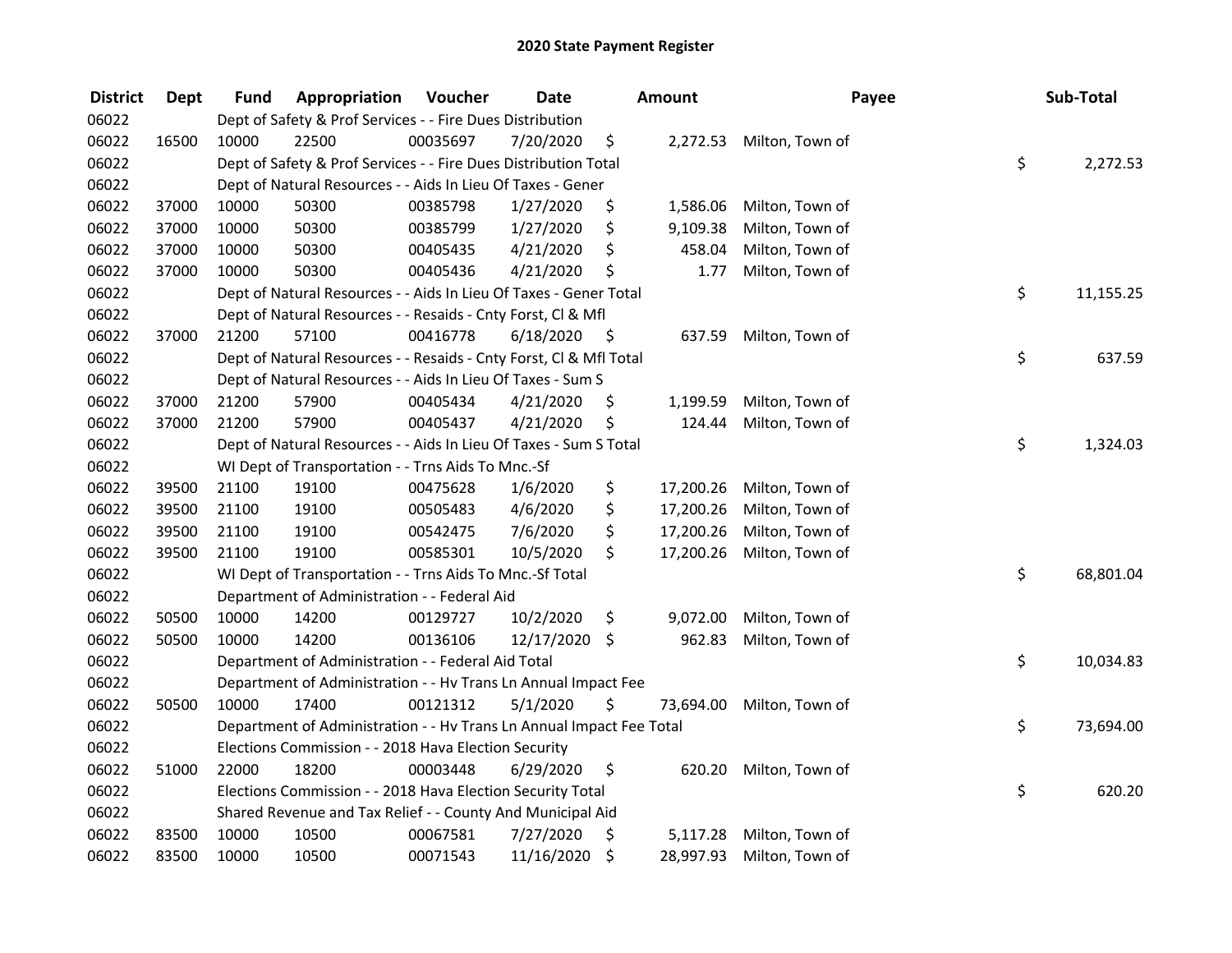# 2020 State Payment Register

| District | Dept | Fund | Appropriation | Voucher | Date | Amount | Payee | Sub-Total |
|---|---|---|---|---|---|---|---|---|
| 06022 | | Dept of Safety & Prof Services - - Fire Dues Distribution | | | | | | |
| 06022 | 16500 | 10000 | 22500 | 00035697 | 7/20/2020 | $ 2,272.53 | Milton, Town of | |
| 06022 | | Dept of Safety & Prof Services - - Fire Dues Distribution Total | | | | | | $ 2,272.53 |
| 06022 | | Dept of Natural Resources - - Aids In Lieu Of Taxes - Gener | | | | | | |
| 06022 | 37000 | 10000 | 50300 | 00385798 | 1/27/2020 | $ 1,586.06 | Milton, Town of | |
| 06022 | 37000 | 10000 | 50300 | 00385799 | 1/27/2020 | $ 9,109.38 | Milton, Town of | |
| 06022 | 37000 | 10000 | 50300 | 00405435 | 4/21/2020 | $ 458.04 | Milton, Town of | |
| 06022 | 37000 | 10000 | 50300 | 00405436 | 4/21/2020 | $ 1.77 | Milton, Town of | |
| 06022 | | Dept of Natural Resources - - Aids In Lieu Of Taxes - Gener Total | | | | | | $ 11,155.25 |
| 06022 | | Dept of Natural Resources - - Resaids - Cnty Forst, Cl & Mfl | | | | | | |
| 06022 | 37000 | 21200 | 57100 | 00416778 | 6/18/2020 | $ 637.59 | Milton, Town of | |
| 06022 | | Dept of Natural Resources - - Resaids - Cnty Forst, Cl & Mfl Total | | | | | | $ 637.59 |
| 06022 | | Dept of Natural Resources - - Aids In Lieu Of Taxes - Sum S | | | | | | |
| 06022 | 37000 | 21200 | 57900 | 00405434 | 4/21/2020 | $ 1,199.59 | Milton, Town of | |
| 06022 | 37000 | 21200 | 57900 | 00405437 | 4/21/2020 | $ 124.44 | Milton, Town of | |
| 06022 | | Dept of Natural Resources - - Aids In Lieu Of Taxes - Sum S Total | | | | | | $ 1,324.03 |
| 06022 | | WI Dept of Transportation - - Trns Aids To Mnc.-Sf | | | | | | |
| 06022 | 39500 | 21100 | 19100 | 00475628 | 1/6/2020 | $ 17,200.26 | Milton, Town of | |
| 06022 | 39500 | 21100 | 19100 | 00505483 | 4/6/2020 | $ 17,200.26 | Milton, Town of | |
| 06022 | 39500 | 21100 | 19100 | 00542475 | 7/6/2020 | $ 17,200.26 | Milton, Town of | |
| 06022 | 39500 | 21100 | 19100 | 00585301 | 10/5/2020 | $ 17,200.26 | Milton, Town of | |
| 06022 | | WI Dept of Transportation - - Trns Aids To Mnc.-Sf Total | | | | | | $ 68,801.04 |
| 06022 | | Department of Administration - - Federal Aid | | | | | | |
| 06022 | 50500 | 10000 | 14200 | 00129727 | 10/2/2020 | $ 9,072.00 | Milton, Town of | |
| 06022 | 50500 | 10000 | 14200 | 00136106 | 12/17/2020 | $ 962.83 | Milton, Town of | |
| 06022 | | Department of Administration - - Federal Aid Total | | | | | | $ 10,034.83 |
| 06022 | | Department of Administration - - Hv Trans Ln Annual Impact Fee | | | | | | |
| 06022 | 50500 | 10000 | 17400 | 00121312 | 5/1/2020 | $ 73,694.00 | Milton, Town of | |
| 06022 | | Department of Administration - - Hv Trans Ln Annual Impact Fee Total | | | | | | $ 73,694.00 |
| 06022 | | Elections Commission - - 2018 Hava Election Security | | | | | | |
| 06022 | 51000 | 22000 | 18200 | 00003448 | 6/29/2020 | $ 620.20 | Milton, Town of | |
| 06022 | | Elections Commission - - 2018 Hava Election Security Total | | | | | | $ 620.20 |
| 06022 | | Shared Revenue and Tax Relief - - County And Municipal Aid | | | | | | |
| 06022 | 83500 | 10000 | 10500 | 00067581 | 7/27/2020 | $ 5,117.28 | Milton, Town of | |
| 06022 | 83500 | 10000 | 10500 | 00071543 | 11/16/2020 | $ 28,997.93 | Milton, Town of | |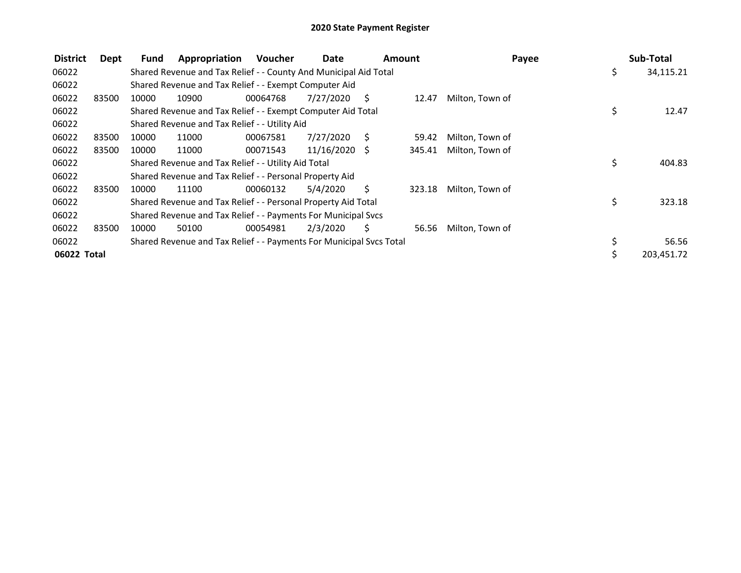# 2020 State Payment Register

| District | Dept | Fund | Appropriation | Voucher | Date | Amount | Payee | Sub-Total |
|---|---|---|---|---|---|---|---|---|
| 06022 | | Shared Revenue and Tax Relief - - County And Municipal Aid Total | | | | | | $ 34,115.21 |
| 06022 | | Shared Revenue and Tax Relief - - Exempt Computer Aid | | | | | | |
| 06022 | 83500 | 10000 | 10900 | 00064768 | 7/27/2020 | $ 12.47 | Milton, Town of | |
| 06022 | | Shared Revenue and Tax Relief - - Exempt Computer Aid Total | | | | | | $ 12.47 |
| 06022 | | Shared Revenue and Tax Relief - - Utility Aid | | | | | | |
| 06022 | 83500 | 10000 | 11000 | 00067581 | 7/27/2020 | $ 59.42 | Milton, Town of | |
| 06022 | 83500 | 10000 | 11000 | 00071543 | 11/16/2020 | $ 345.41 | Milton, Town of | |
| 06022 | | Shared Revenue and Tax Relief - - Utility Aid Total | | | | | | $ 404.83 |
| 06022 | | Shared Revenue and Tax Relief - - Personal Property Aid | | | | | | |
| 06022 | 83500 | 10000 | 11100 | 00060132 | 5/4/2020 | $ 323.18 | Milton, Town of | |
| 06022 | | Shared Revenue and Tax Relief - - Personal Property Aid Total | | | | | | $ 323.18 |
| 06022 | | Shared Revenue and Tax Relief - - Payments For Municipal Svcs | | | | | | |
| 06022 | 83500 | 10000 | 50100 | 00054981 | 2/3/2020 | $ 56.56 | Milton, Town of | |
| 06022 | | Shared Revenue and Tax Relief - - Payments For Municipal Svcs Total | | | | | | $ 56.56 |
| **06022 Total** | | | | | | | | $ 203,451.72 |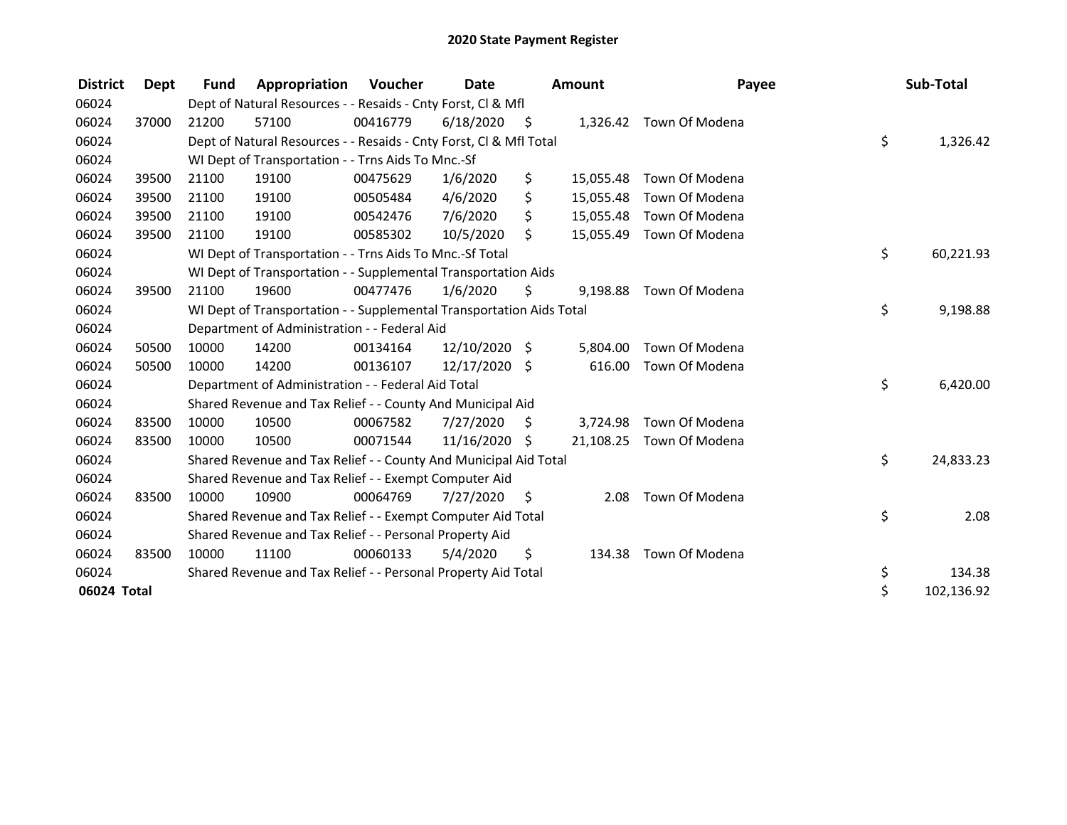# 2020 State Payment Register

| District | Dept | Fund | Appropriation | Voucher | Date | Amount | Payee | Sub-Total |
|---|---|---|---|---|---|---|---|---|
| 06024 | | Dept of Natural Resources - - Resaids - Cnty Forst, Cl & Mfl | | | | | | |
| 06024 | 37000 | 21200 | 57100 | 00416779 | 6/18/2020 | $ 1,326.42 | Town Of Modena | |
| 06024 | | Dept of Natural Resources - - Resaids - Cnty Forst, Cl & Mfl Total | | | | | | $ 1,326.42 |
| 06024 | | WI Dept of Transportation - - Trns Aids To Mnc.-Sf | | | | | | |
| 06024 | 39500 | 21100 | 19100 | 00475629 | 1/6/2020 | $ 15,055.48 | Town Of Modena | |
| 06024 | 39500 | 21100 | 19100 | 00505484 | 4/6/2020 | $ 15,055.48 | Town Of Modena | |
| 06024 | 39500 | 21100 | 19100 | 00542476 | 7/6/2020 | $ 15,055.48 | Town Of Modena | |
| 06024 | 39500 | 21100 | 19100 | 00585302 | 10/5/2020 | $ 15,055.49 | Town Of Modena | |
| 06024 | | WI Dept of Transportation - - Trns Aids To Mnc.-Sf Total | | | | | | $ 60,221.93 |
| 06024 | | WI Dept of Transportation - - Supplemental Transportation Aids | | | | | | |
| 06024 | 39500 | 21100 | 19600 | 00477476 | 1/6/2020 | $ 9,198.88 | Town Of Modena | |
| 06024 | | WI Dept of Transportation - - Supplemental Transportation Aids Total | | | | | | $ 9,198.88 |
| 06024 | | Department of Administration - - Federal Aid | | | | | | |
| 06024 | 50500 | 10000 | 14200 | 00134164 | 12/10/2020 | $ 5,804.00 | Town Of Modena | |
| 06024 | 50500 | 10000 | 14200 | 00136107 | 12/17/2020 | $ 616.00 | Town Of Modena | |
| 06024 | | Department of Administration - - Federal Aid Total | | | | | | $ 6,420.00 |
| 06024 | | Shared Revenue and Tax Relief - - County And Municipal Aid | | | | | | |
| 06024 | 83500 | 10000 | 10500 | 00067582 | 7/27/2020 | $ 3,724.98 | Town Of Modena | |
| 06024 | 83500 | 10000 | 10500 | 00071544 | 11/16/2020 | $ 21,108.25 | Town Of Modena | |
| 06024 | | Shared Revenue and Tax Relief - - County And Municipal Aid Total | | | | | | $ 24,833.23 |
| 06024 | | Shared Revenue and Tax Relief - - Exempt Computer Aid | | | | | | |
| 06024 | 83500 | 10000 | 10900 | 00064769 | 7/27/2020 | $ 2.08 | Town Of Modena | |
| 06024 | | Shared Revenue and Tax Relief - - Exempt Computer Aid Total | | | | | | $ 2.08 |
| 06024 | | Shared Revenue and Tax Relief - - Personal Property Aid | | | | | | |
| 06024 | 83500 | 10000 | 11100 | 00060133 | 5/4/2020 | $ 134.38 | Town Of Modena | |
| 06024 | | Shared Revenue and Tax Relief - - Personal Property Aid Total | | | | | | $ 134.38 |
| **06024 Total** | | | | | | | | $ 102,136.92 |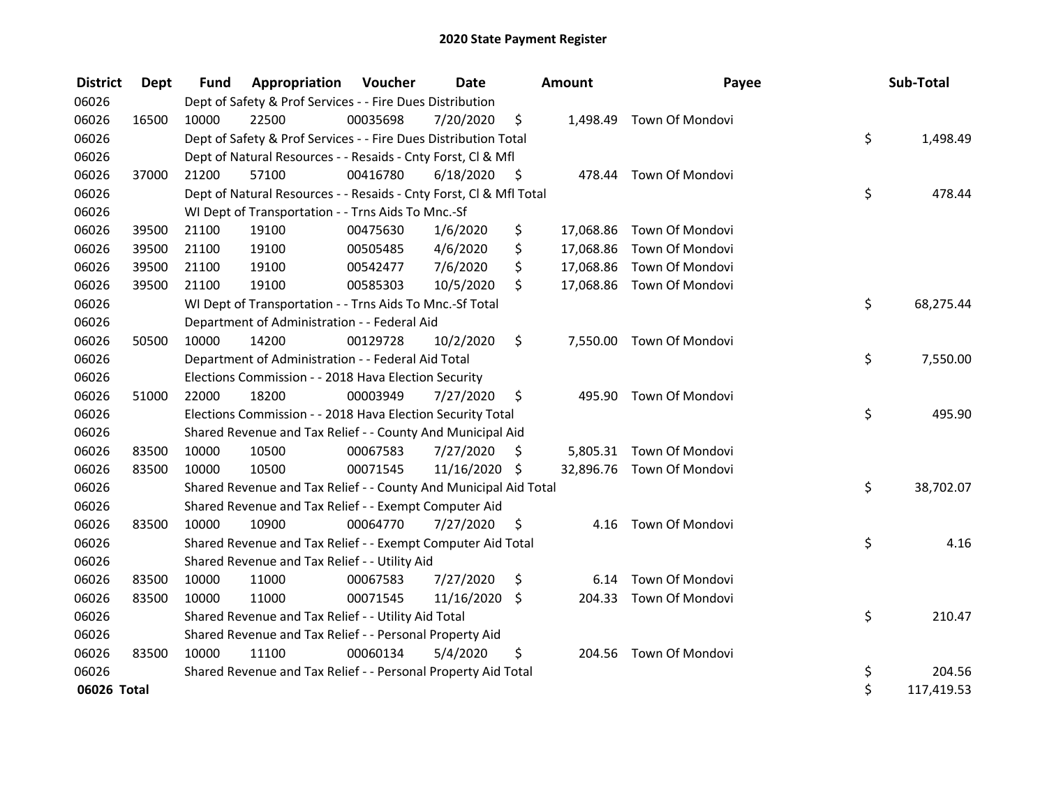# 2020 State Payment Register

| District | Dept | Fund | Appropriation | Voucher | Date | Amount | Payee | Sub-Total |
|---|---|---|---|---|---|---|---|---|
| 06026 | | Dept of Safety & Prof Services - - Fire Dues Distribution | | | | | | |
| 06026 | 16500 | 10000 | 22500 | 00035698 | 7/20/2020 | $ 1,498.49 | Town Of Mondovi | |
| 06026 | | Dept of Safety & Prof Services - - Fire Dues Distribution Total | | | | | | $ 1,498.49 |
| 06026 | | Dept of Natural Resources - - Resaids - Cnty Forst, Cl & Mfl | | | | | | |
| 06026 | 37000 | 21200 | 57100 | 00416780 | 6/18/2020 | $ 478.44 | Town Of Mondovi | |
| 06026 | | Dept of Natural Resources - - Resaids - Cnty Forst, Cl & Mfl Total | | | | | | $ 478.44 |
| 06026 | | WI Dept of Transportation - - Trns Aids To Mnc.-Sf | | | | | | |
| 06026 | 39500 | 21100 | 19100 | 00475630 | 1/6/2020 | $ 17,068.86 | Town Of Mondovi | |
| 06026 | 39500 | 21100 | 19100 | 00505485 | 4/6/2020 | $ 17,068.86 | Town Of Mondovi | |
| 06026 | 39500 | 21100 | 19100 | 00542477 | 7/6/2020 | $ 17,068.86 | Town Of Mondovi | |
| 06026 | 39500 | 21100 | 19100 | 00585303 | 10/5/2020 | $ 17,068.86 | Town Of Mondovi | |
| 06026 | | WI Dept of Transportation - - Trns Aids To Mnc.-Sf Total | | | | | | $ 68,275.44 |
| 06026 | | Department of Administration - - Federal Aid | | | | | | |
| 06026 | 50500 | 10000 | 14200 | 00129728 | 10/2/2020 | $ 7,550.00 | Town Of Mondovi | |
| 06026 | | Department of Administration - - Federal Aid Total | | | | | | $ 7,550.00 |
| 06026 | | Elections Commission - - 2018 Hava Election Security | | | | | | |
| 06026 | 51000 | 22000 | 18200 | 00003949 | 7/27/2020 | $ 495.90 | Town Of Mondovi | |
| 06026 | | Elections Commission - - 2018 Hava Election Security Total | | | | | | $ 495.90 |
| 06026 | | Shared Revenue and Tax Relief - - County And Municipal Aid | | | | | | |
| 06026 | 83500 | 10000 | 10500 | 00067583 | 7/27/2020 | $ 5,805.31 | Town Of Mondovi | |
| 06026 | 83500 | 10000 | 10500 | 00071545 | 11/16/2020 | $ 32,896.76 | Town Of Mondovi | |
| 06026 | | Shared Revenue and Tax Relief - - County And Municipal Aid Total | | | | | | $ 38,702.07 |
| 06026 | | Shared Revenue and Tax Relief - - Exempt Computer Aid | | | | | | |
| 06026 | 83500 | 10000 | 10900 | 00064770 | 7/27/2020 | $ 4.16 | Town Of Mondovi | |
| 06026 | | Shared Revenue and Tax Relief - - Exempt Computer Aid Total | | | | | | $ 4.16 |
| 06026 | | Shared Revenue and Tax Relief - - Utility Aid | | | | | | |
| 06026 | 83500 | 10000 | 11000 | 00067583 | 7/27/2020 | $ 6.14 | Town Of Mondovi | |
| 06026 | 83500 | 10000 | 11000 | 00071545 | 11/16/2020 | $ 204.33 | Town Of Mondovi | |
| 06026 | | Shared Revenue and Tax Relief - - Utility Aid Total | | | | | | $ 210.47 |
| 06026 | | Shared Revenue and Tax Relief - - Personal Property Aid | | | | | | |
| 06026 | 83500 | 10000 | 11100 | 00060134 | 5/4/2020 | $ 204.56 | Town Of Mondovi | |
| 06026 | | Shared Revenue and Tax Relief - - Personal Property Aid Total | | | | | | $ 204.56 |
| **06026 Total** | | | | | | | | $ 117,419.53 |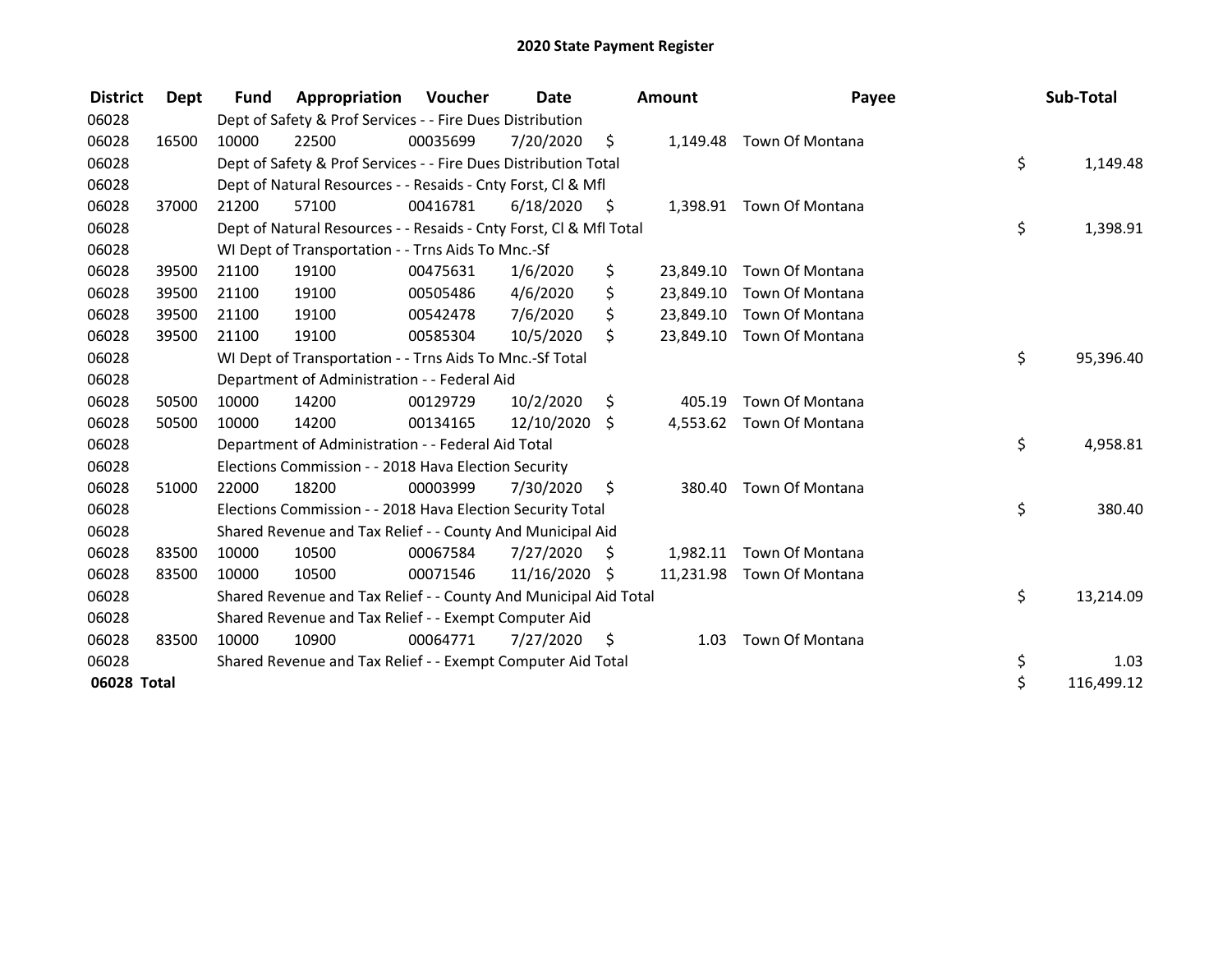# 2020 State Payment Register

| District | Dept | Fund | Appropriation | Voucher | Date | Amount | Payee | Sub-Total |
|---|---|---|---|---|---|---|---|---|
| 06028 | | Dept of Safety & Prof Services - - Fire Dues Distribution | | | | | | |
| 06028 | 16500 | 10000 | 22500 | 00035699 | 7/20/2020 | $ 1,149.48 | Town Of Montana | |
| 06028 | | Dept of Safety & Prof Services - - Fire Dues Distribution Total | | | | | | $ 1,149.48 |
| 06028 | | Dept of Natural Resources - - Resaids - Cnty Forst, Cl & Mfl | | | | | | |
| 06028 | 37000 | 21200 | 57100 | 00416781 | 6/18/2020 | $ 1,398.91 | Town Of Montana | |
| 06028 | | Dept of Natural Resources - - Resaids - Cnty Forst, Cl & Mfl Total | | | | | | $ 1,398.91 |
| 06028 | | WI Dept of Transportation - - Trns Aids To Mnc.-Sf | | | | | | |
| 06028 | 39500 | 21100 | 19100 | 00475631 | 1/6/2020 | $ 23,849.10 | Town Of Montana | |
| 06028 | 39500 | 21100 | 19100 | 00505486 | 4/6/2020 | $ 23,849.10 | Town Of Montana | |
| 06028 | 39500 | 21100 | 19100 | 00542478 | 7/6/2020 | $ 23,849.10 | Town Of Montana | |
| 06028 | 39500 | 21100 | 19100 | 00585304 | 10/5/2020 | $ 23,849.10 | Town Of Montana | |
| 06028 | | WI Dept of Transportation - - Trns Aids To Mnc.-Sf Total | | | | | | $ 95,396.40 |
| 06028 | | Department of Administration - - Federal Aid | | | | | | |
| 06028 | 50500 | 10000 | 14200 | 00129729 | 10/2/2020 | $ 405.19 | Town Of Montana | |
| 06028 | 50500 | 10000 | 14200 | 00134165 | 12/10/2020 | $ 4,553.62 | Town Of Montana | |
| 06028 | | Department of Administration - - Federal Aid Total | | | | | | $ 4,958.81 |
| 06028 | | Elections Commission - - 2018 Hava Election Security | | | | | | |
| 06028 | 51000 | 22000 | 18200 | 00003999 | 7/30/2020 | $ 380.40 | Town Of Montana | |
| 06028 | | Elections Commission - - 2018 Hava Election Security Total | | | | | | $ 380.40 |
| 06028 | | Shared Revenue and Tax Relief - - County And Municipal Aid | | | | | | |
| 06028 | 83500 | 10000 | 10500 | 00067584 | 7/27/2020 | $ 1,982.11 | Town Of Montana | |
| 06028 | 83500 | 10000 | 10500 | 00071546 | 11/16/2020 | $ 11,231.98 | Town Of Montana | |
| 06028 | | Shared Revenue and Tax Relief - - County And Municipal Aid Total | | | | | | $ 13,214.09 |
| 06028 | | Shared Revenue and Tax Relief - - Exempt Computer Aid | | | | | | |
| 06028 | 83500 | 10000 | 10900 | 00064771 | 7/27/2020 | $ 1.03 | Town Of Montana | |
| 06028 | | Shared Revenue and Tax Relief - - Exempt Computer Aid Total | | | | | | $ 1.03 |
| **06028 Total** | | | | | | | | $ 116,499.12 |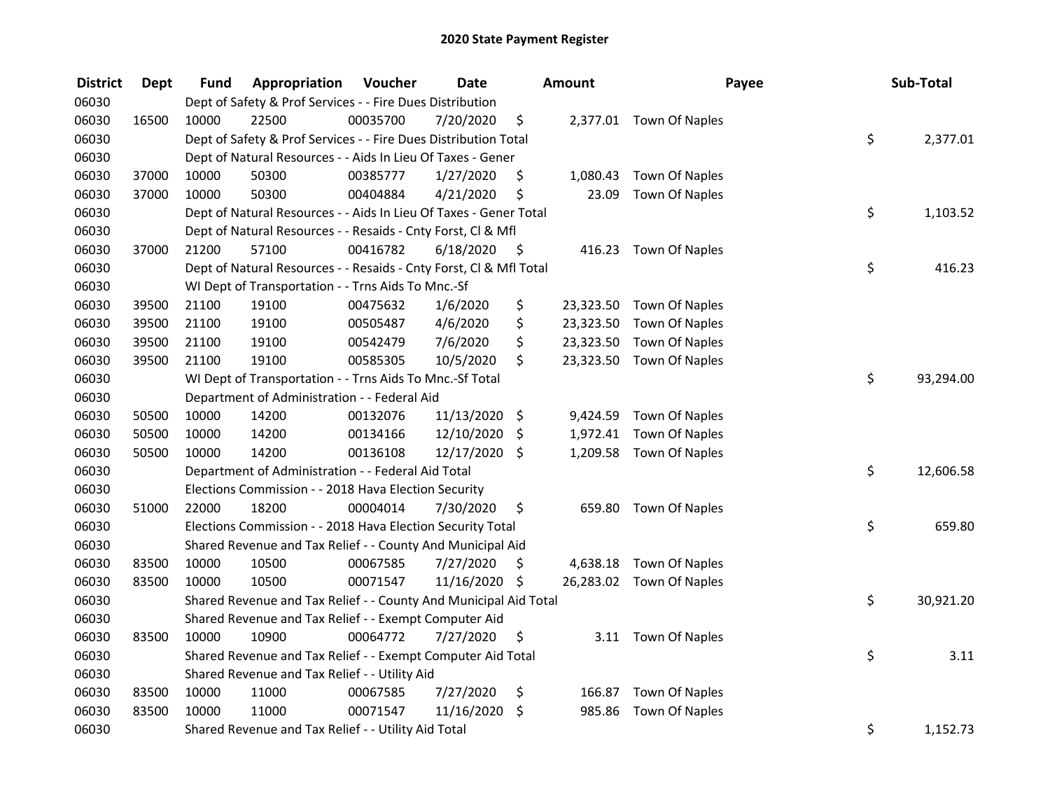# 2020 State Payment Register

| District | Dept | Fund | Appropriation | Voucher | Date | Amount | Payee | Sub-Total |
|---|---|---|---|---|---|---|---|---|
| 06030 | | Dept of Safety & Prof Services - - Fire Dues Distribution | | | | | | |
| 06030 | 16500 | 10000 | 22500 | 00035700 | 7/20/2020 | $ 2,377.01 | Town Of Naples | |
| 06030 | | Dept of Safety & Prof Services - - Fire Dues Distribution Total | | | | | | $ 2,377.01 |
| 06030 | | Dept of Natural Resources - - Aids In Lieu Of Taxes - Gener | | | | | | |
| 06030 | 37000 | 10000 | 50300 | 00385777 | 1/27/2020 | $ 1,080.43 | Town Of Naples | |
| 06030 | 37000 | 10000 | 50300 | 00404884 | 4/21/2020 | $ 23.09 | Town Of Naples | |
| 06030 | | Dept of Natural Resources - - Aids In Lieu Of Taxes - Gener Total | | | | | | $ 1,103.52 |
| 06030 | | Dept of Natural Resources - - Resaids - Cnty Forst, Cl & Mfl | | | | | | |
| 06030 | 37000 | 21200 | 57100 | 00416782 | 6/18/2020 | $ 416.23 | Town Of Naples | |
| 06030 | | Dept of Natural Resources - - Resaids - Cnty Forst, Cl & Mfl Total | | | | | | $ 416.23 |
| 06030 | | WI Dept of Transportation - - Trns Aids To Mnc.-Sf | | | | | | |
| 06030 | 39500 | 21100 | 19100 | 00475632 | 1/6/2020 | $ 23,323.50 | Town Of Naples | |
| 06030 | 39500 | 21100 | 19100 | 00505487 | 4/6/2020 | $ 23,323.50 | Town Of Naples | |
| 06030 | 39500 | 21100 | 19100 | 00542479 | 7/6/2020 | $ 23,323.50 | Town Of Naples | |
| 06030 | 39500 | 21100 | 19100 | 00585305 | 10/5/2020 | $ 23,323.50 | Town Of Naples | |
| 06030 | | WI Dept of Transportation - - Trns Aids To Mnc.-Sf Total | | | | | | $ 93,294.00 |
| 06030 | | Department of Administration - - Federal Aid | | | | | | |
| 06030 | 50500 | 10000 | 14200 | 00132076 | 11/13/2020 | $ 9,424.59 | Town Of Naples | |
| 06030 | 50500 | 10000 | 14200 | 00134166 | 12/10/2020 | $ 1,972.41 | Town Of Naples | |
| 06030 | 50500 | 10000 | 14200 | 00136108 | 12/17/2020 | $ 1,209.58 | Town Of Naples | |
| 06030 | | Department of Administration - - Federal Aid Total | | | | | | $ 12,606.58 |
| 06030 | | Elections Commission - - 2018 Hava Election Security | | | | | | |
| 06030 | 51000 | 22000 | 18200 | 00004014 | 7/30/2020 | $ 659.80 | Town Of Naples | |
| 06030 | | Elections Commission - - 2018 Hava Election Security Total | | | | | | $ 659.80 |
| 06030 | | Shared Revenue and Tax Relief - - County And Municipal Aid | | | | | | |
| 06030 | 83500 | 10000 | 10500 | 00067585 | 7/27/2020 | $ 4,638.18 | Town Of Naples | |
| 06030 | 83500 | 10000 | 10500 | 00071547 | 11/16/2020 | $ 26,283.02 | Town Of Naples | |
| 06030 | | Shared Revenue and Tax Relief - - County And Municipal Aid Total | | | | | | $ 30,921.20 |
| 06030 | | Shared Revenue and Tax Relief - - Exempt Computer Aid | | | | | | |
| 06030 | 83500 | 10000 | 10900 | 00064772 | 7/27/2020 | $ 3.11 | Town Of Naples | |
| 06030 | | Shared Revenue and Tax Relief - - Exempt Computer Aid Total | | | | | | $ 3.11 |
| 06030 | | Shared Revenue and Tax Relief - - Utility Aid | | | | | | |
| 06030 | 83500 | 10000 | 11000 | 00067585 | 7/27/2020 | $ 166.87 | Town Of Naples | |
| 06030 | 83500 | 10000 | 11000 | 00071547 | 11/16/2020 | $ 985.86 | Town Of Naples | |
| 06030 | | Shared Revenue and Tax Relief - - Utility Aid Total | | | | | | $ 1,152.73 |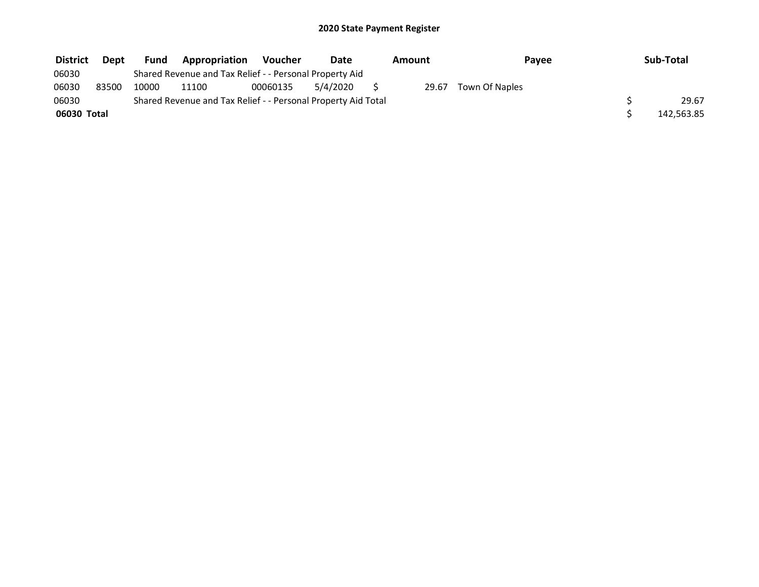## 2020 State Payment Register

| District | Dept | Fund | Appropriation | Voucher | Date | Amount | Payee | Sub-Total |
|---|---|---|---|---|---|---|---|---|
| 06030 | | Shared Revenue and Tax Relief - - Personal Property Aid | | | | | | |
| 06030 | 83500 | 10000 | 11100 | 00060135 | 5/4/2020 | $ 29.67 | Town Of Naples | |
| 06030 | | Shared Revenue and Tax Relief - - Personal Property Aid Total | | | | | | $ 29.67 |
| **06030 Total** | | | | | | | | $ 142,563.85 |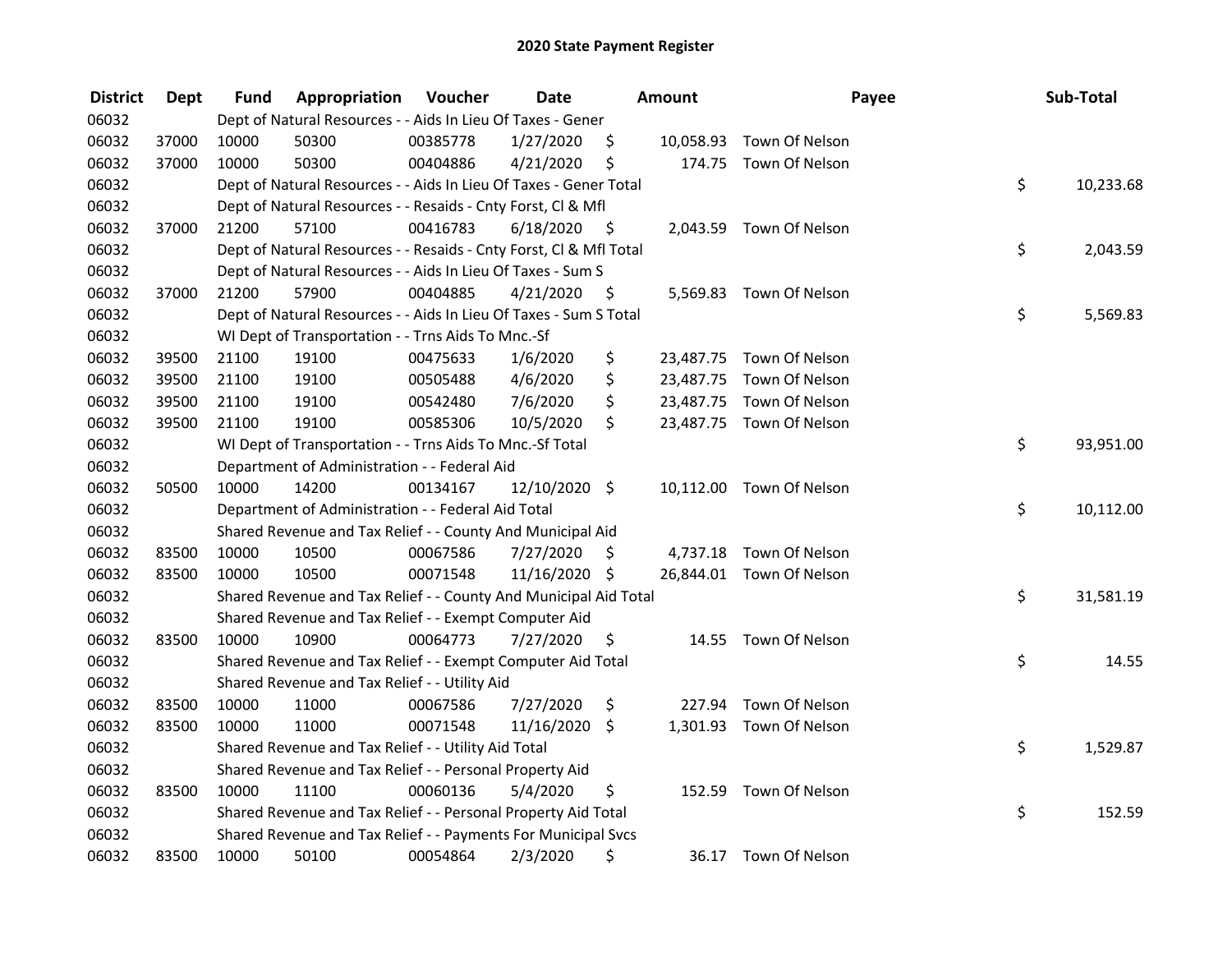## 2020 State Payment Register

| District | Dept | Fund | Appropriation | Voucher | Date | Amount | Payee | Sub-Total |
|---|---|---|---|---|---|---|---|---|
| 06032 | | | Dept of Natural Resources - - Aids In Lieu Of Taxes - Gener | | | | | |
| 06032 | 37000 | 10000 | 50300 | 00385778 | 1/27/2020 | $ 10,058.93 | Town Of Nelson | |
| 06032 | 37000 | 10000 | 50300 | 00404886 | 4/21/2020 | $ 174.75 | Town Of Nelson | |
| 06032 | | | Dept of Natural Resources - - Aids In Lieu Of Taxes - Gener Total | | | | | $ 10,233.68 |
| 06032 | | | Dept of Natural Resources - - Resaids - Cnty Forst, Cl & Mfl | | | | | |
| 06032 | 37000 | 21200 | 57100 | 00416783 | 6/18/2020 | $ 2,043.59 | Town Of Nelson | |
| 06032 | | | Dept of Natural Resources - - Resaids - Cnty Forst, Cl & Mfl Total | | | | | $ 2,043.59 |
| 06032 | | | Dept of Natural Resources - - Aids In Lieu Of Taxes - Sum S | | | | | |
| 06032 | 37000 | 21200 | 57900 | 00404885 | 4/21/2020 | $ 5,569.83 | Town Of Nelson | |
| 06032 | | | Dept of Natural Resources - - Aids In Lieu Of Taxes - Sum S Total | | | | | $ 5,569.83 |
| 06032 | | | WI Dept of Transportation - - Trns Aids To Mnc.-Sf | | | | | |
| 06032 | 39500 | 21100 | 19100 | 00475633 | 1/6/2020 | $ 23,487.75 | Town Of Nelson | |
| 06032 | 39500 | 21100 | 19100 | 00505488 | 4/6/2020 | $ 23,487.75 | Town Of Nelson | |
| 06032 | 39500 | 21100 | 19100 | 00542480 | 7/6/2020 | $ 23,487.75 | Town Of Nelson | |
| 06032 | 39500 | 21100 | 19100 | 00585306 | 10/5/2020 | $ 23,487.75 | Town Of Nelson | |
| 06032 | | | WI Dept of Transportation - - Trns Aids To Mnc.-Sf Total | | | | | $ 93,951.00 |
| 06032 | | | Department of Administration - - Federal Aid | | | | | |
| 06032 | 50500 | 10000 | 14200 | 00134167 | 12/10/2020 | $ 10,112.00 | Town Of Nelson | |
| 06032 | | | Department of Administration - - Federal Aid Total | | | | | $ 10,112.00 |
| 06032 | | | Shared Revenue and Tax Relief - - County And Municipal Aid | | | | | |
| 06032 | 83500 | 10000 | 10500 | 00067586 | 7/27/2020 | $ 4,737.18 | Town Of Nelson | |
| 06032 | 83500 | 10000 | 10500 | 00071548 | 11/16/2020 | $ 26,844.01 | Town Of Nelson | |
| 06032 | | | Shared Revenue and Tax Relief - - County And Municipal Aid Total | | | | | $ 31,581.19 |
| 06032 | | | Shared Revenue and Tax Relief - - Exempt Computer Aid | | | | | |
| 06032 | 83500 | 10000 | 10900 | 00064773 | 7/27/2020 | $ 14.55 | Town Of Nelson | |
| 06032 | | | Shared Revenue and Tax Relief - - Exempt Computer Aid Total | | | | | $ 14.55 |
| 06032 | | | Shared Revenue and Tax Relief - - Utility Aid | | | | | |
| 06032 | 83500 | 10000 | 11000 | 00067586 | 7/27/2020 | $ 227.94 | Town Of Nelson | |
| 06032 | 83500 | 10000 | 11000 | 00071548 | 11/16/2020 | $ 1,301.93 | Town Of Nelson | |
| 06032 | | | Shared Revenue and Tax Relief - - Utility Aid Total | | | | | $ 1,529.87 |
| 06032 | | | Shared Revenue and Tax Relief - - Personal Property Aid | | | | | |
| 06032 | 83500 | 10000 | 11100 | 00060136 | 5/4/2020 | $ 152.59 | Town Of Nelson | |
| 06032 | | | Shared Revenue and Tax Relief - - Personal Property Aid Total | | | | | $ 152.59 |
| 06032 | | | Shared Revenue and Tax Relief - - Payments For Municipal Svcs | | | | | |
| 06032 | 83500 | 10000 | 50100 | 00054864 | 2/3/2020 | $ 36.17 | Town Of Nelson | |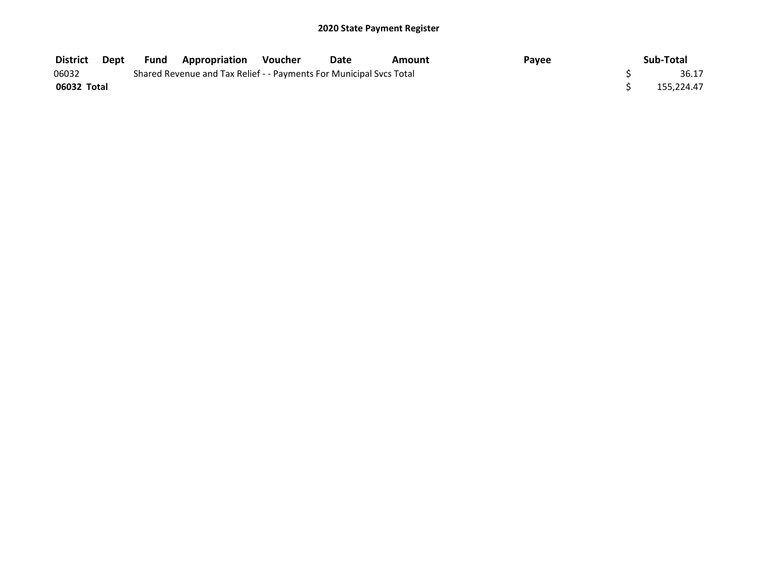## 2020 State Payment Register

| District | Dept | Fund | Appropriation | Voucher | Date | Amount | Payee | Sub-Total |
|---|---|---|---|---|---|---|---|---|
| 06032 | | Shared Revenue and Tax Relief - - Payments For Municipal Svcs Total | | | | | | $ 36.17 |
| **06032 Total** | | | | | | | | $ 155,224.47 |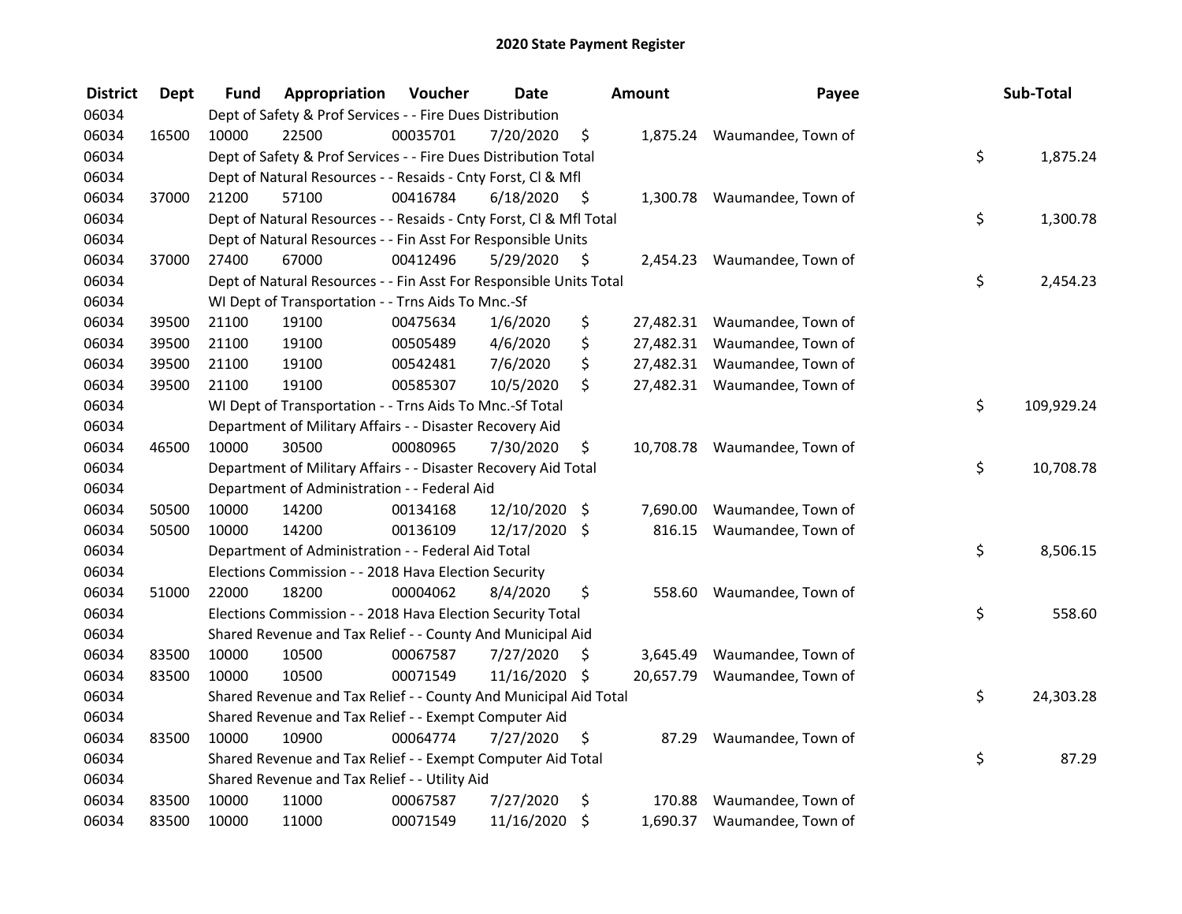## 2020 State Payment Register

| District | Dept | Fund | Appropriation | Voucher | Date | Amount | Payee | Sub-Total |
|---|---|---|---|---|---|---|---|---|
| 06034 | | Dept of Safety & Prof Services - - Fire Dues Distribution | | | | | | |
| 06034 | 16500 | 10000 | 22500 | 00035701 | 7/20/2020 | $ 1,875.24 | Waumandee, Town of | |
| 06034 | | Dept of Safety & Prof Services - - Fire Dues Distribution Total | | | | | | $ 1,875.24 |
| 06034 | | Dept of Natural Resources - - Resaids - Cnty Forst, Cl & Mfl | | | | | | |
| 06034 | 37000 | 21200 | 57100 | 00416784 | 6/18/2020 | $ 1,300.78 | Waumandee, Town of | |
| 06034 | | Dept of Natural Resources - - Resaids - Cnty Forst, Cl & Mfl Total | | | | | | $ 1,300.78 |
| 06034 | | Dept of Natural Resources - - Fin Asst For Responsible Units | | | | | | |
| 06034 | 37000 | 27400 | 67000 | 00412496 | 5/29/2020 | $ 2,454.23 | Waumandee, Town of | |
| 06034 | | Dept of Natural Resources - - Fin Asst For Responsible Units Total | | | | | | $ 2,454.23 |
| 06034 | | WI Dept of Transportation - - Trns Aids To Mnc.-Sf | | | | | | |
| 06034 | 39500 | 21100 | 19100 | 00475634 | 1/6/2020 | $ 27,482.31 | Waumandee, Town of | |
| 06034 | 39500 | 21100 | 19100 | 00505489 | 4/6/2020 | $ 27,482.31 | Waumandee, Town of | |
| 06034 | 39500 | 21100 | 19100 | 00542481 | 7/6/2020 | $ 27,482.31 | Waumandee, Town of | |
| 06034 | 39500 | 21100 | 19100 | 00585307 | 10/5/2020 | $ 27,482.31 | Waumandee, Town of | |
| 06034 | | WI Dept of Transportation - - Trns Aids To Mnc.-Sf Total | | | | | | $ 109,929.24 |
| 06034 | | Department of Military Affairs - - Disaster Recovery Aid | | | | | | |
| 06034 | 46500 | 10000 | 30500 | 00080965 | 7/30/2020 | $ 10,708.78 | Waumandee, Town of | |
| 06034 | | Department of Military Affairs - - Disaster Recovery Aid Total | | | | | | $ 10,708.78 |
| 06034 | | Department of Administration - - Federal Aid | | | | | | |
| 06034 | 50500 | 10000 | 14200 | 00134168 | 12/10/2020 | $ 7,690.00 | Waumandee, Town of | |
| 06034 | 50500 | 10000 | 14200 | 00136109 | 12/17/2020 | $ 816.15 | Waumandee, Town of | |
| 06034 | | Department of Administration - - Federal Aid Total | | | | | | $ 8,506.15 |
| 06034 | | Elections Commission - - 2018 Hava Election Security | | | | | | |
| 06034 | 51000 | 22000 | 18200 | 00004062 | 8/4/2020 | $ 558.60 | Waumandee, Town of | |
| 06034 | | Elections Commission - - 2018 Hava Election Security Total | | | | | | $ 558.60 |
| 06034 | | Shared Revenue and Tax Relief - - County And Municipal Aid | | | | | | |
| 06034 | 83500 | 10000 | 10500 | 00067587 | 7/27/2020 | $ 3,645.49 | Waumandee, Town of | |
| 06034 | 83500 | 10000 | 10500 | 00071549 | 11/16/2020 | $ 20,657.79 | Waumandee, Town of | |
| 06034 | | Shared Revenue and Tax Relief - - County And Municipal Aid Total | | | | | | $ 24,303.28 |
| 06034 | | Shared Revenue and Tax Relief - - Exempt Computer Aid | | | | | | |
| 06034 | 83500 | 10000 | 10900 | 00064774 | 7/27/2020 | $ 87.29 | Waumandee, Town of | |
| 06034 | | Shared Revenue and Tax Relief - - Exempt Computer Aid Total | | | | | | $ 87.29 |
| 06034 | | Shared Revenue and Tax Relief - - Utility Aid | | | | | | |
| 06034 | 83500 | 10000 | 11000 | 00067587 | 7/27/2020 | $ 170.88 | Waumandee, Town of | |
| 06034 | 83500 | 10000 | 11000 | 00071549 | 11/16/2020 | $ 1,690.37 | Waumandee, Town of | |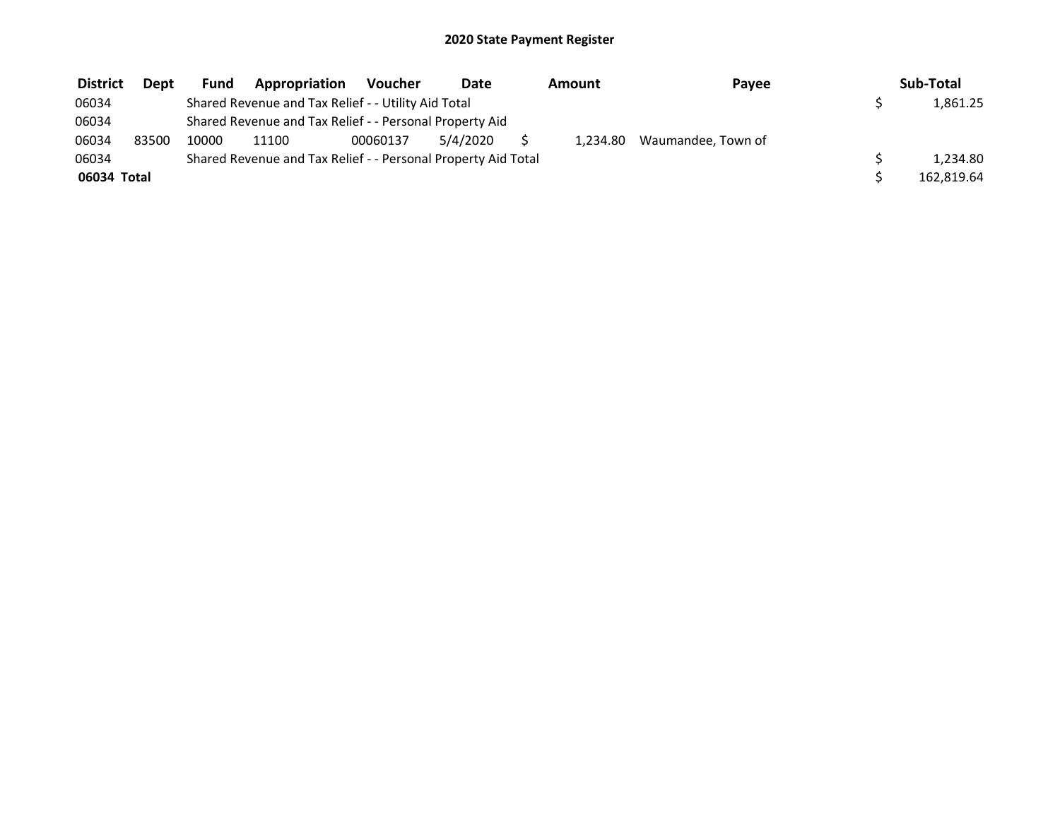## 2020 State Payment Register

| District | Dept | Fund | Appropriation | Voucher | Date | Amount | Payee | Sub-Total |
|---|---|---|---|---|---|---|---|---|
| 06034 | | Shared Revenue and Tax Relief - - Utility Aid Total | | | | | | $ 1,861.25 |
| 06034 | | Shared Revenue and Tax Relief - - Personal Property Aid | | | | | | |
| 06034 | 83500 | 10000 | 11100 | 00060137 | 5/4/2020 | $ 1,234.80 | Waumandee, Town of | |
| 06034 | | Shared Revenue and Tax Relief - - Personal Property Aid Total | | | | | | $ 1,234.80 |
| **06034 Total** | | | | | | | | $ 162,819.64 |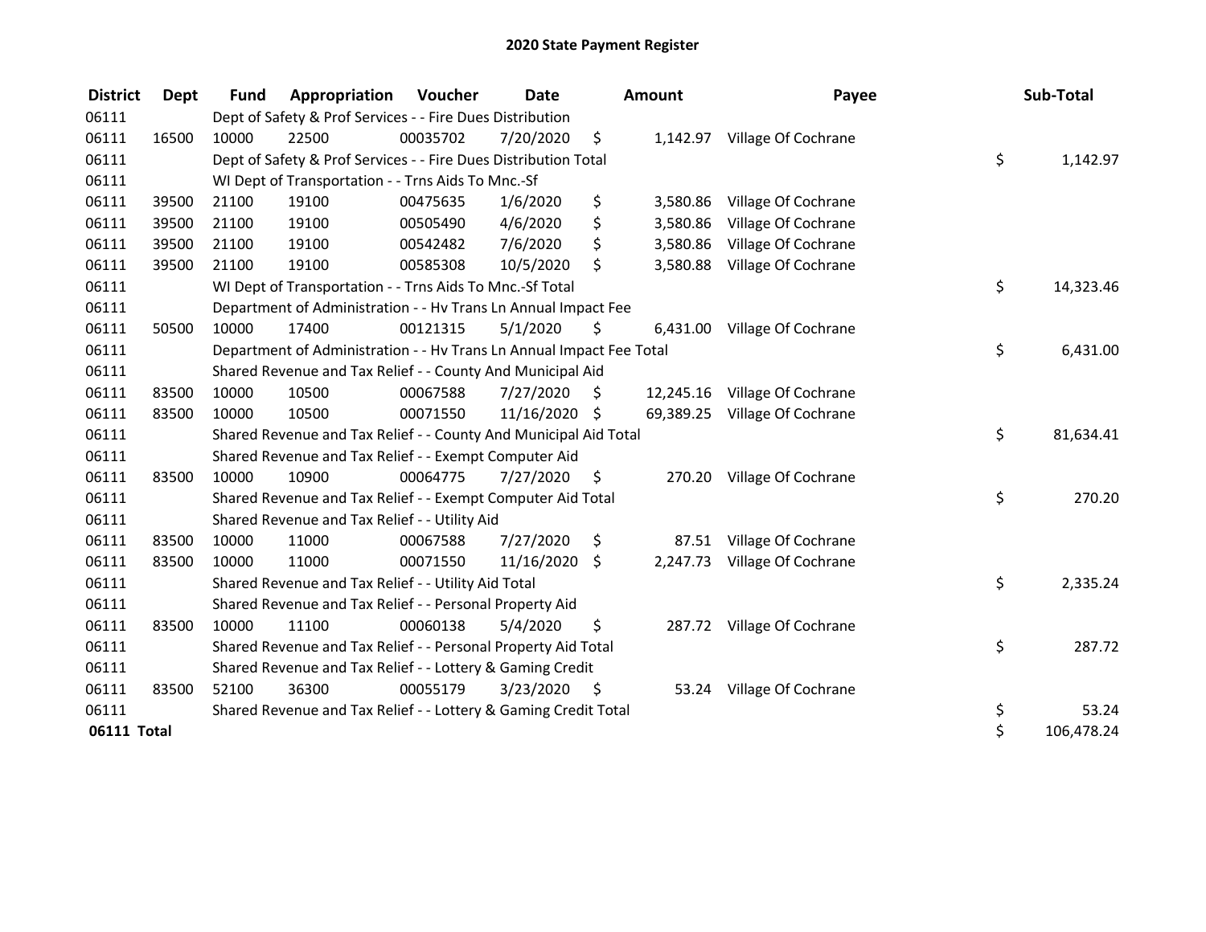# 2020 State Payment Register

| District | Dept | Fund | Appropriation | Voucher | Date | Amount | Payee | Sub-Total |
|---|---|---|---|---|---|---|---|---|
| 06111 | | Dept of Safety & Prof Services - - Fire Dues Distribution | | | | | | |
| 06111 | 16500 | 10000 | 22500 | 00035702 | 7/20/2020 | $ 1,142.97 | Village Of Cochrane | |
| 06111 | | Dept of Safety & Prof Services - - Fire Dues Distribution Total | | | | | | $ 1,142.97 |
| 06111 | | WI Dept of Transportation - - Trns Aids To Mnc.-Sf | | | | | | |
| 06111 | 39500 | 21100 | 19100 | 00475635 | 1/6/2020 | $ 3,580.86 | Village Of Cochrane | |
| 06111 | 39500 | 21100 | 19100 | 00505490 | 4/6/2020 | $ 3,580.86 | Village Of Cochrane | |
| 06111 | 39500 | 21100 | 19100 | 00542482 | 7/6/2020 | $ 3,580.86 | Village Of Cochrane | |
| 06111 | 39500 | 21100 | 19100 | 00585308 | 10/5/2020 | $ 3,580.88 | Village Of Cochrane | |
| 06111 | | WI Dept of Transportation - - Trns Aids To Mnc.-Sf Total | | | | | | $ 14,323.46 |
| 06111 | | Department of Administration - - Hv Trans Ln Annual Impact Fee | | | | | | |
| 06111 | 50500 | 10000 | 17400 | 00121315 | 5/1/2020 | $ 6,431.00 | Village Of Cochrane | |
| 06111 | | Department of Administration - - Hv Trans Ln Annual Impact Fee Total | | | | | | $ 6,431.00 |
| 06111 | | Shared Revenue and Tax Relief - - County And Municipal Aid | | | | | | |
| 06111 | 83500 | 10000 | 10500 | 00067588 | 7/27/2020 | $ 12,245.16 | Village Of Cochrane | |
| 06111 | 83500 | 10000 | 10500 | 00071550 | 11/16/2020 | $ 69,389.25 | Village Of Cochrane | |
| 06111 | | Shared Revenue and Tax Relief - - County And Municipal Aid Total | | | | | | $ 81,634.41 |
| 06111 | | Shared Revenue and Tax Relief - - Exempt Computer Aid | | | | | | |
| 06111 | 83500 | 10000 | 10900 | 00064775 | 7/27/2020 | $ 270.20 | Village Of Cochrane | |
| 06111 | | Shared Revenue and Tax Relief - - Exempt Computer Aid Total | | | | | | $ 270.20 |
| 06111 | | Shared Revenue and Tax Relief - - Utility Aid | | | | | | |
| 06111 | 83500 | 10000 | 11000 | 00067588 | 7/27/2020 | $ 87.51 | Village Of Cochrane | |
| 06111 | 83500 | 10000 | 11000 | 00071550 | 11/16/2020 | $ 2,247.73 | Village Of Cochrane | |
| 06111 | | Shared Revenue and Tax Relief - - Utility Aid Total | | | | | | $ 2,335.24 |
| 06111 | | Shared Revenue and Tax Relief - - Personal Property Aid | | | | | | |
| 06111 | 83500 | 10000 | 11100 | 00060138 | 5/4/2020 | $ 287.72 | Village Of Cochrane | |
| 06111 | | Shared Revenue and Tax Relief - - Personal Property Aid Total | | | | | | $ 287.72 |
| 06111 | | Shared Revenue and Tax Relief - - Lottery & Gaming Credit | | | | | | |
| 06111 | 83500 | 52100 | 36300 | 00055179 | 3/23/2020 | $ 53.24 | Village Of Cochrane | |
| 06111 | | Shared Revenue and Tax Relief - - Lottery & Gaming Credit Total | | | | | | $ 53.24 |
| **06111 Total** | | | | | | | | $ 106,478.24 |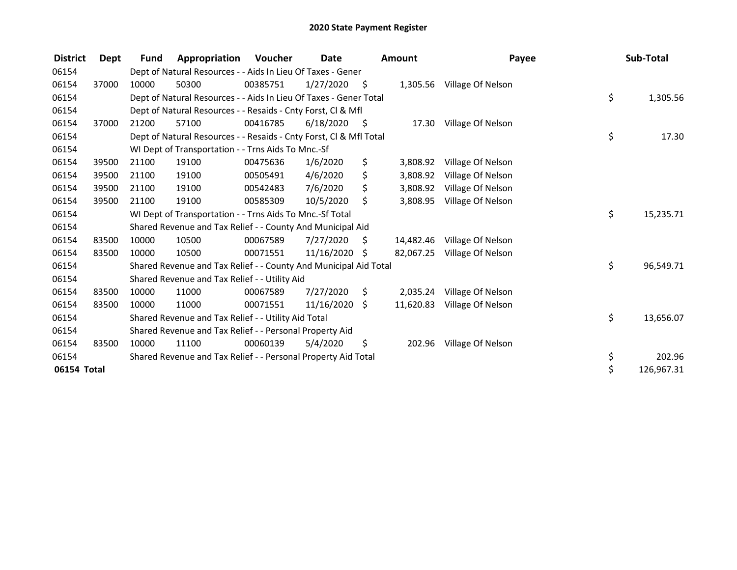# 2020 State Payment Register

| District | Dept | Fund | Appropriation | Voucher | Date | Amount | Payee | Sub-Total |
|---|---|---|---|---|---|---|---|---|
| 06154 | | Dept of Natural Resources - - Aids In Lieu Of Taxes - Gener | | | | | | |
| 06154 | 37000 | 10000 | 50300 | 00385751 | 1/27/2020 | $ 1,305.56 | Village Of Nelson | |
| 06154 | | Dept of Natural Resources - - Aids In Lieu Of Taxes - Gener Total | | | | | | $ 1,305.56 |
| 06154 | | Dept of Natural Resources - - Resaids - Cnty Forst, Cl & Mfl | | | | | | |
| 06154 | 37000 | 21200 | 57100 | 00416785 | 6/18/2020 | $ 17.30 | Village Of Nelson | |
| 06154 | | Dept of Natural Resources - - Resaids - Cnty Forst, Cl & Mfl Total | | | | | | $ 17.30 |
| 06154 | | WI Dept of Transportation - - Trns Aids To Mnc.-Sf | | | | | | |
| 06154 | 39500 | 21100 | 19100 | 00475636 | 1/6/2020 | $ 3,808.92 | Village Of Nelson | |
| 06154 | 39500 | 21100 | 19100 | 00505491 | 4/6/2020 | $ 3,808.92 | Village Of Nelson | |
| 06154 | 39500 | 21100 | 19100 | 00542483 | 7/6/2020 | $ 3,808.92 | Village Of Nelson | |
| 06154 | 39500 | 21100 | 19100 | 00585309 | 10/5/2020 | $ 3,808.95 | Village Of Nelson | |
| 06154 | | WI Dept of Transportation - - Trns Aids To Mnc.-Sf Total | | | | | | $ 15,235.71 |
| 06154 | | Shared Revenue and Tax Relief - - County And Municipal Aid | | | | | | |
| 06154 | 83500 | 10000 | 10500 | 00067589 | 7/27/2020 | $ 14,482.46 | Village Of Nelson | |
| 06154 | 83500 | 10000 | 10500 | 00071551 | 11/16/2020 | $ 82,067.25 | Village Of Nelson | |
| 06154 | | Shared Revenue and Tax Relief - - County And Municipal Aid Total | | | | | | $ 96,549.71 |
| 06154 | | Shared Revenue and Tax Relief - - Utility Aid | | | | | | |
| 06154 | 83500 | 10000 | 11000 | 00067589 | 7/27/2020 | $ 2,035.24 | Village Of Nelson | |
| 06154 | 83500 | 10000 | 11000 | 00071551 | 11/16/2020 | $ 11,620.83 | Village Of Nelson | |
| 06154 | | Shared Revenue and Tax Relief - - Utility Aid Total | | | | | | $ 13,656.07 |
| 06154 | | Shared Revenue and Tax Relief - - Personal Property Aid | | | | | | |
| 06154 | 83500 | 10000 | 11100 | 00060139 | 5/4/2020 | $ 202.96 | Village Of Nelson | |
| 06154 | | Shared Revenue and Tax Relief - - Personal Property Aid Total | | | | | | $ 202.96 |
| **06154 Total** | | | | | | | | $ 126,967.31 |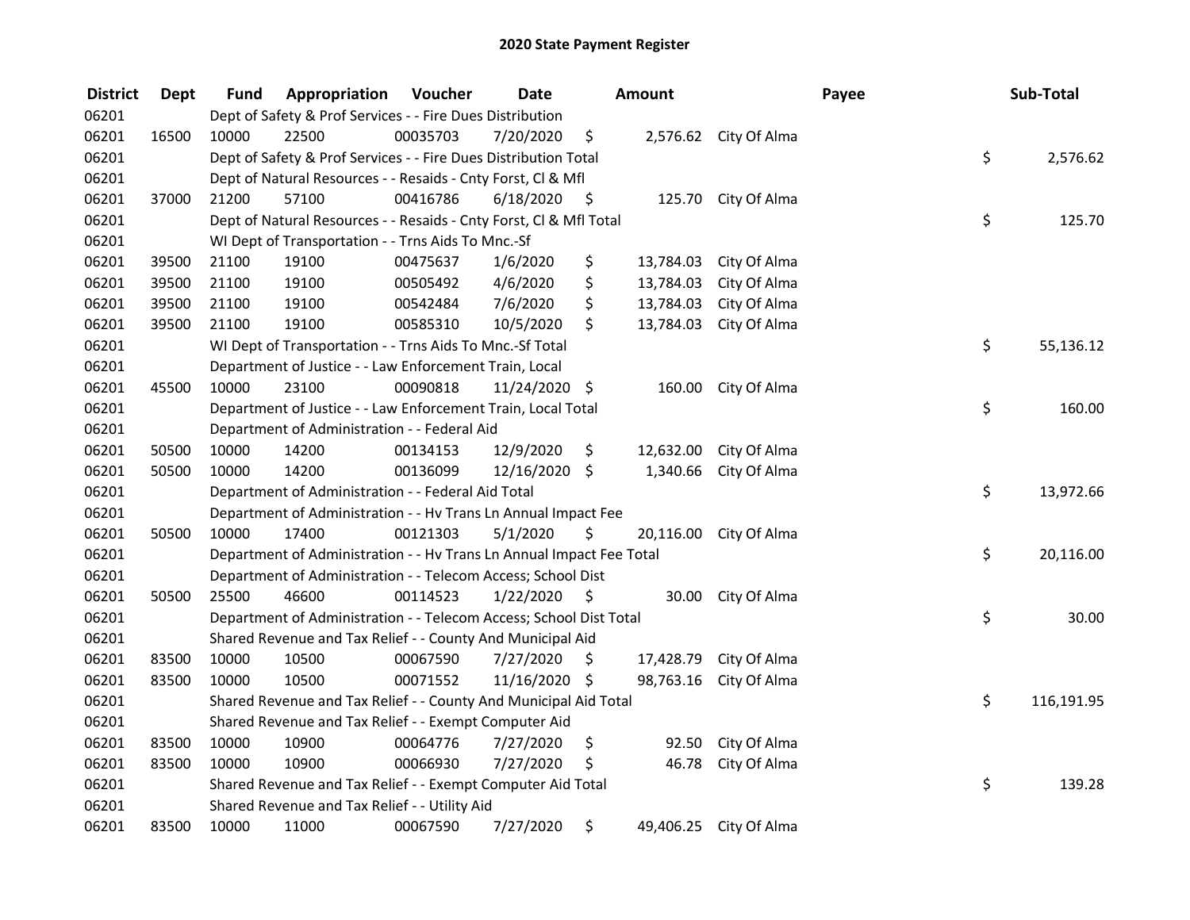# 2020 State Payment Register

| District | Dept | Fund | Appropriation | Voucher | Date | Amount | Payee | Sub-Total |
|---|---|---|---|---|---|---|---|---|
| 06201 | | Dept of Safety & Prof Services - - Fire Dues Distribution | | | | | | |
| 06201 | 16500 | 10000 | 22500 | 00035703 | 7/20/2020 | $ 2,576.62 | City Of Alma | |
| 06201 | | Dept of Safety & Prof Services - - Fire Dues Distribution Total | | | | | | $ 2,576.62 |
| 06201 | | Dept of Natural Resources - - Resaids - Cnty Forst, Cl & Mfl | | | | | | |
| 06201 | 37000 | 21200 | 57100 | 00416786 | 6/18/2020 | $ 125.70 | City Of Alma | |
| 06201 | | Dept of Natural Resources - - Resaids - Cnty Forst, Cl & Mfl Total | | | | | | $ 125.70 |
| 06201 | | WI Dept of Transportation - - Trns Aids To Mnc.-Sf | | | | | | |
| 06201 | 39500 | 21100 | 19100 | 00475637 | 1/6/2020 | $ 13,784.03 | City Of Alma | |
| 06201 | 39500 | 21100 | 19100 | 00505492 | 4/6/2020 | $ 13,784.03 | City Of Alma | |
| 06201 | 39500 | 21100 | 19100 | 00542484 | 7/6/2020 | $ 13,784.03 | City Of Alma | |
| 06201 | 39500 | 21100 | 19100 | 00585310 | 10/5/2020 | $ 13,784.03 | City Of Alma | |
| 06201 | | WI Dept of Transportation - - Trns Aids To Mnc.-Sf Total | | | | | | $ 55,136.12 |
| 06201 | | Department of Justice - - Law Enforcement Train, Local | | | | | | |
| 06201 | 45500 | 10000 | 23100 | 00090818 | 11/24/2020 | $ 160.00 | City Of Alma | |
| 06201 | | Department of Justice - - Law Enforcement Train, Local Total | | | | | | $ 160.00 |
| 06201 | | Department of Administration - - Federal Aid | | | | | | |
| 06201 | 50500 | 10000 | 14200 | 00134153 | 12/9/2020 | $ 12,632.00 | City Of Alma | |
| 06201 | 50500 | 10000 | 14200 | 00136099 | 12/16/2020 | $ 1,340.66 | City Of Alma | |
| 06201 | | Department of Administration - - Federal Aid Total | | | | | | $ 13,972.66 |
| 06201 | | Department of Administration - - Hv Trans Ln Annual Impact Fee | | | | | | |
| 06201 | 50500 | 10000 | 17400 | 00121303 | 5/1/2020 | $ 20,116.00 | City Of Alma | |
| 06201 | | Department of Administration - - Hv Trans Ln Annual Impact Fee Total | | | | | | $ 20,116.00 |
| 06201 | | Department of Administration - - Telecom Access; School Dist | | | | | | |
| 06201 | 50500 | 25500 | 46600 | 00114523 | 1/22/2020 | $ 30.00 | City Of Alma | |
| 06201 | | Department of Administration - - Telecom Access; School Dist Total | | | | | | $ 30.00 |
| 06201 | | Shared Revenue and Tax Relief - - County And Municipal Aid | | | | | | |
| 06201 | 83500 | 10000 | 10500 | 00067590 | 7/27/2020 | $ 17,428.79 | City Of Alma | |
| 06201 | 83500 | 10000 | 10500 | 00071552 | 11/16/2020 | $ 98,763.16 | City Of Alma | |
| 06201 | | Shared Revenue and Tax Relief - - County And Municipal Aid Total | | | | | | $ 116,191.95 |
| 06201 | | Shared Revenue and Tax Relief - - Exempt Computer Aid | | | | | | |
| 06201 | 83500 | 10000 | 10900 | 00064776 | 7/27/2020 | $ 92.50 | City Of Alma | |
| 06201 | 83500 | 10000 | 10900 | 00066930 | 7/27/2020 | $ 46.78 | City Of Alma | |
| 06201 | | Shared Revenue and Tax Relief - - Exempt Computer Aid Total | | | | | | $ 139.28 |
| 06201 | | Shared Revenue and Tax Relief - - Utility Aid | | | | | | |
| 06201 | 83500 | 10000 | 11000 | 00067590 | 7/27/2020 | $ 49,406.25 | City Of Alma | |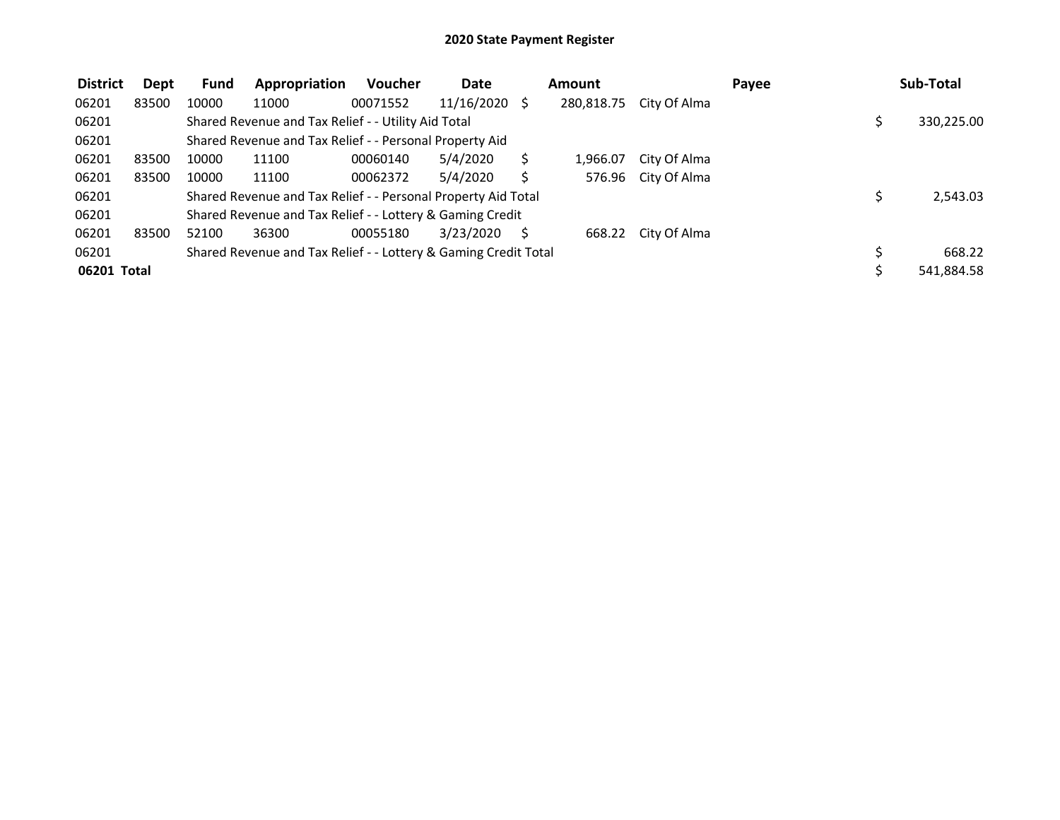# 2020 State Payment Register

| District | Dept | Fund | Appropriation | Voucher | Date | Amount | Payee | Sub-Total |
|---|---|---|---|---|---|---|---|---|
| 06201 | 83500 | 10000 | 11000 | 00071552 | 11/16/2020 | $ 280,818.75 | City Of Alma | |
| 06201 | | Shared Revenue and Tax Relief - - Utility Aid Total | | | | | | $ 330,225.00 |
| 06201 | | Shared Revenue and Tax Relief - - Personal Property Aid | | | | | | |
| 06201 | 83500 | 10000 | 11100 | 00060140 | 5/4/2020 | $ 1,966.07 | City Of Alma | |
| 06201 | 83500 | 10000 | 11100 | 00062372 | 5/4/2020 | $ 576.96 | City Of Alma | |
| 06201 | | Shared Revenue and Tax Relief - - Personal Property Aid Total | | | | | | $ 2,543.03 |
| 06201 | | Shared Revenue and Tax Relief - - Lottery & Gaming Credit | | | | | | |
| 06201 | 83500 | 52100 | 36300 | 00055180 | 3/23/2020 | $ 668.22 | City Of Alma | |
| 06201 | | Shared Revenue and Tax Relief - - Lottery & Gaming Credit Total | | | | | | $ 668.22 |
| **06201 Total** | | | | | | | | $ 541,884.58 |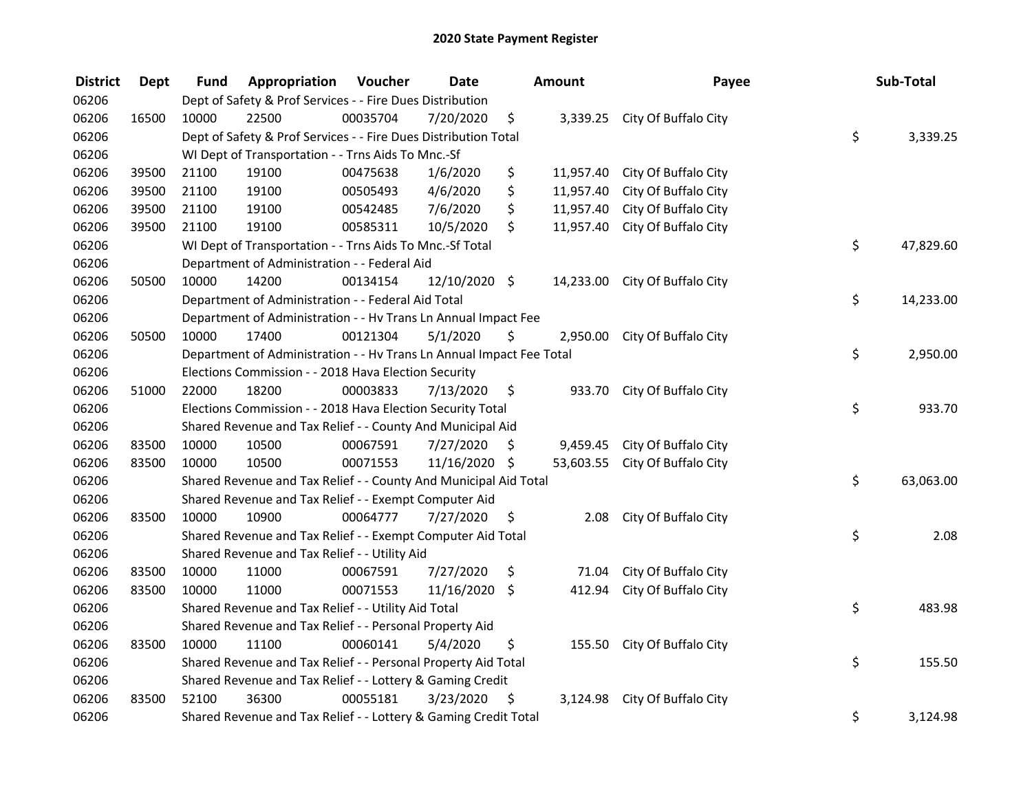# 2020 State Payment Register

| District | Dept | Fund | Appropriation | Voucher | Date | Amount | Payee | Sub-Total |
|---|---|---|---|---|---|---|---|---|
| 06206 | | Dept of Safety & Prof Services - - Fire Dues Distribution | | | | | | |
| 06206 | 16500 | 10000 | 22500 | 00035704 | 7/20/2020 | $ 3,339.25 | City Of Buffalo City | |
| 06206 | | Dept of Safety & Prof Services - - Fire Dues Distribution Total | | | | | | $ 3,339.25 |
| 06206 | | WI Dept of Transportation - - Trns Aids To Mnc.-Sf | | | | | | |
| 06206 | 39500 | 21100 | 19100 | 00475638 | 1/6/2020 | $ 11,957.40 | City Of Buffalo City | |
| 06206 | 39500 | 21100 | 19100 | 00505493 | 4/6/2020 | $ 11,957.40 | City Of Buffalo City | |
| 06206 | 39500 | 21100 | 19100 | 00542485 | 7/6/2020 | $ 11,957.40 | City Of Buffalo City | |
| 06206 | 39500 | 21100 | 19100 | 00585311 | 10/5/2020 | $ 11,957.40 | City Of Buffalo City | |
| 06206 | | WI Dept of Transportation - - Trns Aids To Mnc.-Sf Total | | | | | | $ 47,829.60 |
| 06206 | | Department of Administration - - Federal Aid | | | | | | |
| 06206 | 50500 | 10000 | 14200 | 00134154 | 12/10/2020 | $ 14,233.00 | City Of Buffalo City | |
| 06206 | | Department of Administration - - Federal Aid Total | | | | | | $ 14,233.00 |
| 06206 | | Department of Administration - - Hv Trans Ln Annual Impact Fee | | | | | | |
| 06206 | 50500 | 10000 | 17400 | 00121304 | 5/1/2020 | $ 2,950.00 | City Of Buffalo City | |
| 06206 | | Department of Administration - - Hv Trans Ln Annual Impact Fee Total | | | | | | $ 2,950.00 |
| 06206 | | Elections Commission - - 2018 Hava Election Security | | | | | | |
| 06206 | 51000 | 22000 | 18200 | 00003833 | 7/13/2020 | $ 933.70 | City Of Buffalo City | |
| 06206 | | Elections Commission - - 2018 Hava Election Security Total | | | | | | $ 933.70 |
| 06206 | | Shared Revenue and Tax Relief - - County And Municipal Aid | | | | | | |
| 06206 | 83500 | 10000 | 10500 | 00067591 | 7/27/2020 | $ 9,459.45 | City Of Buffalo City | |
| 06206 | 83500 | 10000 | 10500 | 00071553 | 11/16/2020 | $ 53,603.55 | City Of Buffalo City | |
| 06206 | | Shared Revenue and Tax Relief - - County And Municipal Aid Total | | | | | | $ 63,063.00 |
| 06206 | | Shared Revenue and Tax Relief - - Exempt Computer Aid | | | | | | |
| 06206 | 83500 | 10000 | 10900 | 00064777 | 7/27/2020 | $ 2.08 | City Of Buffalo City | |
| 06206 | | Shared Revenue and Tax Relief - - Exempt Computer Aid Total | | | | | | $ 2.08 |
| 06206 | | Shared Revenue and Tax Relief - - Utility Aid | | | | | | |
| 06206 | 83500 | 10000 | 11000 | 00067591 | 7/27/2020 | $ 71.04 | City Of Buffalo City | |
| 06206 | 83500 | 10000 | 11000 | 00071553 | 11/16/2020 | $ 412.94 | City Of Buffalo City | |
| 06206 | | Shared Revenue and Tax Relief - - Utility Aid Total | | | | | | $ 483.98 |
| 06206 | | Shared Revenue and Tax Relief - - Personal Property Aid | | | | | | |
| 06206 | 83500 | 10000 | 11100 | 00060141 | 5/4/2020 | $ 155.50 | City Of Buffalo City | |
| 06206 | | Shared Revenue and Tax Relief - - Personal Property Aid Total | | | | | | $ 155.50 |
| 06206 | | Shared Revenue and Tax Relief - - Lottery & Gaming Credit | | | | | | |
| 06206 | 83500 | 52100 | 36300 | 00055181 | 3/23/2020 | $ 3,124.98 | City Of Buffalo City | |
| 06206 | | Shared Revenue and Tax Relief - - Lottery & Gaming Credit Total | | | | | | $ 3,124.98 |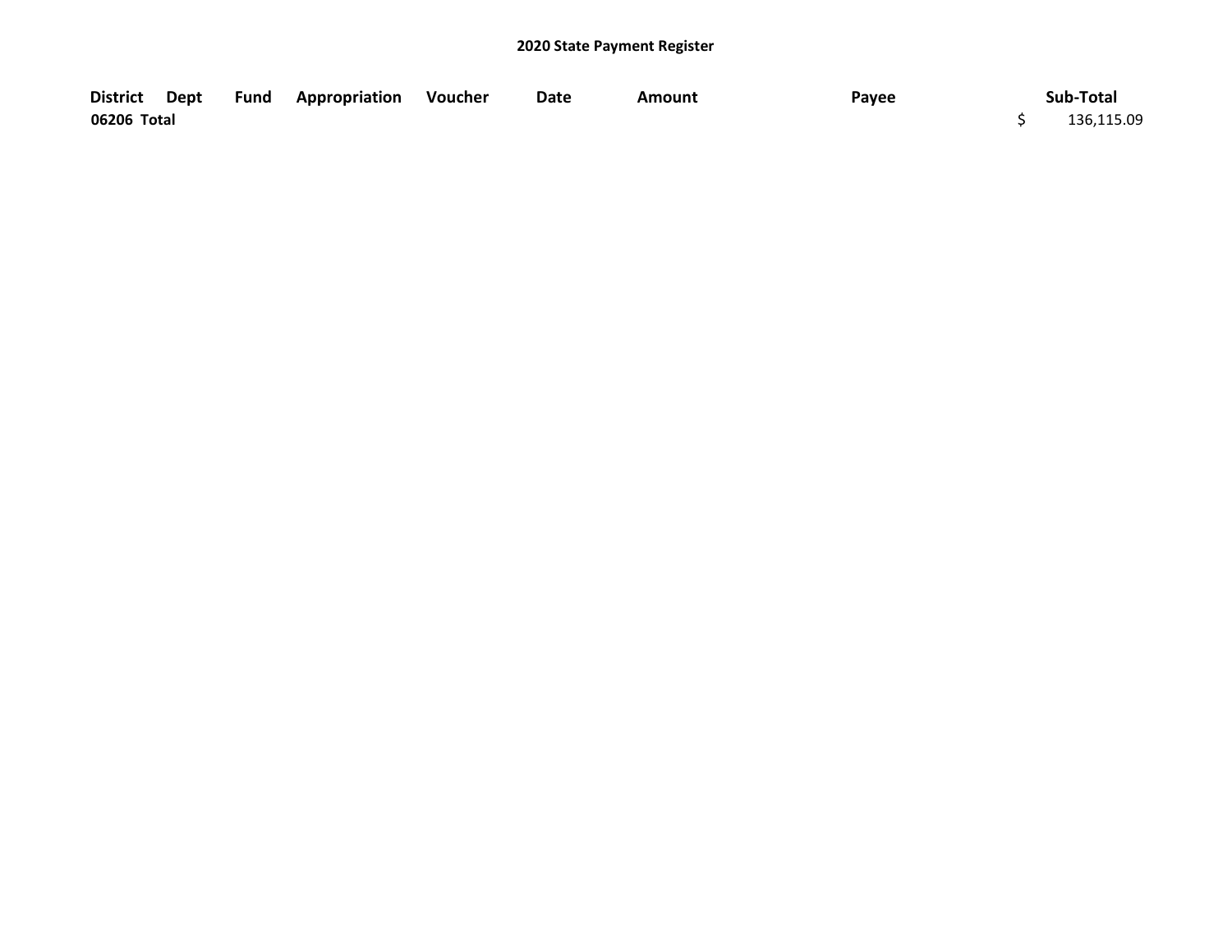## 2020 State Payment Register

| District | Dept | Fund | Appropriation | Voucher | Date | Amount | Payee | Sub-Total |
|---|---|---|---|---|---|---|---|---|
| **06206 Total** | | | | | | | | $ 136,115.09 |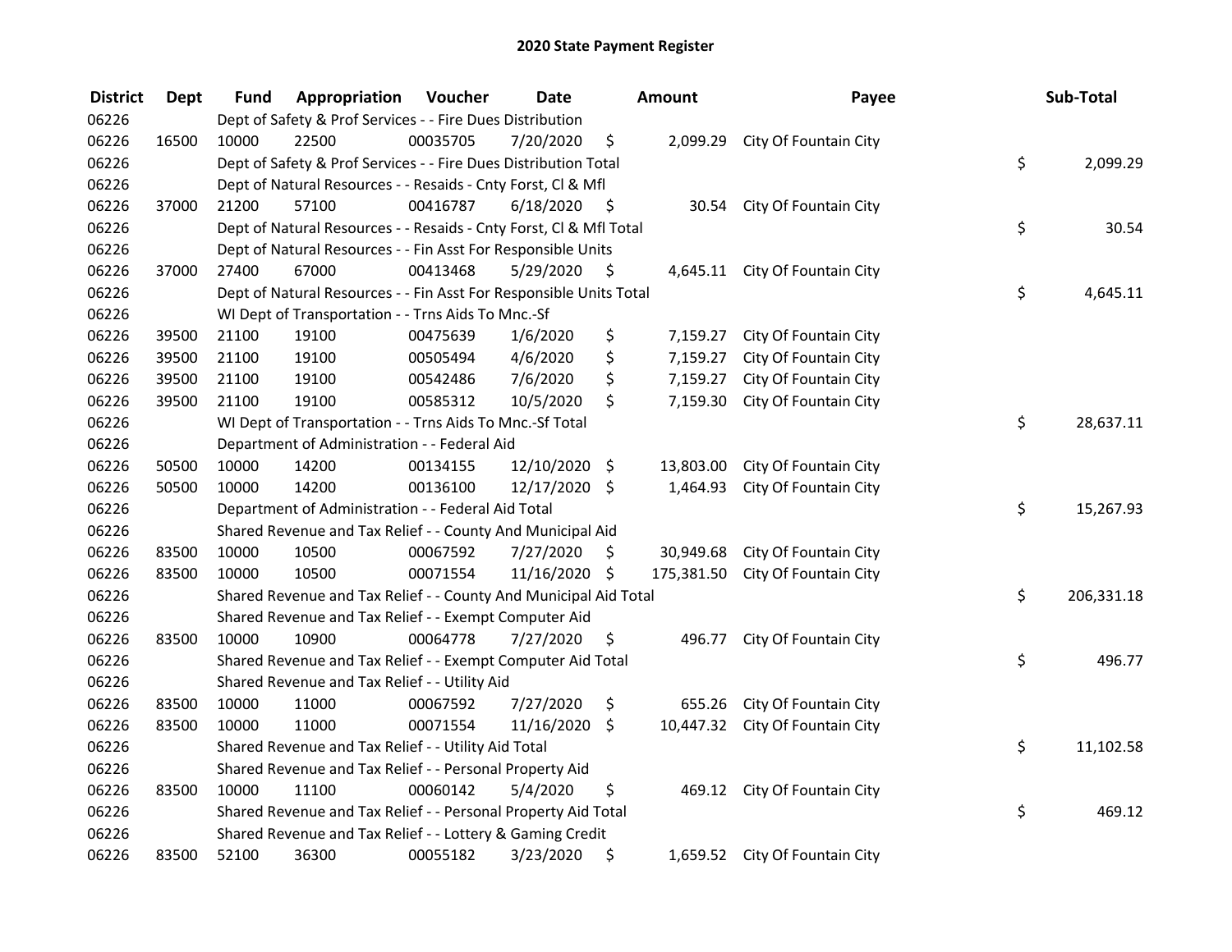# 2020 State Payment Register

| District | Dept | Fund | Appropriation | Voucher | Date | Amount | Payee | Sub-Total |
|---|---|---|---|---|---|---|---|---|
| 06226 | | Dept of Safety & Prof Services - - Fire Dues Distribution | | | | | | |
| 06226 | 16500 | 10000 | 22500 | 00035705 | 7/20/2020 | $ 2,099.29 | City Of Fountain City | |
| 06226 | | Dept of Safety & Prof Services - - Fire Dues Distribution Total | | | | | | $ 2,099.29 |
| 06226 | | Dept of Natural Resources - - Resaids - Cnty Forst, Cl & Mfl | | | | | | |
| 06226 | 37000 | 21200 | 57100 | 00416787 | 6/18/2020 | $ 30.54 | City Of Fountain City | |
| 06226 | | Dept of Natural Resources - - Resaids - Cnty Forst, Cl & Mfl Total | | | | | | $ 30.54 |
| 06226 | | Dept of Natural Resources - - Fin Asst For Responsible Units | | | | | | |
| 06226 | 37000 | 27400 | 67000 | 00413468 | 5/29/2020 | $ 4,645.11 | City Of Fountain City | |
| 06226 | | Dept of Natural Resources - - Fin Asst For Responsible Units Total | | | | | | $ 4,645.11 |
| 06226 | | WI Dept of Transportation - - Trns Aids To Mnc.-Sf | | | | | | |
| 06226 | 39500 | 21100 | 19100 | 00475639 | 1/6/2020 | $ 7,159.27 | City Of Fountain City | |
| 06226 | 39500 | 21100 | 19100 | 00505494 | 4/6/2020 | $ 7,159.27 | City Of Fountain City | |
| 06226 | 39500 | 21100 | 19100 | 00542486 | 7/6/2020 | $ 7,159.27 | City Of Fountain City | |
| 06226 | 39500 | 21100 | 19100 | 00585312 | 10/5/2020 | $ 7,159.30 | City Of Fountain City | |
| 06226 | | WI Dept of Transportation - - Trns Aids To Mnc.-Sf Total | | | | | | $ 28,637.11 |
| 06226 | | Department of Administration - - Federal Aid | | | | | | |
| 06226 | 50500 | 10000 | 14200 | 00134155 | 12/10/2020 | $ 13,803.00 | City Of Fountain City | |
| 06226 | 50500 | 10000 | 14200 | 00136100 | 12/17/2020 | $ 1,464.93 | City Of Fountain City | |
| 06226 | | Department of Administration - - Federal Aid Total | | | | | | $ 15,267.93 |
| 06226 | | Shared Revenue and Tax Relief - - County And Municipal Aid | | | | | | |
| 06226 | 83500 | 10000 | 10500 | 00067592 | 7/27/2020 | $ 30,949.68 | City Of Fountain City | |
| 06226 | 83500 | 10000 | 10500 | 00071554 | 11/16/2020 | $ 175,381.50 | City Of Fountain City | |
| 06226 | | Shared Revenue and Tax Relief - - County And Municipal Aid Total | | | | | | $ 206,331.18 |
| 06226 | | Shared Revenue and Tax Relief - - Exempt Computer Aid | | | | | | |
| 06226 | 83500 | 10000 | 10900 | 00064778 | 7/27/2020 | $ 496.77 | City Of Fountain City | |
| 06226 | | Shared Revenue and Tax Relief - - Exempt Computer Aid Total | | | | | | $ 496.77 |
| 06226 | | Shared Revenue and Tax Relief - - Utility Aid | | | | | | |
| 06226 | 83500 | 10000 | 11000 | 00067592 | 7/27/2020 | $ 655.26 | City Of Fountain City | |
| 06226 | 83500 | 10000 | 11000 | 00071554 | 11/16/2020 | $ 10,447.32 | City Of Fountain City | |
| 06226 | | Shared Revenue and Tax Relief - - Utility Aid Total | | | | | | $ 11,102.58 |
| 06226 | | Shared Revenue and Tax Relief - - Personal Property Aid | | | | | | |
| 06226 | 83500 | 10000 | 11100 | 00060142 | 5/4/2020 | $ 469.12 | City Of Fountain City | |
| 06226 | | Shared Revenue and Tax Relief - - Personal Property Aid Total | | | | | | $ 469.12 |
| 06226 | | Shared Revenue and Tax Relief - - Lottery & Gaming Credit | | | | | | |
| 06226 | 83500 | 52100 | 36300 | 00055182 | 3/23/2020 | $ 1,659.52 | City Of Fountain City | |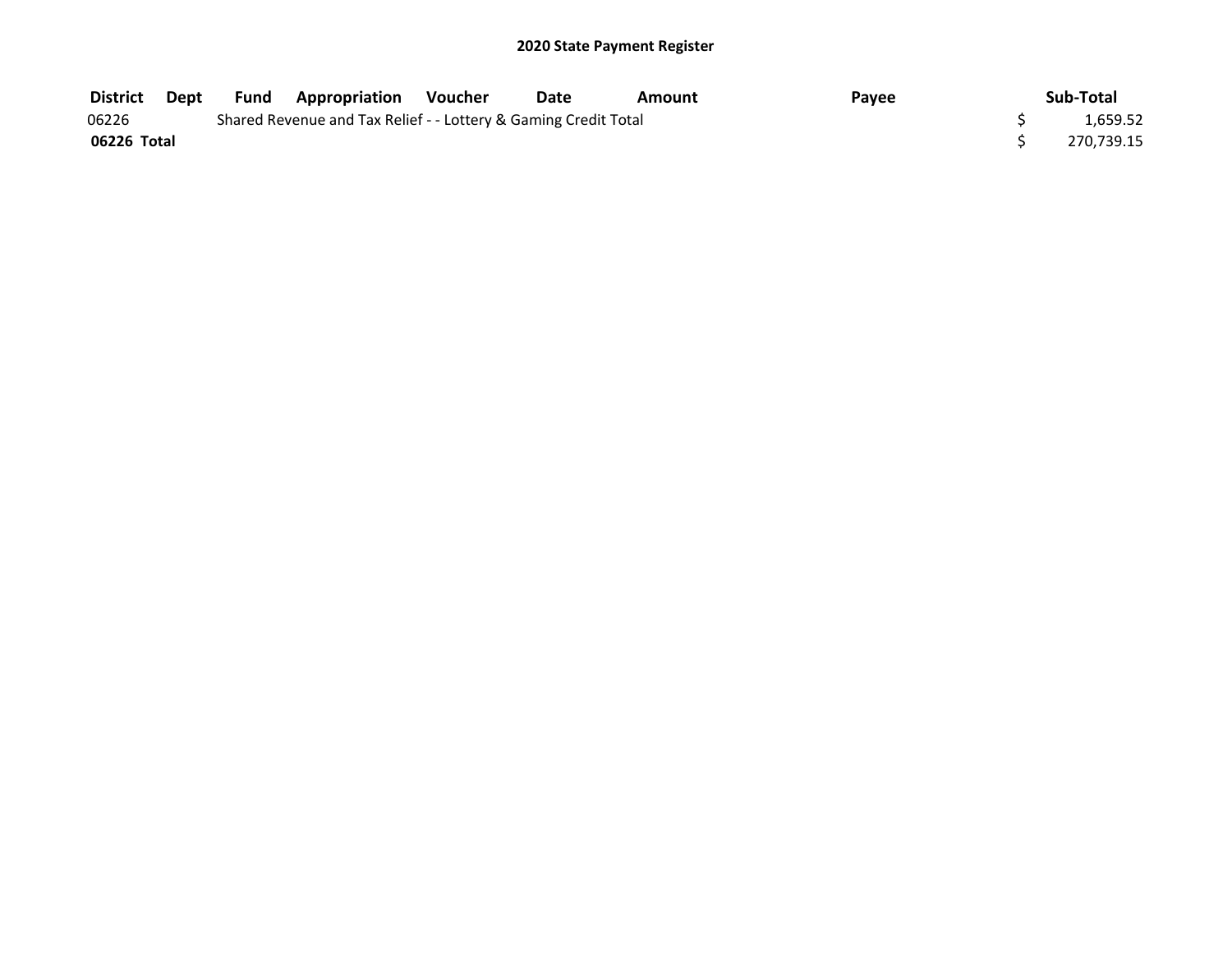## 2020 State Payment Register

| District | Dept | Fund | Appropriation | Voucher | Date | Amount | Payee | Sub-Total |
|---|---|---|---|---|---|---|---|---|
| 06226 | | Shared Revenue and Tax Relief - - Lottery & Gaming Credit Total | | | | | | $ 1,659.52 |
| **06226 Total** | | | | | | | | $ 270,739.15 |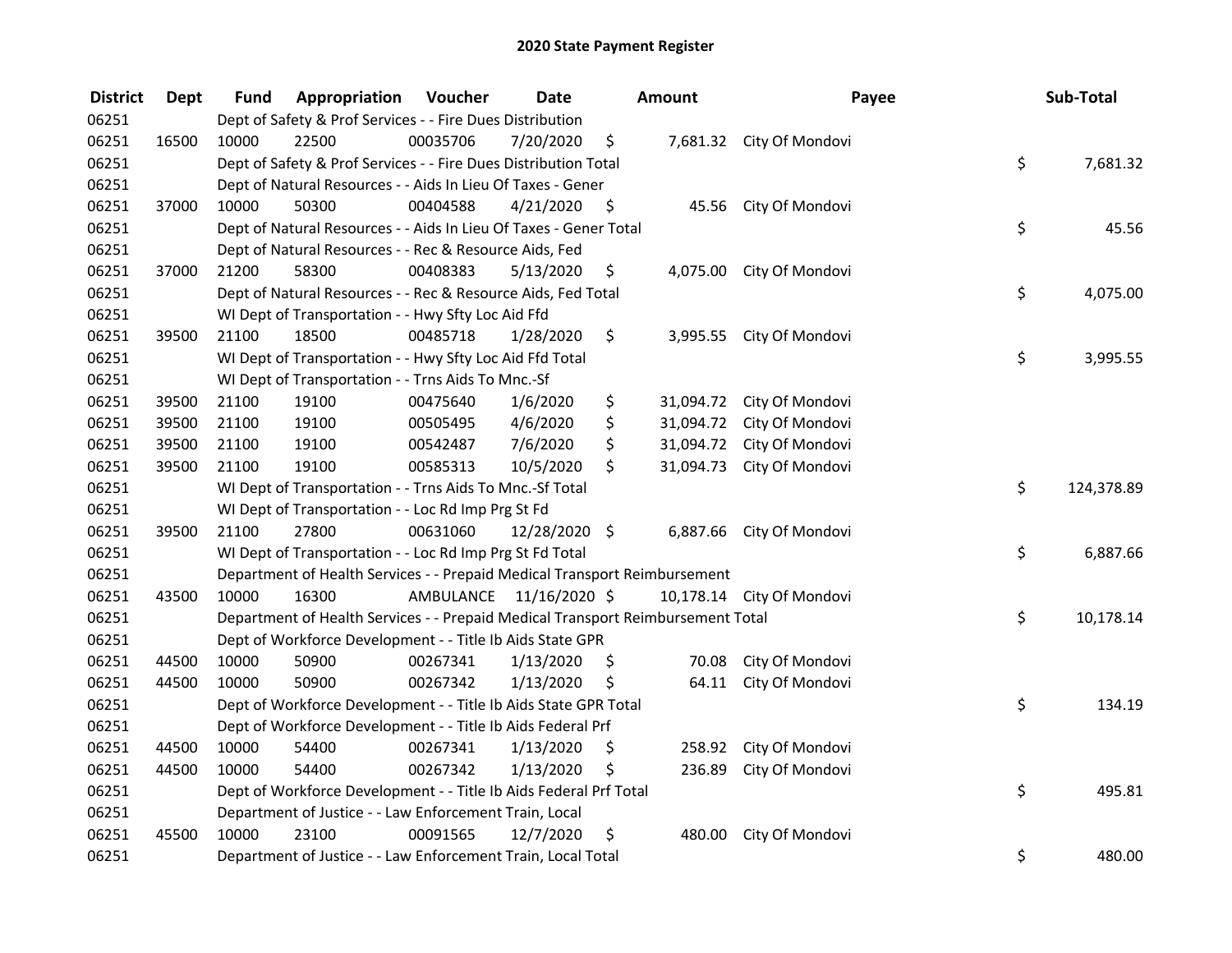# 2020 State Payment Register

| District | Dept | Fund | Appropriation | Voucher | Date | Amount | Payee | Sub-Total |
|---|---|---|---|---|---|---|---|---|
| 06251 | | Dept of Safety & Prof Services - - Fire Dues Distribution | | | | | | |
| 06251 | 16500 | 10000 | 22500 | 00035706 | 7/20/2020 | $ 7,681.32 | City Of Mondovi | |
| 06251 | | Dept of Safety & Prof Services - - Fire Dues Distribution Total | | | | | | $ 7,681.32 |
| 06251 | | Dept of Natural Resources - - Aids In Lieu Of Taxes - Gener | | | | | | |
| 06251 | 37000 | 10000 | 50300 | 00404588 | 4/21/2020 | $ 45.56 | City Of Mondovi | |
| 06251 | | Dept of Natural Resources - - Aids In Lieu Of Taxes - Gener Total | | | | | | $ 45.56 |
| 06251 | | Dept of Natural Resources - - Rec & Resource Aids, Fed | | | | | | |
| 06251 | 37000 | 21200 | 58300 | 00408383 | 5/13/2020 | $ 4,075.00 | City Of Mondovi | |
| 06251 | | Dept of Natural Resources - - Rec & Resource Aids, Fed Total | | | | | | $ 4,075.00 |
| 06251 | | WI Dept of Transportation - - Hwy Sfty Loc Aid Ffd | | | | | | |
| 06251 | 39500 | 21100 | 18500 | 00485718 | 1/28/2020 | $ 3,995.55 | City Of Mondovi | |
| 06251 | | WI Dept of Transportation - - Hwy Sfty Loc Aid Ffd Total | | | | | | $ 3,995.55 |
| 06251 | | WI Dept of Transportation - - Trns Aids To Mnc.-Sf | | | | | | |
| 06251 | 39500 | 21100 | 19100 | 00475640 | 1/6/2020 | $ 31,094.72 | City Of Mondovi | |
| 06251 | 39500 | 21100 | 19100 | 00505495 | 4/6/2020 | $ 31,094.72 | City Of Mondovi | |
| 06251 | 39500 | 21100 | 19100 | 00542487 | 7/6/2020 | $ 31,094.72 | City Of Mondovi | |
| 06251 | 39500 | 21100 | 19100 | 00585313 | 10/5/2020 | $ 31,094.73 | City Of Mondovi | |
| 06251 | | WI Dept of Transportation - - Trns Aids To Mnc.-Sf Total | | | | | | $ 124,378.89 |
| 06251 | | WI Dept of Transportation - - Loc Rd Imp Prg St Fd | | | | | | |
| 06251 | 39500 | 21100 | 27800 | 00631060 | 12/28/2020 | $ 6,887.66 | City Of Mondovi | |
| 06251 | | WI Dept of Transportation - - Loc Rd Imp Prg St Fd Total | | | | | | $ 6,887.66 |
| 06251 | | Department of Health Services - - Prepaid Medical Transport Reimbursement | | | | | | |
| 06251 | 43500 | 10000 | 16300 | AMBULANCE | 11/16/2020 | $ 10,178.14 | City Of Mondovi | |
| 06251 | | Department of Health Services - - Prepaid Medical Transport Reimbursement Total | | | | | | $ 10,178.14 |
| 06251 | | Dept of Workforce Development - - Title Ib Aids State GPR | | | | | | |
| 06251 | 44500 | 10000 | 50900 | 00267341 | 1/13/2020 | $ 70.08 | City Of Mondovi | |
| 06251 | 44500 | 10000 | 50900 | 00267342 | 1/13/2020 | $ 64.11 | City Of Mondovi | |
| 06251 | | Dept of Workforce Development - - Title Ib Aids State GPR Total | | | | | | $ 134.19 |
| 06251 | | Dept of Workforce Development - - Title Ib Aids Federal Prf | | | | | | |
| 06251 | 44500 | 10000 | 54400 | 00267341 | 1/13/2020 | $ 258.92 | City Of Mondovi | |
| 06251 | 44500 | 10000 | 54400 | 00267342 | 1/13/2020 | $ 236.89 | City Of Mondovi | |
| 06251 | | Dept of Workforce Development - - Title Ib Aids Federal Prf Total | | | | | | $ 495.81 |
| 06251 | | Department of Justice - - Law Enforcement Train, Local | | | | | | |
| 06251 | 45500 | 10000 | 23100 | 00091565 | 12/7/2020 | $ 480.00 | City Of Mondovi | |
| 06251 | | Department of Justice - - Law Enforcement Train, Local Total | | | | | | $ 480.00 |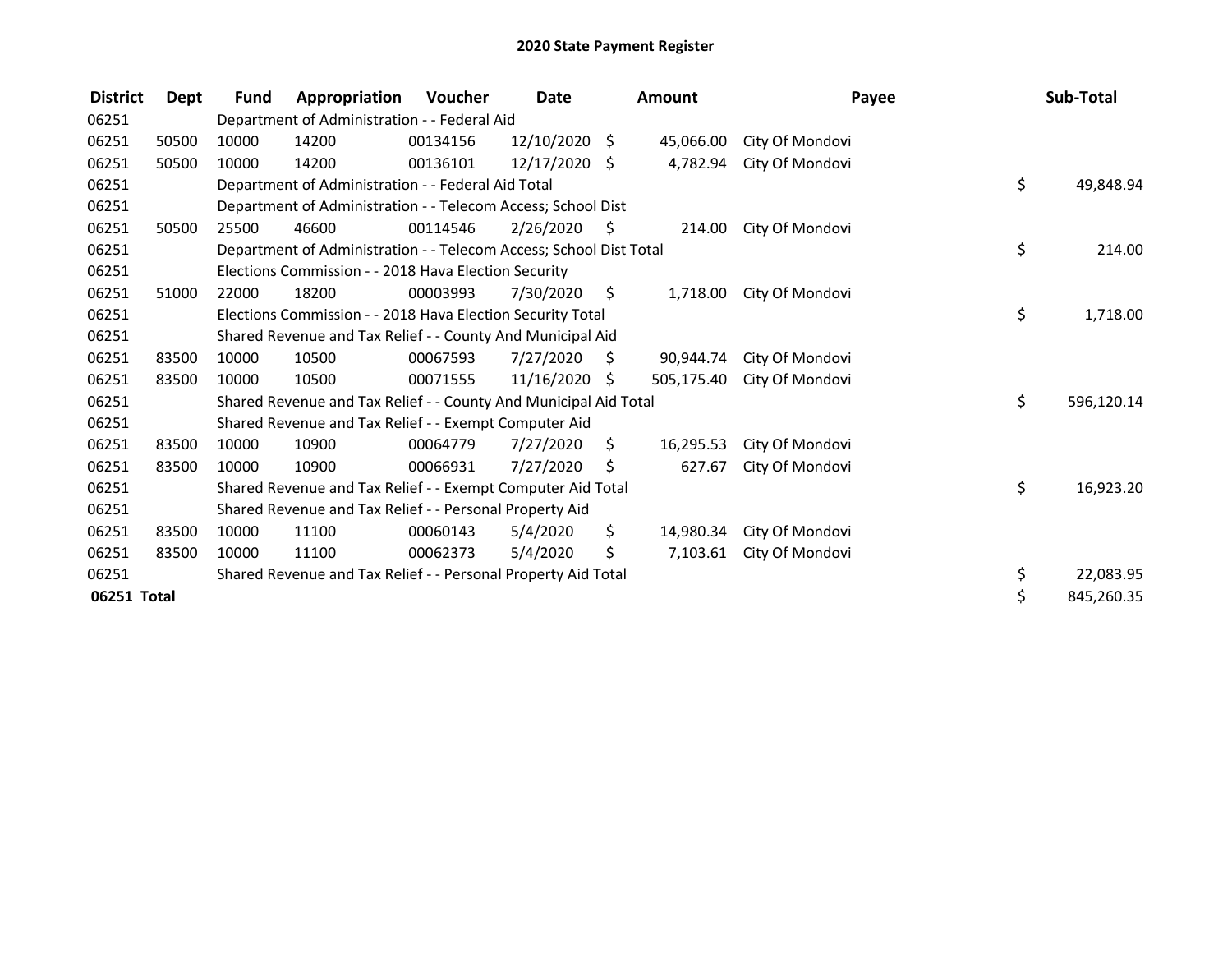# 2020 State Payment Register

| District | Dept | Fund | Appropriation | Voucher | Date | Amount | Payee | Sub-Total |
|---|---|---|---|---|---|---|---|---|
| 06251 | | Department of Administration - - Federal Aid | | | | | | |
| 06251 | 50500 | 10000 | 14200 | 00134156 | 12/10/2020 | $ 45,066.00 | City Of Mondovi | |
| 06251 | 50500 | 10000 | 14200 | 00136101 | 12/17/2020 | $ 4,782.94 | City Of Mondovi | |
| 06251 | | Department of Administration - - Federal Aid Total | | | | | | $ 49,848.94 |
| 06251 | | Department of Administration - - Telecom Access; School Dist | | | | | | |
| 06251 | 50500 | 25500 | 46600 | 00114546 | 2/26/2020 | $ 214.00 | City Of Mondovi | |
| 06251 | | Department of Administration - - Telecom Access; School Dist Total | | | | | | $ 214.00 |
| 06251 | | Elections Commission - - 2018 Hava Election Security | | | | | | |
| 06251 | 51000 | 22000 | 18200 | 00003993 | 7/30/2020 | $ 1,718.00 | City Of Mondovi | |
| 06251 | | Elections Commission - - 2018 Hava Election Security Total | | | | | | $ 1,718.00 |
| 06251 | | Shared Revenue and Tax Relief - - County And Municipal Aid | | | | | | |
| 06251 | 83500 | 10000 | 10500 | 00067593 | 7/27/2020 | $ 90,944.74 | City Of Mondovi | |
| 06251 | 83500 | 10000 | 10500 | 00071555 | 11/16/2020 | $ 505,175.40 | City Of Mondovi | |
| 06251 | | Shared Revenue and Tax Relief - - County And Municipal Aid Total | | | | | | $ 596,120.14 |
| 06251 | | Shared Revenue and Tax Relief - - Exempt Computer Aid | | | | | | |
| 06251 | 83500 | 10000 | 10900 | 00064779 | 7/27/2020 | $ 16,295.53 | City Of Mondovi | |
| 06251 | 83500 | 10000 | 10900 | 00066931 | 7/27/2020 | $ 627.67 | City Of Mondovi | |
| 06251 | | Shared Revenue and Tax Relief - - Exempt Computer Aid Total | | | | | | $ 16,923.20 |
| 06251 | | Shared Revenue and Tax Relief - - Personal Property Aid | | | | | | |
| 06251 | 83500 | 10000 | 11100 | 00060143 | 5/4/2020 | $ 14,980.34 | City Of Mondovi | |
| 06251 | 83500 | 10000 | 11100 | 00062373 | 5/4/2020 | $ 7,103.61 | City Of Mondovi | |
| 06251 | | Shared Revenue and Tax Relief - - Personal Property Aid Total | | | | | | $ 22,083.95 |
| **06251 Total** | | | | | | | | $ 845,260.35 |